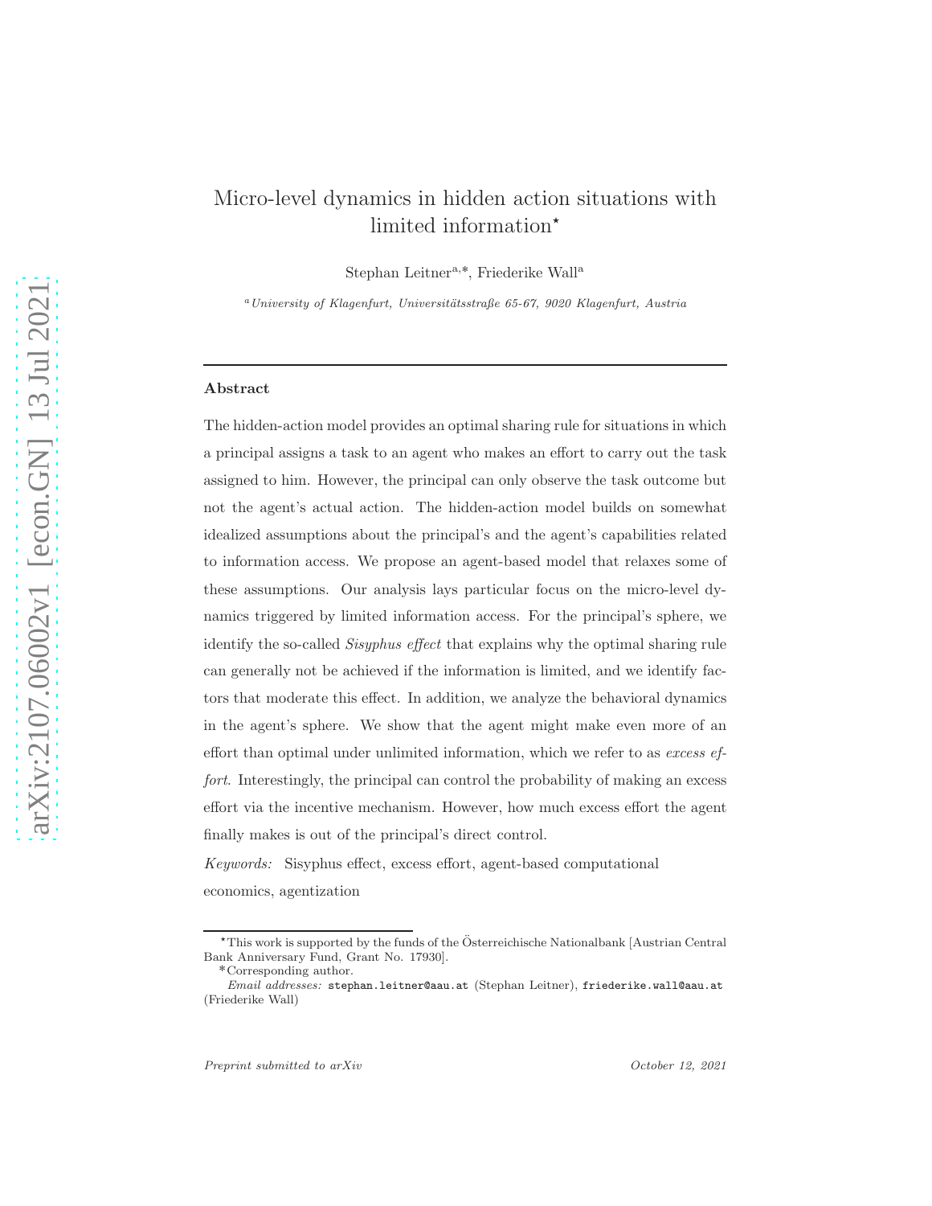# Micro-level dynamics in hidden action situations with limited information*

Stephan Leitner[a,*], Friederike Wall[a]

[a] *University of Klagenfurt, Universitätsstraße 65-67, 9020 Klagenfurt, Austria*

## Abstract

The hidden-action model provides an optimal sharing rule for situations in which a principal assigns a task to an agent who makes an effort to carry out the task assigned to him. However, the principal can only observe the task outcome but not the agent's actual action. The hidden-action model builds on somewhat idealized assumptions about the principal's and the agent's capabilities related to information access. We propose an agent-based model that relaxes some of these assumptions. Our analysis lays particular focus on the micro-level dynamics triggered by limited information access. For the principal's sphere, we identify the so-called *Sisyphus effect* that explains why the optimal sharing rule can generally not be achieved if the information is limited, and we identify factors that moderate this effect. In addition, we analyze the behavioral dynamics in the agent's sphere. We show that the agent might make even more of an effort than optimal under unlimited information, which we refer to as *excess effort*. Interestingly, the principal can control the probability of making an excess effort via the incentive mechanism. However, how much excess effort the agent finally makes is out of the principal's direct control.

*Keywords:* Sisyphus effect, excess effort, agent-based computational economics, agentization

---

*This work is supported by the funds of the Österreichische Nationalbank [Austrian Central Bank Anniversary Fund, Grant No. 17930].

*Corresponding author.

*Email addresses:* stephan.leitner@aau.at (Stephan Leitner), friederike.wall@aau.at (Friederike Wall)

*Preprint submitted to arXiv* October 12, 2021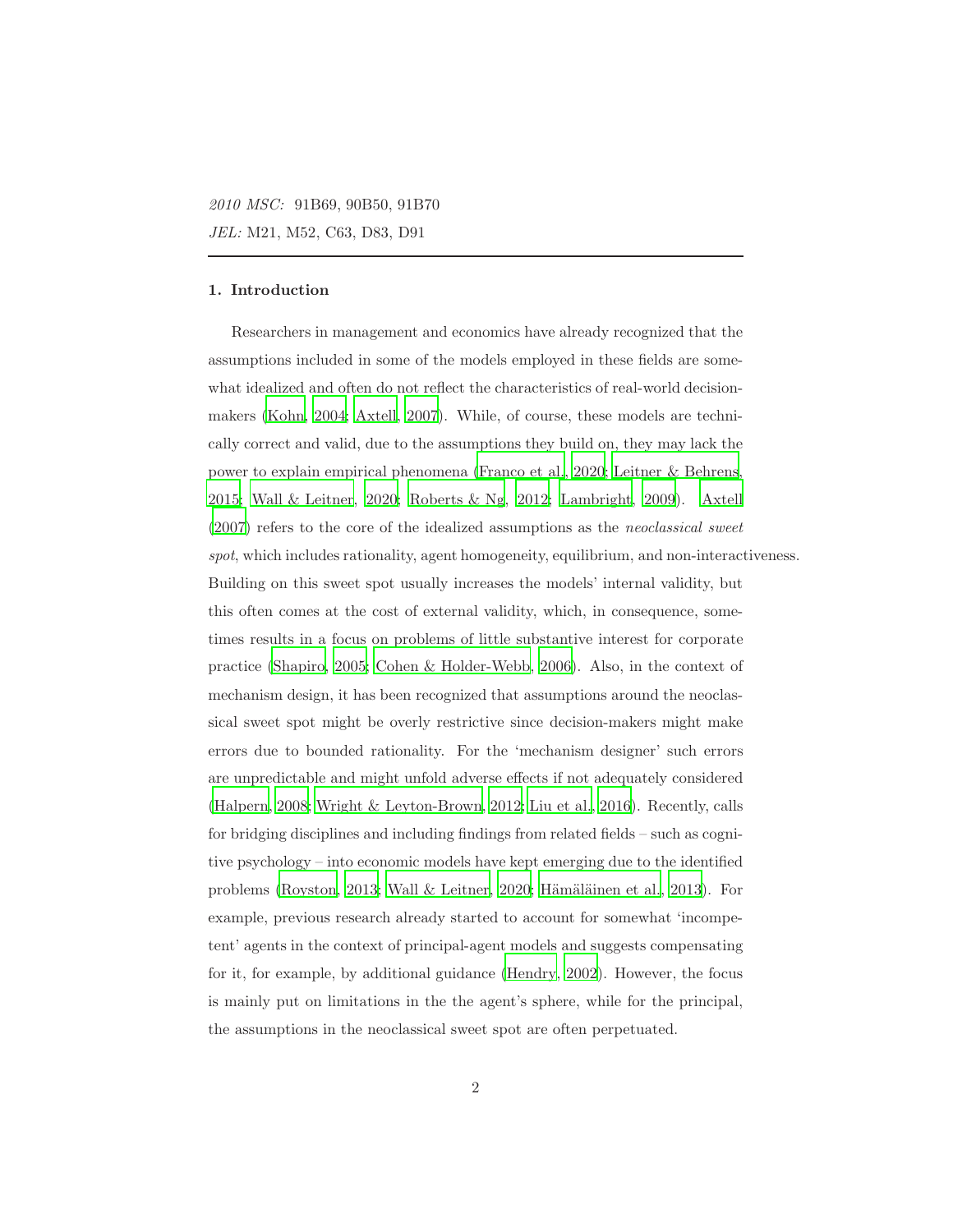*2010 MSC:* 91B69, 90B50, 91B70

*JEL:* M21, M52, C63, D83, D91

---

## 1. Introduction

Researchers in management and economics have already recognized that the assumptions included in some of the models employed in these fields are somewhat idealized and often do not reflect the characteristics of real-world decision-makers (Kohn, 2004; Axtell, 2007). While, of course, these models are technically correct and valid, due to the assumptions they build on, they may lack the power to explain empirical phenomena (Franco et al., 2020; Leitner & Behrens, 2015; Wall & Leitner, 2020; Roberts & Ng, 2012; Lambright, 2009). Axtell (2007) refers to the core of the idealized assumptions as the *neoclassical sweet spot*, which includes rationality, agent homogeneity, equilibrium, and non-interactiveness. Building on this sweet spot usually increases the models' internal validity, but this often comes at the cost of external validity, which, in consequence, sometimes results in a focus on problems of little substantive interest for corporate practice (Shapiro, 2005; Cohen & Holder-Webb, 2006). Also, in the context of mechanism design, it has been recognized that assumptions around the neoclassical sweet spot might be overly restrictive since decision-makers might make errors due to bounded rationality. For the 'mechanism designer' such errors are unpredictable and might unfold adverse effects if not adequately considered (Halpern, 2008; Wright & Leyton-Brown, 2012; Liu et al., 2016). Recently, calls for bridging disciplines and including findings from related fields – such as cognitive psychology – into economic models have kept emerging due to the identified problems (Royston, 2013; Wall & Leitner, 2020; Hämäläinen et al., 2013). For example, previous research already started to account for somewhat 'incompetent' agents in the context of principal-agent models and suggests compensating for it, for example, by additional guidance (Hendry, 2002). However, the focus is mainly put on limitations in the the agent's sphere, while for the principal, the assumptions in the neoclassical sweet spot are often perpetuated.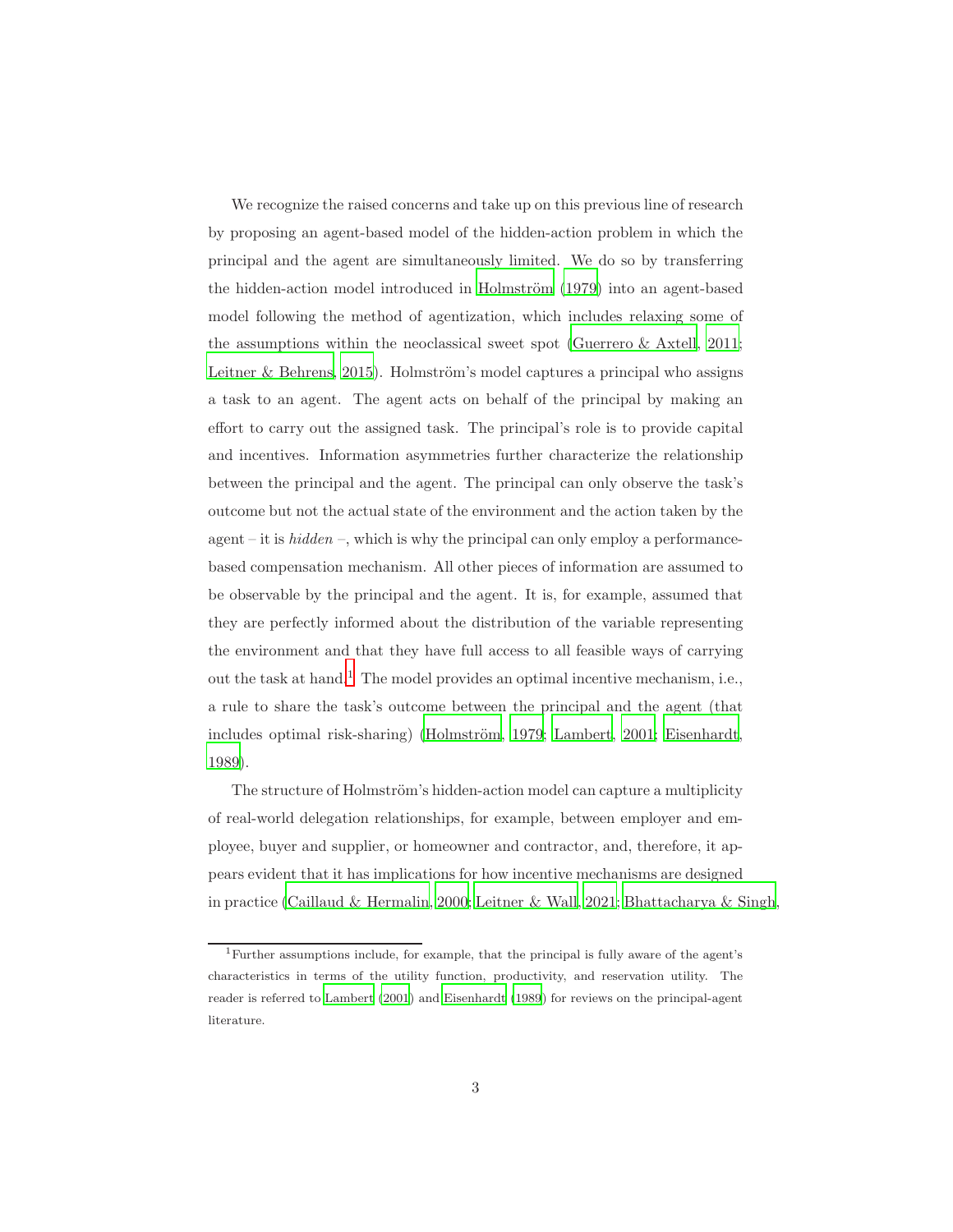We recognize the raised concerns and take up on this previous line of research by proposing an agent-based model of the hidden-action problem in which the principal and the agent are simultaneously limited. We do so by transferring the hidden-action model introduced in Holmström (1979) into an agent-based model following the method of agentization, which includes relaxing some of the assumptions within the neoclassical sweet spot (Guerrero & Axtell, 2011; Leitner & Behrens, 2015). Holmström's model captures a principal who assigns a task to an agent. The agent acts on behalf of the principal by making an effort to carry out the assigned task. The principal's role is to provide capital and incentives. Information asymmetries further characterize the relationship between the principal and the agent. The principal can only observe the task's outcome but not the actual state of the environment and the action taken by the agent – it is *hidden* –, which is why the principal can only employ a performance-based compensation mechanism. All other pieces of information are assumed to be observable by the principal and the agent. It is, for example, assumed that they are perfectly informed about the distribution of the variable representing the environment and that they have full access to all feasible ways of carrying out the task at hand.[1] The model provides an optimal incentive mechanism, i.e., a rule to share the task's outcome between the principal and the agent (that includes optimal risk-sharing) (Holmström, 1979; Lambert, 2001; Eisenhardt, 1989).

The structure of Holmström's hidden-action model can capture a multiplicity of real-world delegation relationships, for example, between employer and employee, buyer and supplier, or homeowner and contractor, and, therefore, it appears evident that it has implications for how incentive mechanisms are designed in practice (Caillaud & Hermalin, 2000; Leitner & Wall, 2021; Bhattacharya & Singh,

[1] Further assumptions include, for example, that the principal is fully aware of the agent's characteristics in terms of the utility function, productivity, and reservation utility. The reader is referred to Lambert (2001) and Eisenhardt (1989) for reviews on the principal-agent literature.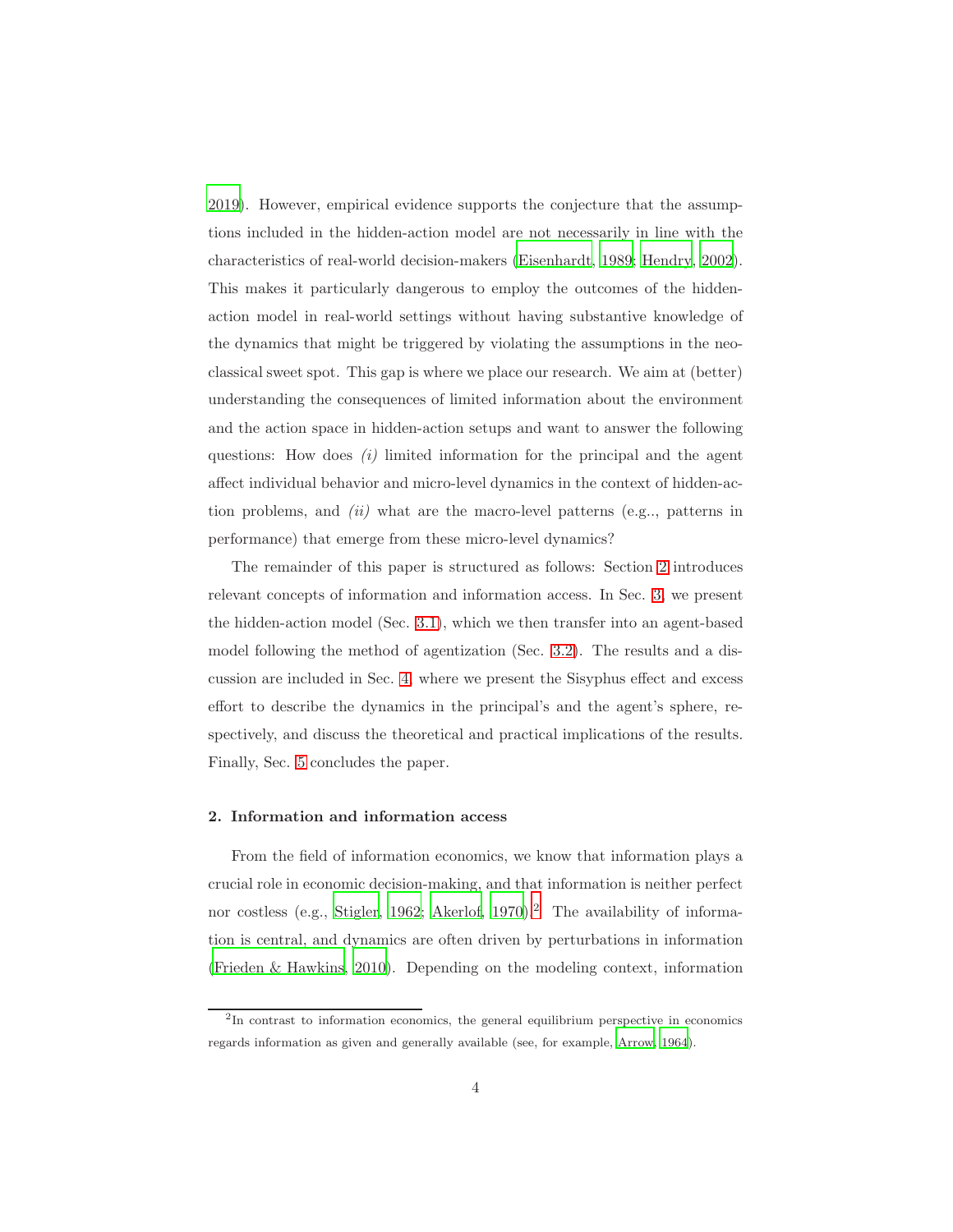2019). However, empirical evidence supports the conjecture that the assumptions included in the hidden-action model are not necessarily in line with the characteristics of real-world decision-makers (Eisenhardt, 1989; Hendry, 2002). This makes it particularly dangerous to employ the outcomes of the hidden-action model in real-world settings without having substantive knowledge of the dynamics that might be triggered by violating the assumptions in the neoclassical sweet spot. This gap is where we place our research. We aim at (better) understanding the consequences of limited information about the environment and the action space in hidden-action setups and want to answer the following questions: How does *(i)* limited information for the principal and the agent affect individual behavior and micro-level dynamics in the context of hidden-action problems, and *(ii)* what are the macro-level patterns (e.g.., patterns in performance) that emerge from these micro-level dynamics?

The remainder of this paper is structured as follows: Section 2 introduces relevant concepts of information and information access. In Sec. 3, we present the hidden-action model (Sec. 3.1), which we then transfer into an agent-based model following the method of agentization (Sec. 3.2). The results and a discussion are included in Sec. 4, where we present the Sisyphus effect and excess effort to describe the dynamics in the principal's and the agent's sphere, respectively, and discuss the theoretical and practical implications of the results. Finally, Sec. 5 concludes the paper.

## 2. Information and information access

From the field of information economics, we know that information plays a crucial role in economic decision-making, and that information is neither perfect nor costless (e.g., Stigler, 1962; Akerlof, 1970).[2] The availability of information is central, and dynamics are often driven by perturbations in information (Frieden & Hawkins, 2010). Depending on the modeling context, information

[2] In contrast to information economics, the general equilibrium perspective in economics regards information as given and generally available (see, for example, Arrow, 1964).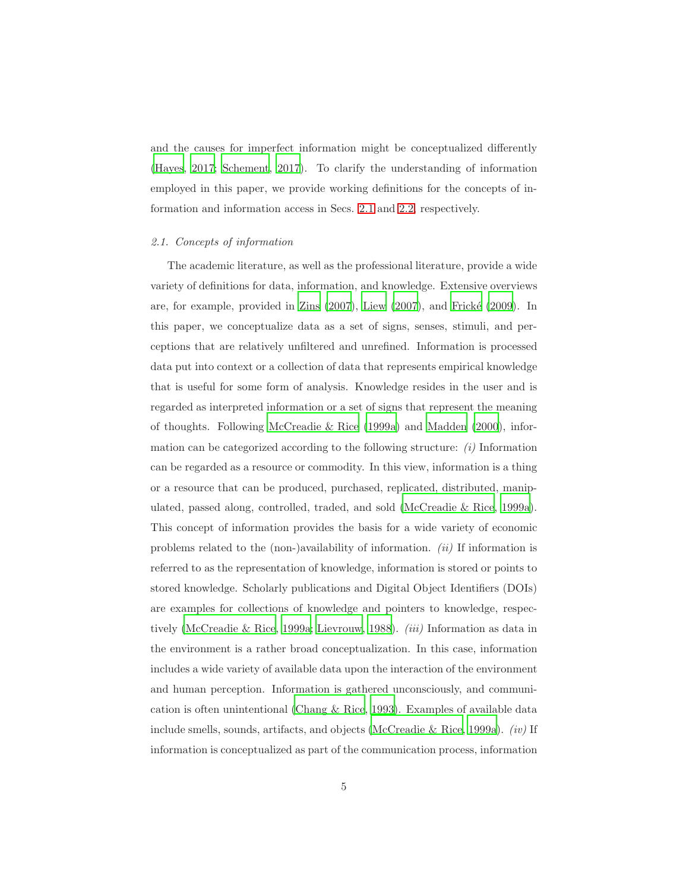and the causes for imperfect information might be conceptualized differently (Hayes, 2017; Schement, 2017). To clarify the understanding of information employed in this paper, we provide working definitions for the concepts of information and information access in Secs. 2.1 and 2.2, respectively.

### *2.1. Concepts of information*

The academic literature, as well as the professional literature, provide a wide variety of definitions for data, information, and knowledge. Extensive overviews are, for example, provided in Zins (2007), Liew (2007), and Frické (2009). In this paper, we conceptualize data as a set of signs, senses, stimuli, and perceptions that are relatively unfiltered and unrefined. Information is processed data put into context or a collection of data that represents empirical knowledge that is useful for some form of analysis. Knowledge resides in the user and is regarded as interpreted information or a set of signs that represent the meaning of thoughts. Following McCreadie & Rice (1999a) and Madden (2000), information can be categorized according to the following structure: *(i)* Information can be regarded as a resource or commodity. In this view, information is a thing or a resource that can be produced, purchased, replicated, distributed, manipulated, passed along, controlled, traded, and sold (McCreadie & Rice, 1999a). This concept of information provides the basis for a wide variety of economic problems related to the (non-)availability of information. *(ii)* If information is referred to as the representation of knowledge, information is stored or points to stored knowledge. Scholarly publications and Digital Object Identifiers (DOIs) are examples for collections of knowledge and pointers to knowledge, respectively (McCreadie & Rice, 1999a; Lievrouw, 1988). *(iii)* Information as data in the environment is a rather broad conceptualization. In this case, information includes a wide variety of available data upon the interaction of the environment and human perception. Information is gathered unconsciously, and communication is often unintentional (Chang & Rice, 1993). Examples of available data include smells, sounds, artifacts, and objects (McCreadie & Rice, 1999a). *(iv)* If information is conceptualized as part of the communication process, information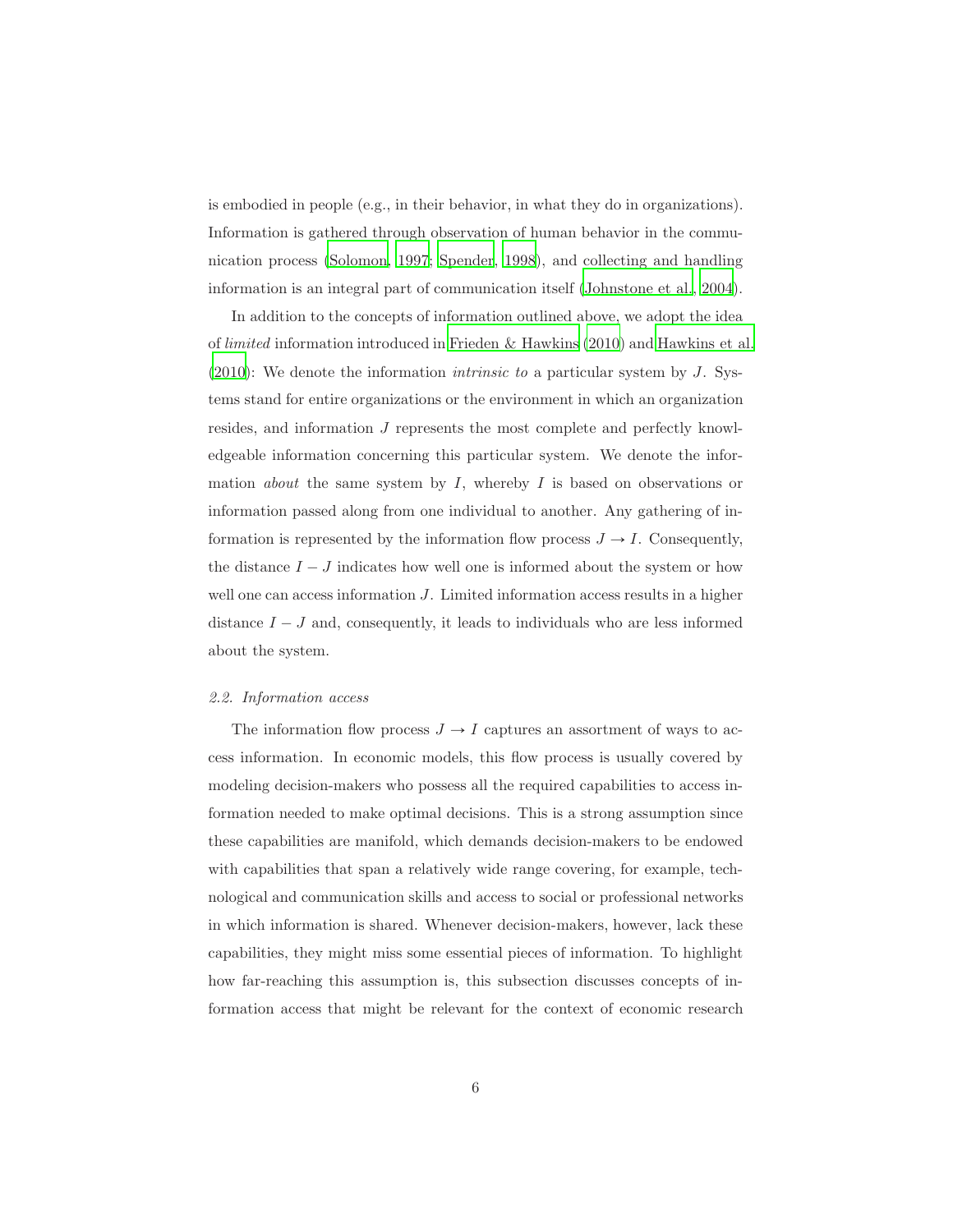is embodied in people (e.g., in their behavior, in what they do in organizations). Information is gathered through observation of human behavior in the communication process (Solomon, 1997; Spender, 1998), and collecting and handling information is an integral part of communication itself (Johnstone et al., 2004).

In addition to the concepts of information outlined above, we adopt the idea of *limited* information introduced in Frieden & Hawkins (2010) and Hawkins et al. (2010): We denote the information *intrinsic to* a particular system by $J$. Systems stand for entire organizations or the environment in which an organization resides, and information $J$ represents the most complete and perfectly knowledgeable information concerning this particular system. We denote the information *about* the same system by $I$, whereby $I$ is based on observations or information passed along from one individual to another. Any gathering of information is represented by the information flow process $J \rightarrow I$. Consequently, the distance $I - J$ indicates how well one is informed about the system or how well one can access information $J$. Limited information access results in a higher distance $I - J$ and, consequently, it leads to individuals who are less informed about the system.

### *2.2. Information access*

The information flow process $J \rightarrow I$ captures an assortment of ways to access information. In economic models, this flow process is usually covered by modeling decision-makers who possess all the required capabilities to access information needed to make optimal decisions. This is a strong assumption since these capabilities are manifold, which demands decision-makers to be endowed with capabilities that span a relatively wide range covering, for example, technological and communication skills and access to social or professional networks in which information is shared. Whenever decision-makers, however, lack these capabilities, they might miss some essential pieces of information. To highlight how far-reaching this assumption is, this subsection discusses concepts of information access that might be relevant for the context of economic research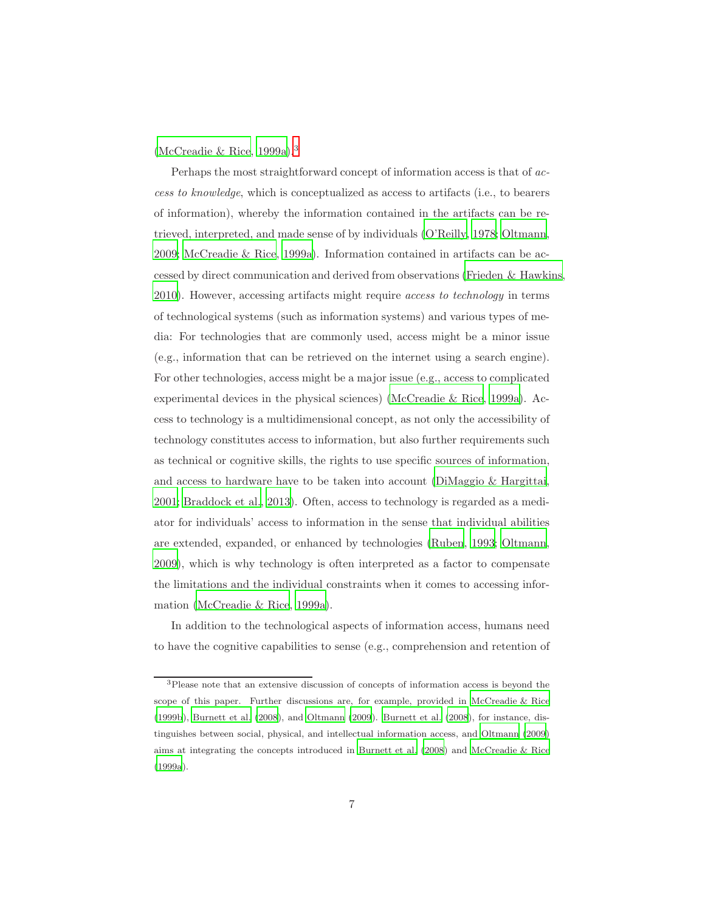(McCreadie & Rice, 1999a).[3]

Perhaps the most straightforward concept of information access is that of *access to knowledge*, which is conceptualized as access to artifacts (i.e., to bearers of information), whereby the information contained in the artifacts can be retrieved, interpreted, and made sense of by individuals (O'Reilly, 1978; Oltmann, 2009; McCreadie & Rice, 1999a). Information contained in artifacts can be accessed by direct communication and derived from observations (Frieden & Hawkins, 2010). However, accessing artifacts might require *access to technology* in terms of technological systems (such as information systems) and various types of media: For technologies that are commonly used, access might be a minor issue (e.g., information that can be retrieved on the internet using a search engine). For other technologies, access might be a major issue (e.g., access to complicated experimental devices in the physical sciences) (McCreadie & Rice, 1999a). Access to technology is a multidimensional concept, as not only the accessibility of technology constitutes access to information, but also further requirements such as technical or cognitive skills, the rights to use specific sources of information, and access to hardware have to be taken into account (DiMaggio & Hargittai, 2001; Braddock et al., 2013). Often, access to technology is regarded as a mediator for individuals' access to information in the sense that individual abilities are extended, expanded, or enhanced by technologies (Ruben, 1993; Oltmann, 2009), which is why technology is often interpreted as a factor to compensate the limitations and the individual constraints when it comes to accessing information (McCreadie & Rice, 1999a).

In addition to the technological aspects of information access, humans need to have the cognitive capabilities to sense (e.g., comprehension and retention of

---

[3] Please note that an extensive discussion of concepts of information access is beyond the scope of this paper. Further discussions are, for example, provided in McCreadie & Rice (1999b), Burnett et al. (2008), and Oltmann (2009). Burnett et al. (2008), for instance, distinguishes between social, physical, and intellectual information access, and Oltmann (2009) aims at integrating the concepts introduced in Burnett et al. (2008) and McCreadie & Rice (1999a).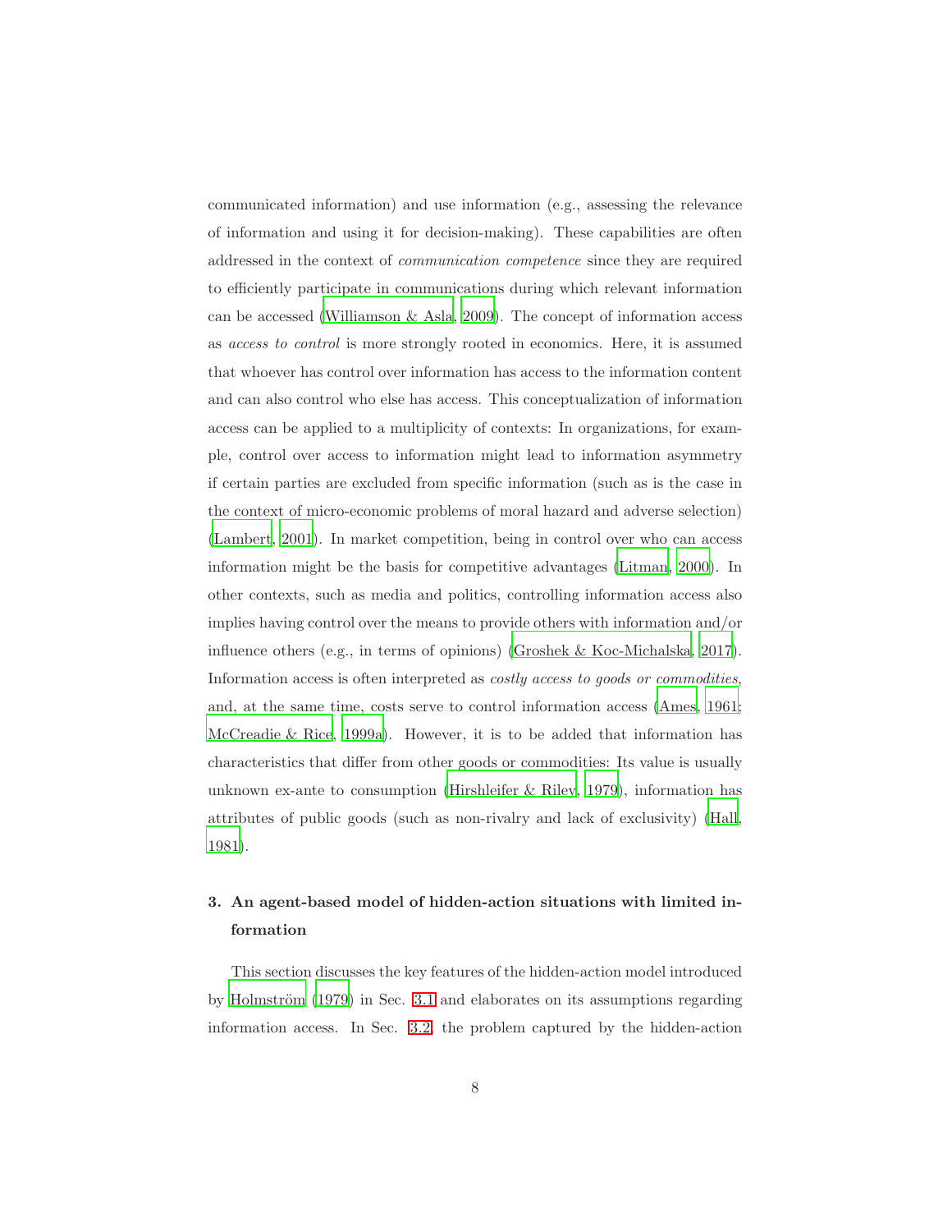communicated information) and use information (e.g., assessing the relevance of information and using it for decision-making). These capabilities are often addressed in the context of *communication competence* since they are required to efficiently participate in communications during which relevant information can be accessed (Williamson & Asla, 2009). The concept of information access as *access to control* is more strongly rooted in economics. Here, it is assumed that whoever has control over information has access to the information content and can also control who else has access. This conceptualization of information access can be applied to a multiplicity of contexts: In organizations, for example, control over access to information might lead to information asymmetry if certain parties are excluded from specific information (such as is the case in the context of micro-economic problems of moral hazard and adverse selection) (Lambert, 2001). In market competition, being in control over who can access information might be the basis for competitive advantages (Litman, 2000). In other contexts, such as media and politics, controlling information access also implies having control over the means to provide others with information and/or influence others (e.g., in terms of opinions) (Groshek & Koc-Michalska, 2017). Information access is often interpreted as *costly access to goods or commodities*, and, at the same time, costs serve to control information access (Ames, 1961; McCreadie & Rice, 1999a). However, it is to be added that information has characteristics that differ from other goods or commodities: Its value is usually unknown ex-ante to consumption (Hirshleifer & Riley, 1979), information has attributes of public goods (such as non-rivalry and lack of exclusivity) (Hall, 1981).

## 3. An agent-based model of hidden-action situations with limited information

This section discusses the key features of the hidden-action model introduced by Holmström (1979) in Sec. 3.1 and elaborates on its assumptions regarding information access. In Sec. 3.2, the problem captured by the hidden-action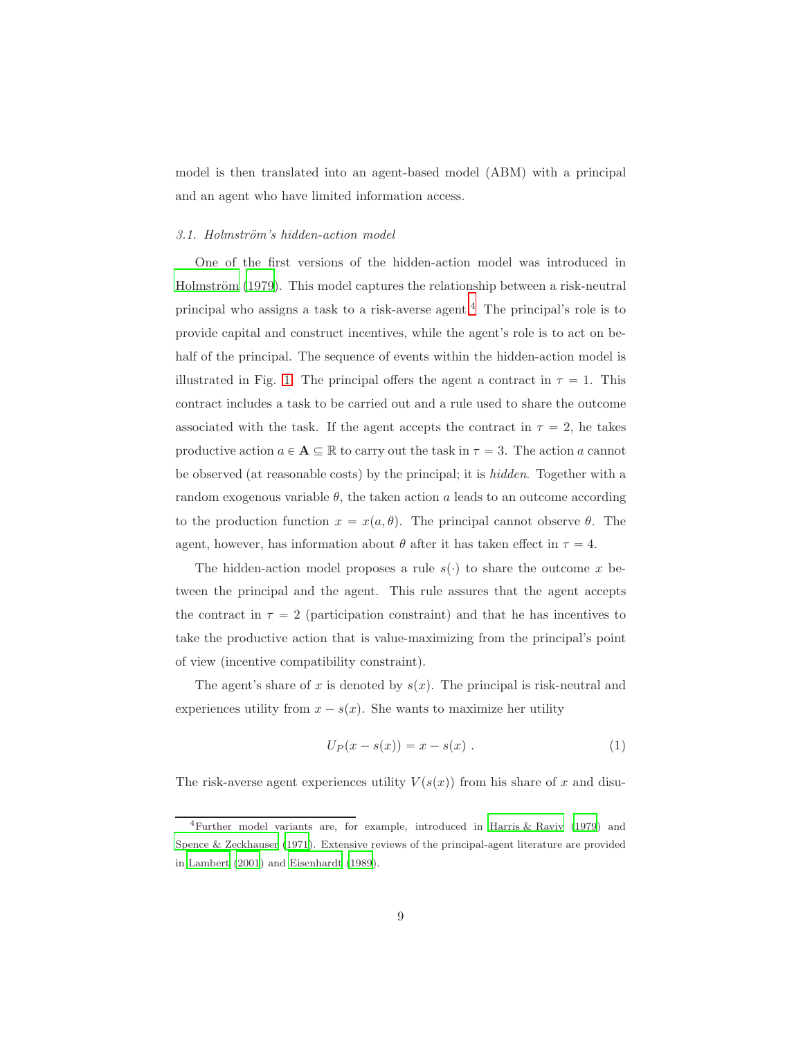model is then translated into an agent-based model (ABM) with a principal and an agent who have limited information access.

### *3.1. Holmström's hidden-action model*

One of the first versions of the hidden-action model was introduced in Holmström (1979). This model captures the relationship between a risk-neutral principal who assigns a task to a risk-averse agent.[4] The principal's role is to provide capital and construct incentives, while the agent's role is to act on behalf of the principal. The sequence of events within the hidden-action model is illustrated in Fig. 1. The principal offers the agent a contract in $\tau = 1$. This contract includes a task to be carried out and a rule used to share the outcome associated with the task. If the agent accepts the contract in $\tau = 2$, he takes productive action $a \in \mathbf{A} \subseteq \mathbb{R}$ to carry out the task in $\tau = 3$. The action $a$ cannot be observed (at reasonable costs) by the principal; it is *hidden*. Together with a random exogenous variable $\theta$, the taken action $a$ leads to an outcome according to the production function $x = x(a, \theta)$. The principal cannot observe $\theta$. The agent, however, has information about $\theta$ after it has taken effect in $\tau = 4$.

The hidden-action model proposes a rule $s(\cdot)$ to share the outcome $x$ between the principal and the agent. This rule assures that the agent accepts the contract in $\tau = 2$ (participation constraint) and that he has incentives to take the productive action that is value-maximizing from the principal's point of view (incentive compatibility constraint).

The agent's share of $x$ is denoted by $s(x)$. The principal is risk-neutral and experiences utility from $x - s(x)$. She wants to maximize her utility

$$U_P(x - s(x)) = x - s(x) \ . \tag{1}$$

The risk-averse agent experiences utility $V(s(x))$ from his share of $x$ and disu-

[4] Further model variants are, for example, introduced in Harris & Raviv (1979) and Spence & Zeckhauser (1971). Extensive reviews of the principal-agent literature are provided in Lambert (2001) and Eisenhardt (1989).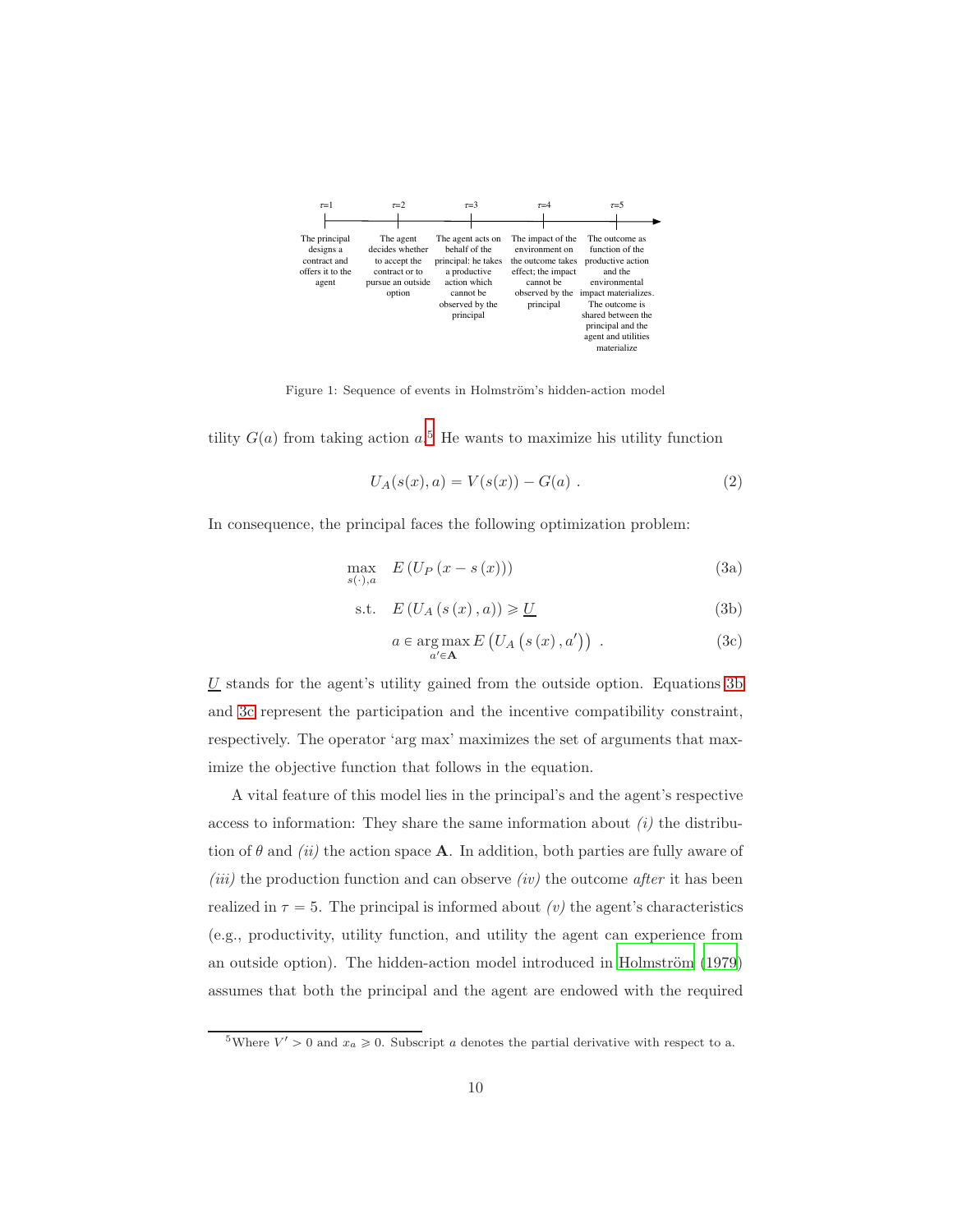| $\tau$=1 | $\tau$=2 | $\tau$=3 | $\tau$=4 | $\tau$=5 |
|---|---|---|---|---|
| The principal designs a contract and offers it to the agent | The agent decides whether to accept the contract or to pursue an outside option | The agent acts on behalf of the principal: he takes a productive action which cannot be observed by the principal | The impact of the environment on the outcome takes effect; the impact cannot be observed by the principal | The outcome as function of the productive action and the environmental impact materializes. The outcome is shared between the principal and the agent and utilities materialize |

Figure 1: Sequence of events in Holmström's hidden-action model

tility $G(a)$ from taking action $a$.[5] He wants to maximize his utility function

$$U_A(s(x), a) = V(s(x)) - G(a) \ . \tag{2}$$

In consequence, the principal faces the following optimization problem:

$$\max_{s(\cdot),a} \quad E\left(U_P\left(x - s\left(x\right)\right)\right) \tag{3a}$$

$$\text{s.t.} \quad E\left(U_A\left(s\left(x\right), a\right)\right) \geqslant \underline{U} \tag{3b}$$

$$a \in \arg\max_{a' \in \mathbf{A}} E\left(U_A\left(s\left(x\right), a'\right)\right) \ . \tag{3c}$$

$\underline{U}$ stands for the agent's utility gained from the outside option. Equations 3b and 3c represent the participation and the incentive compatibility constraint, respectively. The operator 'arg max' maximizes the set of arguments that maximize the objective function that follows in the equation.

A vital feature of this model lies in the principal's and the agent's respective access to information: They share the same information about *(i)* the distribution of $\theta$ and *(ii)* the action space $\mathbf{A}$. In addition, both parties are fully aware of *(iii)* the production function and can observe *(iv)* the outcome *after* it has been realized in $\tau = 5$. The principal is informed about *(v)* the agent's characteristics (e.g., productivity, utility function, and utility the agent can experience from an outside option). The hidden-action model introduced in Holmström (1979) assumes that both the principal and the agent are endowed with the required

[5] Where $V' > 0$ and $x_a \geqslant 0$. Subscript $a$ denotes the partial derivative with respect to a.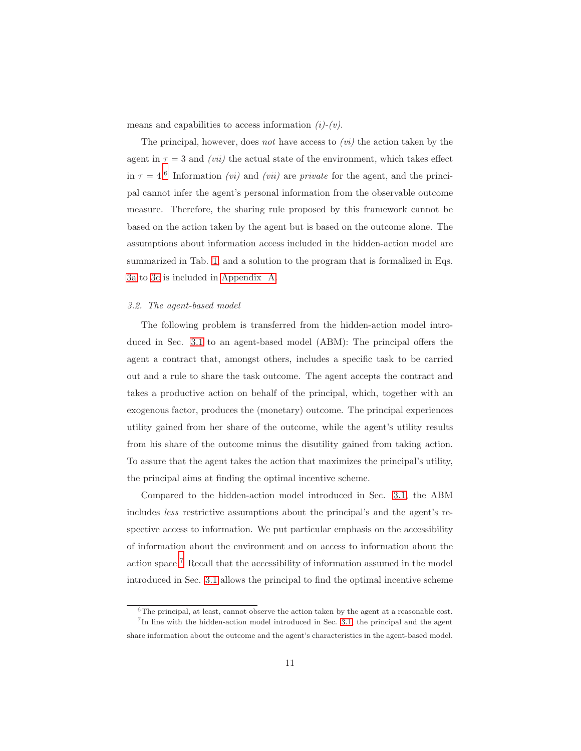means and capabilities to access information *(i)*-*(v)*.

The principal, however, does *not* have access to *(vi)* the action taken by the agent in $\tau = 3$ and *(vii)* the actual state of the environment, which takes effect in $\tau = 4$.[6] Information *(vi)* and *(vii)* are *private* for the agent, and the principal cannot infer the agent's personal information from the observable outcome measure. Therefore, the sharing rule proposed by this framework cannot be based on the action taken by the agent but is based on the outcome alone. The assumptions about information access included in the hidden-action model are summarized in Tab. 1, and a solution to the program that is formalized in Eqs. 3a to 3c is included in Appendix A.

### 3.2. The agent-based model

The following problem is transferred from the hidden-action model introduced in Sec. 3.1 to an agent-based model (ABM): The principal offers the agent a contract that, amongst others, includes a specific task to be carried out and a rule to share the task outcome. The agent accepts the contract and takes a productive action on behalf of the principal, which, together with an exogenous factor, produces the (monetary) outcome. The principal experiences utility gained from her share of the outcome, while the agent's utility results from his share of the outcome minus the disutility gained from taking action. To assure that the agent takes the action that maximizes the principal's utility, the principal aims at finding the optimal incentive scheme.

Compared to the hidden-action model introduced in Sec. 3.1, the ABM includes *less* restrictive assumptions about the principal's and the agent's respective access to information. We put particular emphasis on the accessibility of information about the environment and on access to information about the action space.[7] Recall that the accessibility of information assumed in the model introduced in Sec. 3.1 allows the principal to find the optimal incentive scheme

[6] The principal, at least, cannot observe the action taken by the agent at a reasonable cost.

[7] In line with the hidden-action model introduced in Sec. 3.1, the principal and the agent share information about the outcome and the agent's characteristics in the agent-based model.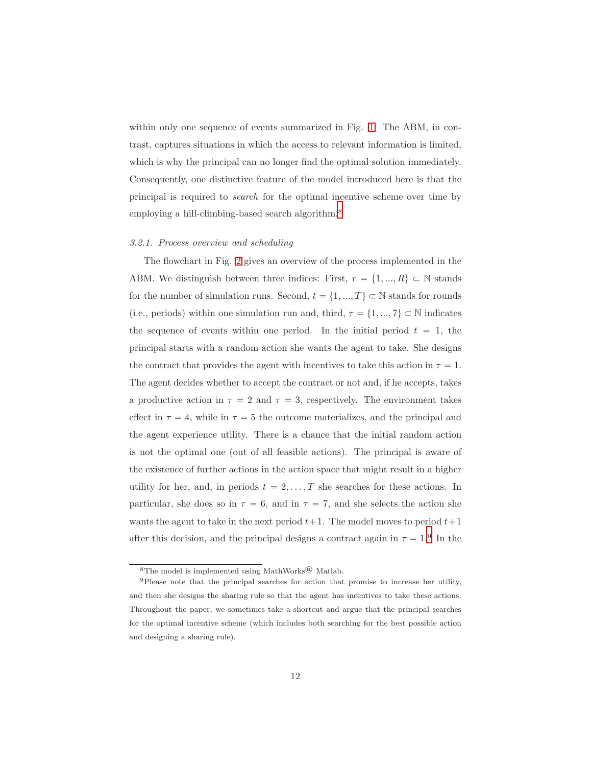within only one sequence of events summarized in Fig. 1. The ABM, in contrast, captures situations in which the access to relevant information is limited, which is why the principal can no longer find the optimal solution immediately. Consequently, one distinctive feature of the model introduced here is that the principal is required to *search* for the optimal incentive scheme over time by employing a hill-climbing-based search algorithm.[8]

### 3.2.1. Process overview and scheduling

The flowchart in Fig. 2 gives an overview of the process implemented in the ABM. We distinguish between three indices: First, $r = \{1, ..., R\} \subset \mathbb{N}$ stands for the number of simulation runs. Second, $t = \{1, ..., T\} \subset \mathbb{N}$ stands for rounds (i.e., periods) within one simulation run and, third, $\tau = \{1, ..., 7\} \subset \mathbb{N}$ indicates the sequence of events within one period. In the initial period $t = 1$, the principal starts with a random action she wants the agent to take. She designs the contract that provides the agent with incentives to take this action in $\tau = 1$. The agent decides whether to accept the contract or not and, if he accepts, takes a productive action in $\tau = 2$ and $\tau = 3$, respectively. The environment takes effect in $\tau = 4$, while in $\tau = 5$ the outcome materializes, and the principal and the agent experience utility. There is a chance that the initial random action is not the optimal one (out of all feasible actions). The principal is aware of the existence of further actions in the action space that might result in a higher utility for her, and, in periods $t = 2, \ldots, T$ she searches for these actions. In particular, she does so in $\tau = 6$, and in $\tau = 7$, and she selects the action she wants the agent to take in the next period $t+1$. The model moves to period $t+1$ after this decision, and the principal designs a contract again in $\tau = 1$.[9] In the

[8] The model is implemented using MathWorks® Matlab.

[9] Please note that the principal searches for action that promise to increase her utility, and then she designs the sharing rule so that the agent has incentives to take these actions. Throughout the paper, we sometimes take a shortcut and argue that the principal searches for the optimal incentive scheme (which includes both searching for the best possible action and designing a sharing rule).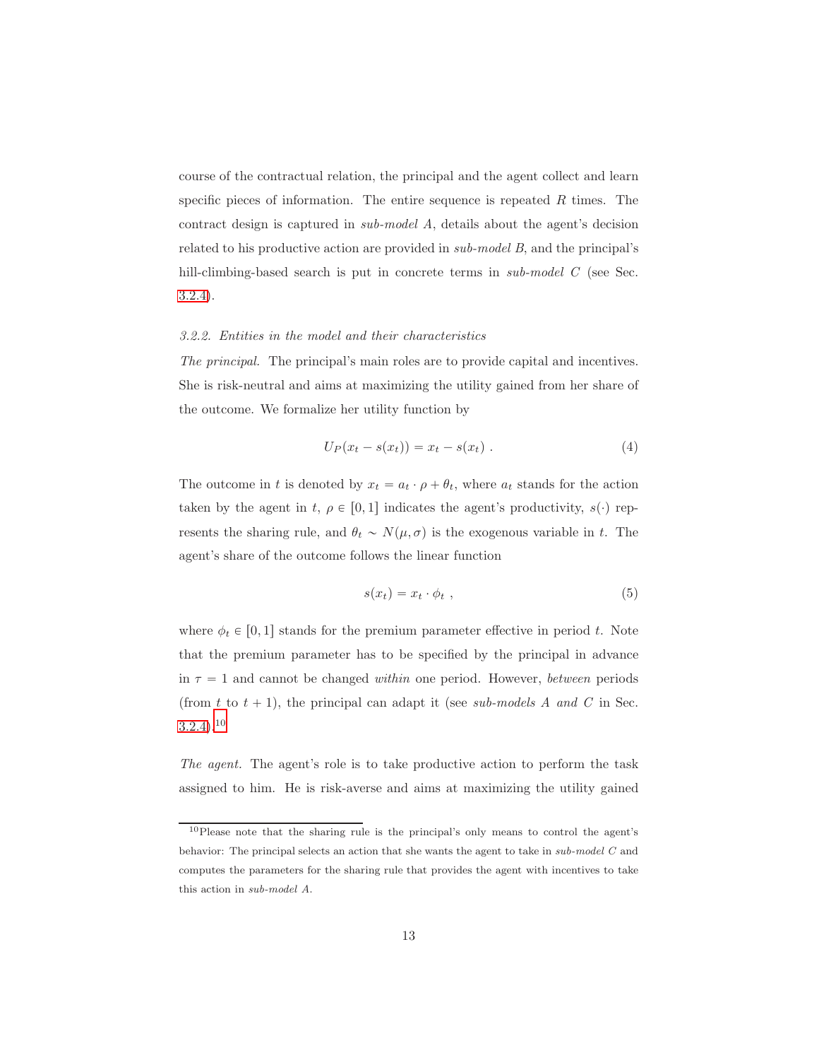course of the contractual relation, the principal and the agent collect and learn specific pieces of information. The entire sequence is repeated $R$ times. The contract design is captured in *sub-model A*, details about the agent's decision related to his productive action are provided in *sub-model B*, and the principal's hill-climbing-based search is put in concrete terms in *sub-model C* (see Sec. 3.2.4).

### 3.2.2. Entities in the model and their characteristics

*The principal.* The principal's main roles are to provide capital and incentives. She is risk-neutral and aims at maximizing the utility gained from her share of the outcome. We formalize her utility function by

$$U_P(x_t - s(x_t)) = x_t - s(x_t) \ . \tag{4}$$

The outcome in $t$ is denoted by $x_t = a_t \cdot \rho + \theta_t$, where $a_t$ stands for the action taken by the agent in $t$, $\rho \in [0, 1]$ indicates the agent's productivity, $s(\cdot)$ represents the sharing rule, and $\theta_t \sim N(\mu, \sigma)$ is the exogenous variable in $t$. The agent's share of the outcome follows the linear function

$$s(x_t) = x_t \cdot \phi_t \ , \tag{5}$$

where $\phi_t \in [0, 1]$ stands for the premium parameter effective in period $t$. Note that the premium parameter has to be specified by the principal in advance in $\tau = 1$ and cannot be changed *within* one period. However, *between* periods (from $t$ to $t + 1$), the principal can adapt it (see *sub-models A and C* in Sec. 3.2.4).[10]

*The agent.* The agent's role is to take productive action to perform the task assigned to him. He is risk-averse and aims at maximizing the utility gained

[10] Please note that the sharing rule is the principal's only means to control the agent's behavior: The principal selects an action that she wants the agent to take in *sub-model C* and computes the parameters for the sharing rule that provides the agent with incentives to take this action in *sub-model A*.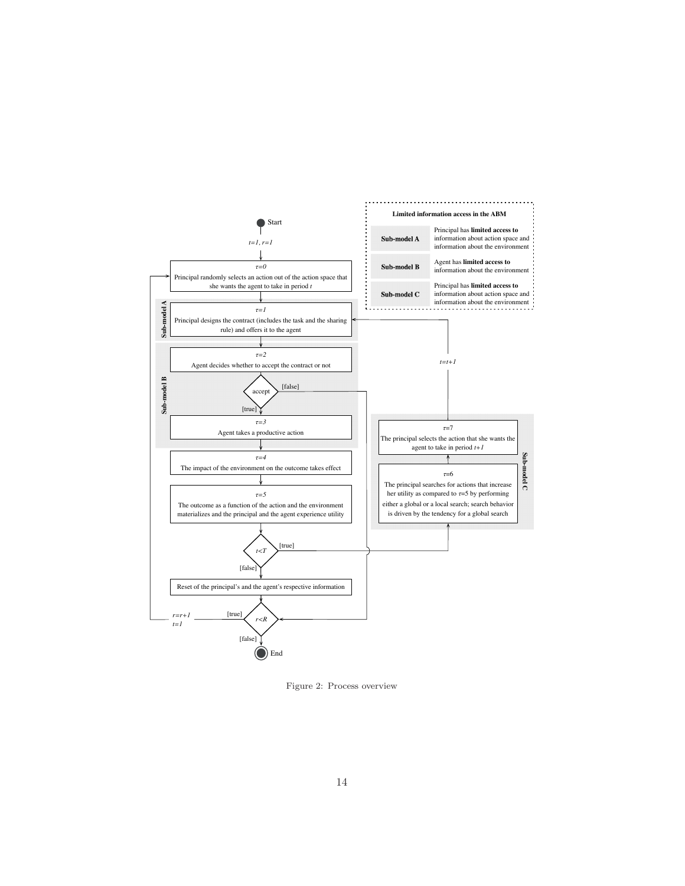**Limited information access in the ABM**

| | |
|---|---|
| **Sub-model A** | Principal has **limited access to** information about action space and information about the environment |
| **Sub-model B** | Agent has **limited access to** information about the environment |
| **Sub-model C** | Principal has **limited access to** information about action space and information about the environment |

Start

$t=1, r=1$

$\tau=0$
Principal randomly selects an action out of the action space that she wants the agent to take in period $t$

**Sub-model A**

$\tau=1$
Principal designs the contract (includes the task and the sharing rule) and offers it to the agent

**Sub-model B**

$\tau=2$
Agent decides whether to accept the contract or not

accept — [true] / [false]

$\tau=3$
Agent takes a productive action

$\tau=4$
The impact of the environment on the outcome takes effect

$\tau=5$
The outcome as a function of the action and the environment materializes and the principal and the agent experience utility

$t<T$ — [true] / [false]

**Sub-model C**

$\tau$=6
The principal searches for actions that increase her utility as compared to $\tau$=5 by performing either a global or a local search; search behavior is driven by the tendency for a global search

$\tau$=7
The principal selects the action that she wants the agent to take in period $t+1$

$t=t+1$

Reset of the principal's and the agent's respective information

$r<R$ — [true] / [false]

$r=r+1$
$t=1$

End

Figure 2: Process overview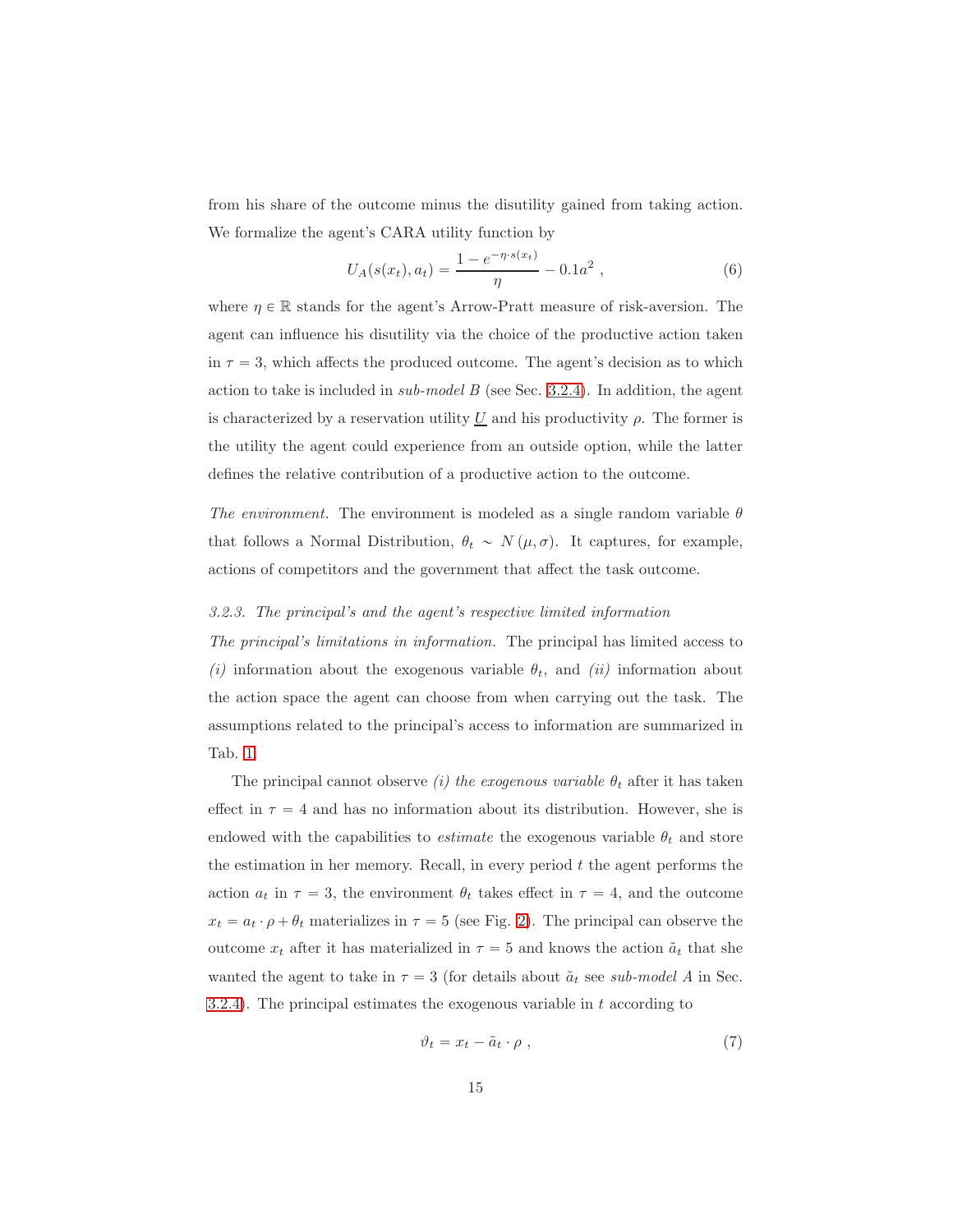from his share of the outcome minus the disutility gained from taking action. We formalize the agent's CARA utility function by

$$U_A(s(x_t), a_t) = \frac{1 - e^{-\eta \cdot s(x_t)}}{\eta} - 0.1a^2 \ , \tag{6}$$

where $\eta \in \mathbb{R}$ stands for the agent's Arrow-Pratt measure of risk-aversion. The agent can influence his disutility via the choice of the productive action taken in $\tau = 3$, which affects the produced outcome. The agent's decision as to which action to take is included in *sub-model B* (see Sec. 3.2.4). In addition, the agent is characterized by a reservation utility $\underline{U}$ and his productivity $\rho$. The former is the utility the agent could experience from an outside option, while the latter defines the relative contribution of a productive action to the outcome.

*The environment.* The environment is modeled as a single random variable $\theta$ that follows a Normal Distribution, $\theta_t \sim N(\mu, \sigma)$. It captures, for example, actions of competitors and the government that affect the task outcome.

### *3.2.3. The principal's and the agent's respective limited information*

*The principal's limitations in information.* The principal has limited access to *(i)* information about the exogenous variable $\theta_t$, and *(ii)* information about the action space the agent can choose from when carrying out the task. The assumptions related to the principal's access to information are summarized in Tab. 1.

The principal cannot observe *(i) the exogenous variable* $\theta_t$ after it has taken effect in $\tau = 4$ and has no information about its distribution. However, she is endowed with the capabilities to *estimate* the exogenous variable $\theta_t$ and store the estimation in her memory. Recall, in every period $t$ the agent performs the action $a_t$ in $\tau = 3$, the environment $\theta_t$ takes effect in $\tau = 4$, and the outcome $x_t = a_t \cdot \rho + \theta_t$ materializes in $\tau = 5$ (see Fig. 2). The principal can observe the outcome $x_t$ after it has materialized in $\tau = 5$ and knows the action $\tilde{a}_t$ that she wanted the agent to take in $\tau = 3$ (for details about $\tilde{a}_t$ see *sub-model A* in Sec. 3.2.4). The principal estimates the exogenous variable in $t$ according to

$$\vartheta_t = x_t - \tilde{a}_t \cdot \rho \ , \tag{7}$$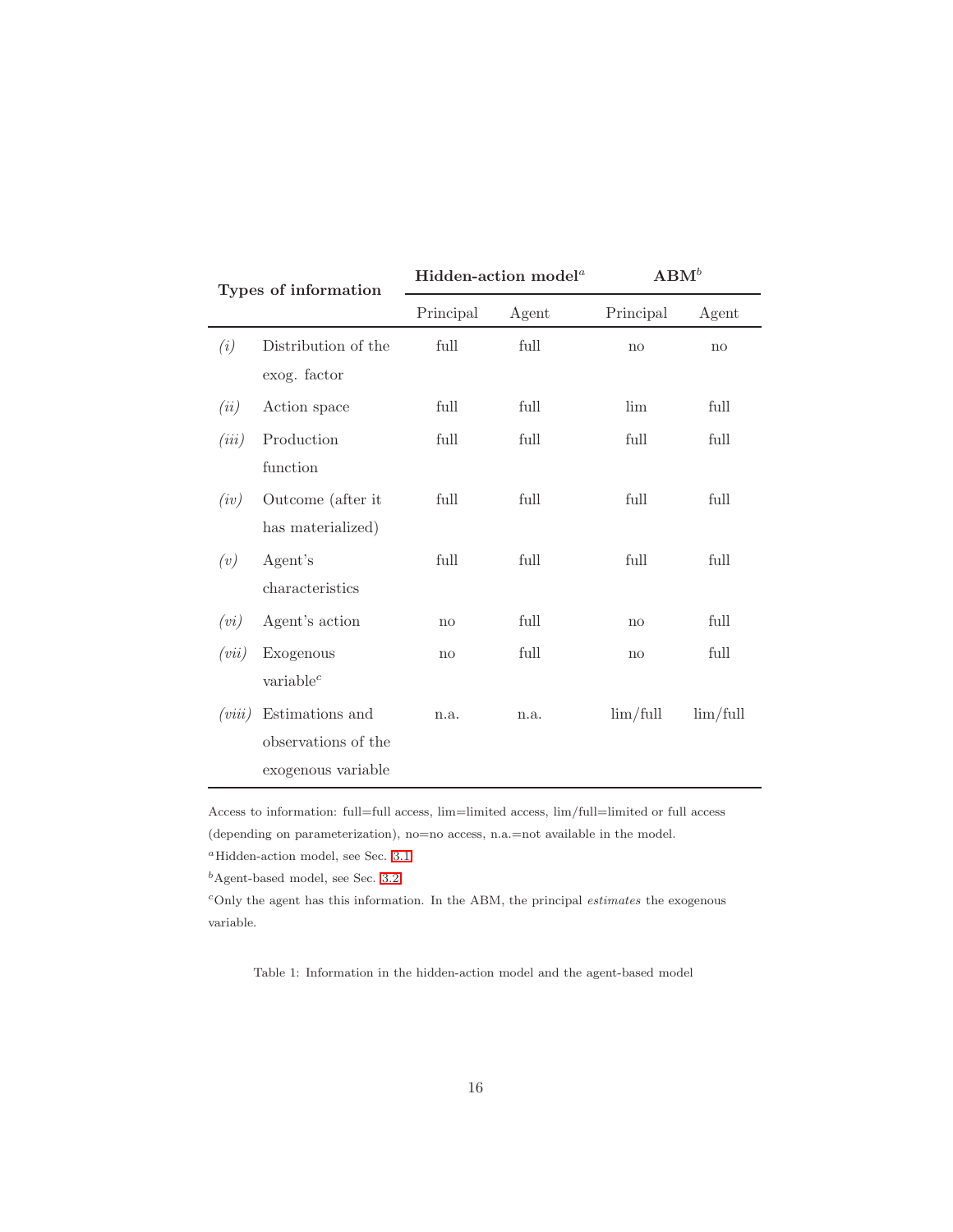| Types of information | | Hidden-action model[a] | | ABM[b] | |
|---|---|---|---|---|---|
| | | Principal | Agent | Principal | Agent |
| *(i)* | Distribution of the exog. factor | full | full | no | no |
| *(ii)* | Action space | full | full | lim | full |
| *(iii)* | Production function | full | full | full | full |
| *(iv)* | Outcome (after it has materialized) | full | full | full | full |
| *(v)* | Agent's characteristics | full | full | full | full |
| *(vi)* | Agent's action | no | full | no | full |
| *(vii)* | Exogenous variable[c] | no | full | no | full |
| *(viii)* | Estimations and observations of the exogenous variable | n.a. | n.a. | lim/full | lim/full |

Access to information: full=full access, lim=limited access, lim/full=limited or full access (depending on parameterization), no=no access, n.a.=not available in the model.

[a]Hidden-action model, see Sec. 3.1

[b]Agent-based model, see Sec. 3.2

[c]Only the agent has this information. In the ABM, the principal *estimates* the exogenous variable.

Table 1: Information in the hidden-action model and the agent-based model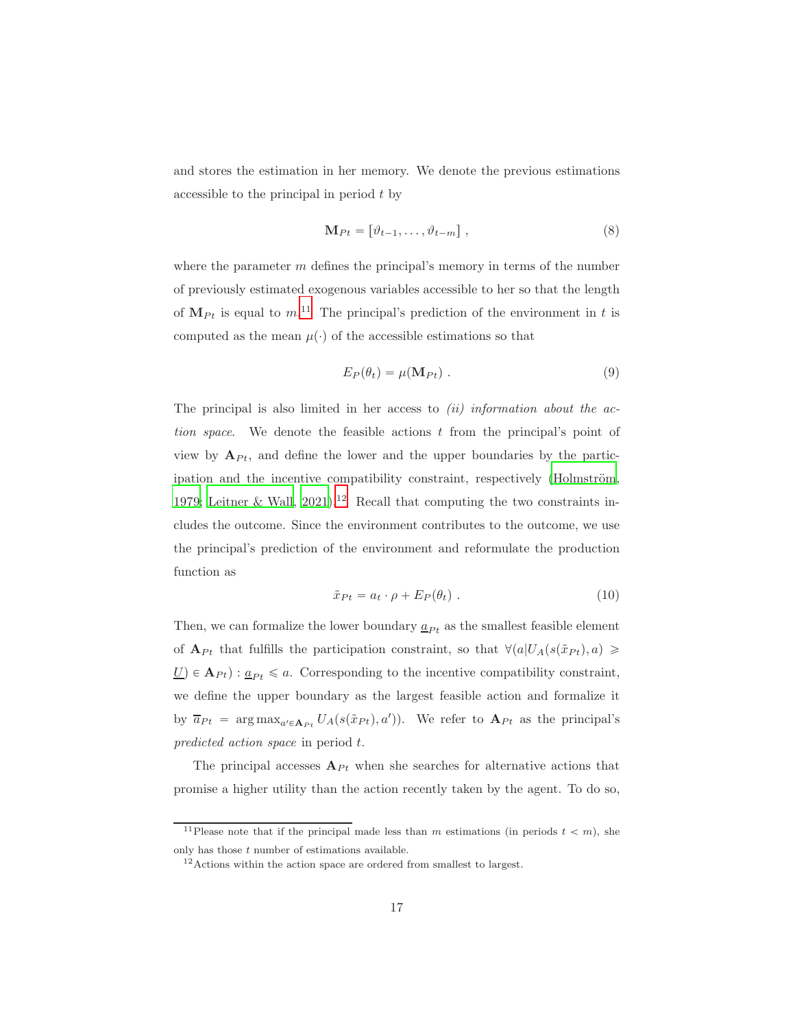and stores the estimation in her memory. We denote the previous estimations accessible to the principal in period $t$ by

$$\mathbf{M}_{Pt} = [\vartheta_{t-1}, \ldots, \vartheta_{t-m}] \ , \tag{8}$$

where the parameter $m$ defines the principal's memory in terms of the number of previously estimated exogenous variables accessible to her so that the length of $\mathbf{M}_{Pt}$ is equal to $m$.[11] The principal's prediction of the environment in $t$ is computed as the mean $\mu(\cdot)$ of the accessible estimations so that

$$E_P(\theta_t) = \mu(\mathbf{M}_{Pt}) \ . \tag{9}$$

The principal is also limited in her access to *(ii) information about the action space*. We denote the feasible actions $t$ from the principal's point of view by $\mathbf{A}_{Pt}$, and define the lower and the upper boundaries by the participation and the incentive compatibility constraint, respectively (Holmström, 1979; Leitner & Wall, 2021).[12] Recall that computing the two constraints includes the outcome. Since the environment contributes to the outcome, we use the principal's prediction of the environment and reformulate the production function as

$$\tilde{x}_{Pt} = a_t \cdot \rho + E_P(\theta_t) \ . \tag{10}$$

Then, we can formalize the lower boundary $\underline{a}_{Pt}$ as the smallest feasible element of $\mathbf{A}_{Pt}$ that fulfills the participation constraint, so that $\forall (a | U_A(s(\tilde{x}_{Pt}), a) \geqslant \underline{U}) \in \mathbf{A}_{Pt}) : \underline{a}_{Pt} \leqslant a$. Corresponding to the incentive compatibility constraint, we define the upper boundary as the largest feasible action and formalize it by $\overline{a}_{Pt} = \arg\max_{a' \in \mathbf{A}_{Pt}} U_A(s(\tilde{x}_{Pt}), a'))$. We refer to $\mathbf{A}_{Pt}$ as the principal's *predicted action space* in period $t$.

The principal accesses $\mathbf{A}_{Pt}$ when she searches for alternative actions that promise a higher utility than the action recently taken by the agent. To do so,

[11] Please note that if the principal made less than $m$ estimations (in periods $t < m$), she only has those $t$ number of estimations available.

[12] Actions within the action space are ordered from smallest to largest.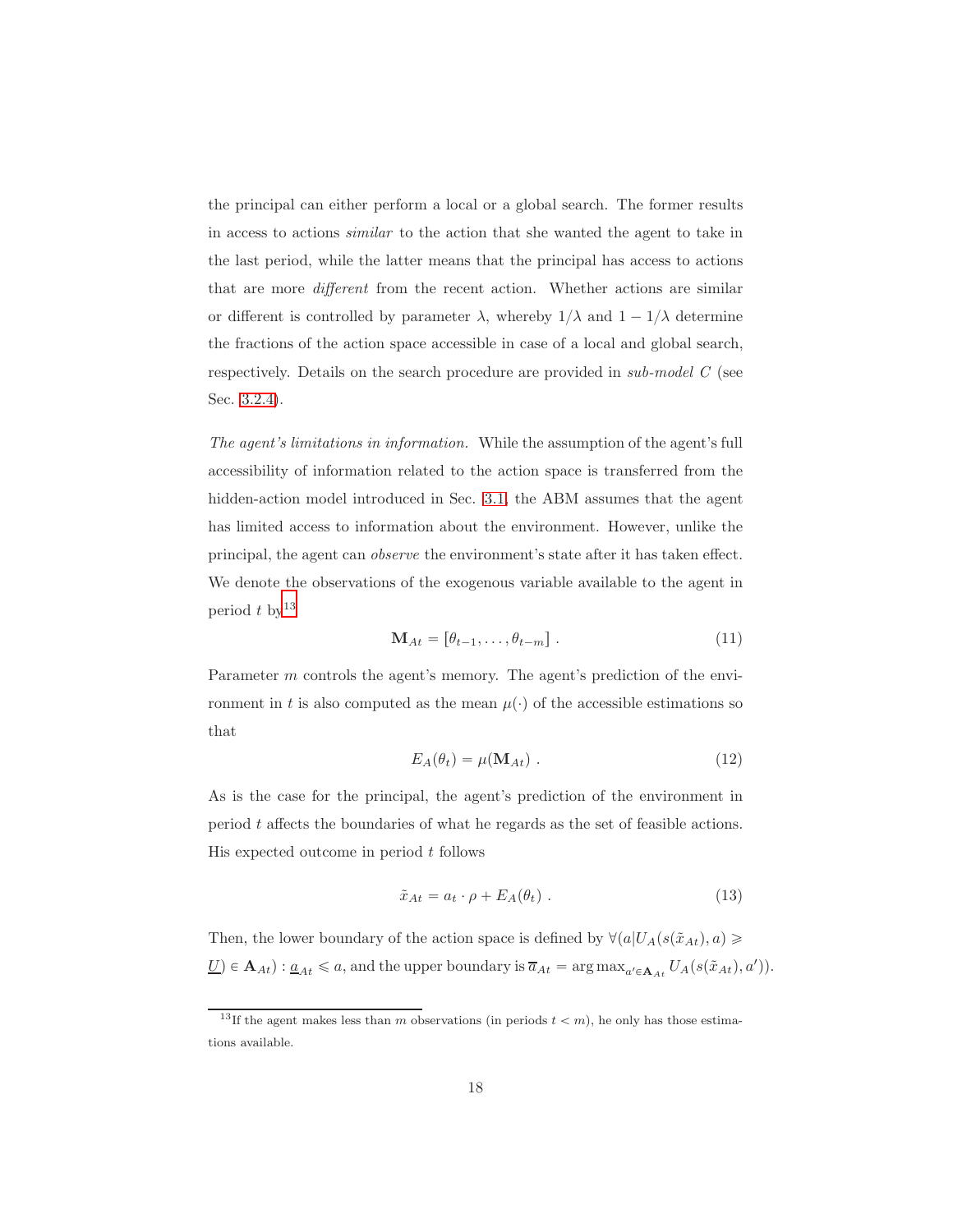the principal can either perform a local or a global search. The former results in access to actions *similar* to the action that she wanted the agent to take in the last period, while the latter means that the principal has access to actions that are more *different* from the recent action. Whether actions are similar or different is controlled by parameter $\lambda$, whereby $1/\lambda$ and $1 - 1/\lambda$ determine the fractions of the action space accessible in case of a local and global search, respectively. Details on the search procedure are provided in *sub-model C* (see Sec. 3.2.4).

*The agent's limitations in information.* While the assumption of the agent's full accessibility of information related to the action space is transferred from the hidden-action model introduced in Sec. 3.1, the ABM assumes that the agent has limited access to information about the environment. However, unlike the principal, the agent can *observe* the environment's state after it has taken effect. We denote the observations of the exogenous variable available to the agent in period $t$ by[13]

$$\mathbf{M}_{At} = [\theta_{t-1}, \ldots, \theta_{t-m}] \ . \tag{11}$$

Parameter $m$ controls the agent's memory. The agent's prediction of the environment in $t$ is also computed as the mean $\mu(\cdot)$ of the accessible estimations so that

$$E_A(\theta_t) = \mu(\mathbf{M}_{At}) \ . \tag{12}$$

As is the case for the principal, the agent's prediction of the environment in period $t$ affects the boundaries of what he regards as the set of feasible actions. His expected outcome in period $t$ follows

$$\tilde{x}_{At} = a_t \cdot \rho + E_A(\theta_t) \ . \tag{13}$$

Then, the lower boundary of the action space is defined by $\forall (a | U_A(s(\tilde{x}_{At}), a) \geqslant \underline{U}) \in \mathbf{A}_{At}) : \underline{a}_{At} \leqslant a$, and the upper boundary is $\overline{a}_{At} = \arg\max_{a' \in \mathbf{A}_{At}} U_A(s(\tilde{x}_{At}), a'))$.

[13] If the agent makes less than $m$ observations (in periods $t < m$), he only has those estimations available.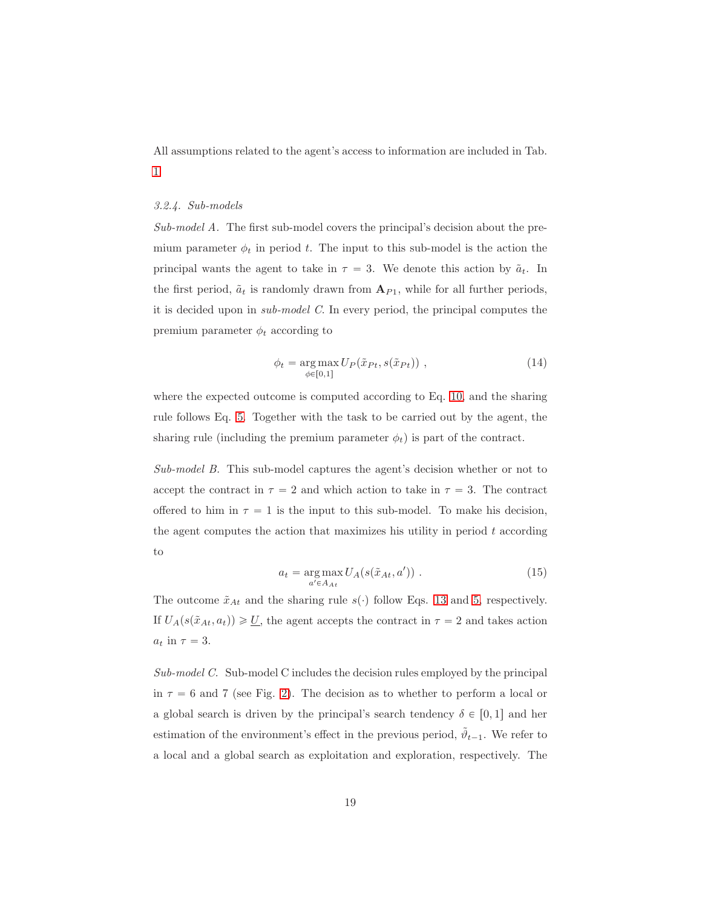All assumptions related to the agent's access to information are included in Tab. 1.

#### 3.2.4. Sub-models

*Sub-model A.* The first sub-model covers the principal's decision about the premium parameter $\phi_t$ in period $t$. The input to this sub-model is the action the principal wants the agent to take in $\tau = 3$. We denote this action by $\tilde{a}_t$. In the first period, $\tilde{a}_t$ is randomly drawn from $\mathbf{A}_{P1}$, while for all further periods, it is decided upon in *sub-model C*. In every period, the principal computes the premium parameter $\phi_t$ according to

$$\phi_t = \underset{\phi \in [0,1]}{\arg\max}\, U_P(\tilde{x}_{Pt}, s(\tilde{x}_{Pt})) \ , \tag{14}$$

where the expected outcome is computed according to Eq. 10, and the sharing rule follows Eq. 5. Together with the task to be carried out by the agent, the sharing rule (including the premium parameter $\phi_t$) is part of the contract.

*Sub-model B.* This sub-model captures the agent's decision whether or not to accept the contract in $\tau = 2$ and which action to take in $\tau = 3$. The contract offered to him in $\tau = 1$ is the input to this sub-model. To make his decision, the agent computes the action that maximizes his utility in period $t$ according to

$$a_t = \underset{a' \in A_{At}}{\arg\max}\, U_A(s(\tilde{x}_{At}, a')) \ . \tag{15}$$

The outcome $\tilde{x}_{At}$ and the sharing rule $s(\cdot)$ follow Eqs. 13 and 5, respectively. If $U_A(s(\tilde{x}_{At}, a_t)) \geqslant \underline{U}$, the agent accepts the contract in $\tau = 2$ and takes action $a_t$ in $\tau = 3$.

*Sub-model C.* Sub-model C includes the decision rules employed by the principal in $\tau = 6$ and 7 (see Fig. 2). The decision as to whether to perform a local or a global search is driven by the principal's search tendency $\delta \in [0, 1]$ and her estimation of the environment's effect in the previous period, $\tilde{\vartheta}_{t-1}$. We refer to a local and a global search as exploitation and exploration, respectively. The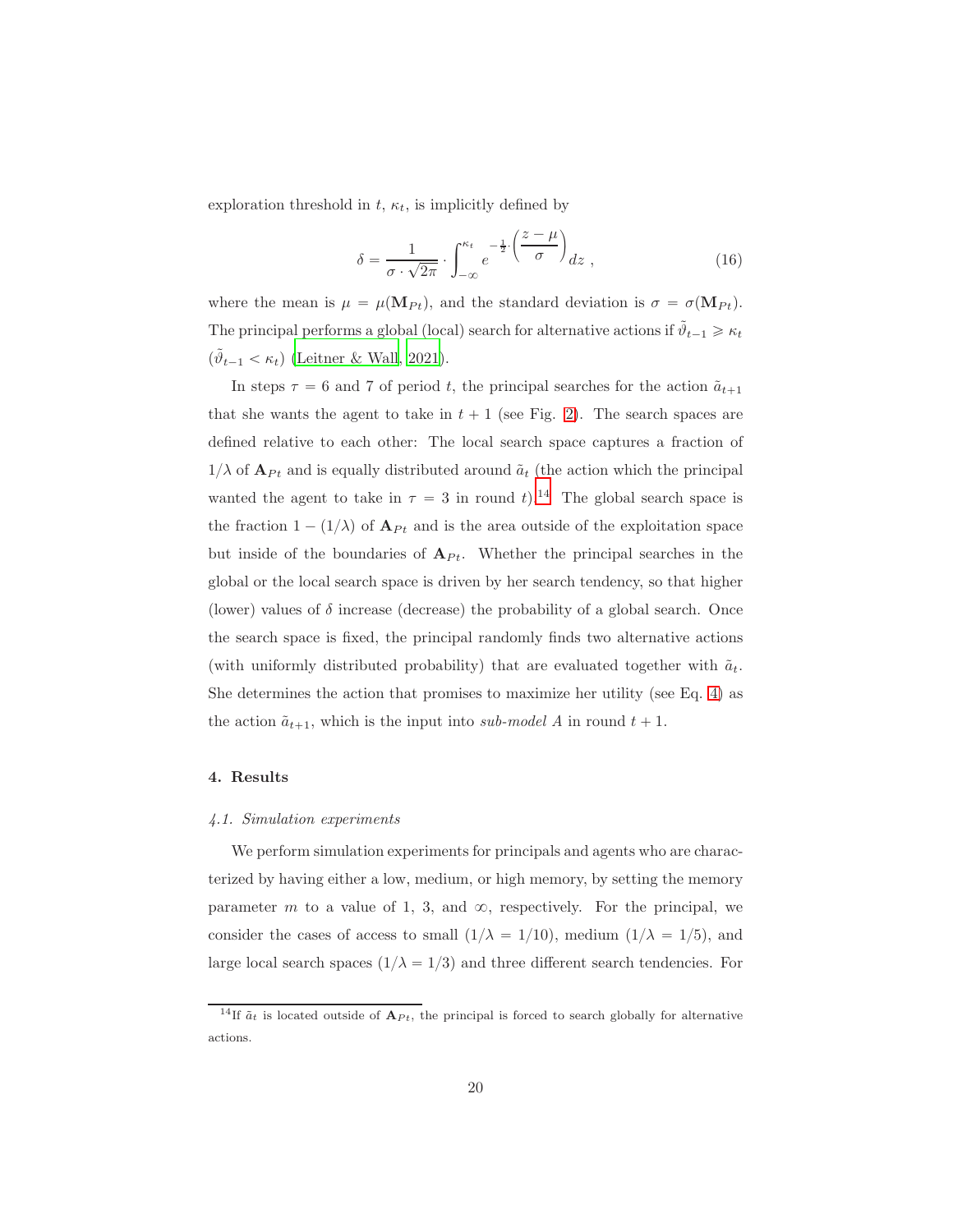exploration threshold in $t$, $\kappa_t$, is implicitly defined by

$$\delta = \frac{1}{\sigma \cdot \sqrt{2\pi}} \cdot \int_{-\infty}^{\kappa_t} e^{-\frac{1}{2} \cdot \left( \frac{z - \mu}{\sigma} \right)} dz \ , \tag{16}$$

where the mean is $\mu = \mu(\mathbf{M}_{Pt})$, and the standard deviation is $\sigma = \sigma(\mathbf{M}_{Pt})$. The principal performs a global (local) search for alternative actions if $\tilde{\vartheta}_{t-1} \geqslant \kappa_t$ ($\tilde{\vartheta}_{t-1} < \kappa_t$) (Leitner & Wall, 2021).

In steps $\tau = 6$ and 7 of period $t$, the principal searches for the action $\tilde{a}_{t+1}$ that she wants the agent to take in $t + 1$ (see Fig. 2). The search spaces are defined relative to each other: The local search space captures a fraction of $1/\lambda$ of $\mathbf{A}_{Pt}$ and is equally distributed around $\tilde{a}_t$ (the action which the principal wanted the agent to take in $\tau = 3$ in round $t$).[14] The global search space is the fraction $1 - (1/\lambda)$ of $\mathbf{A}_{Pt}$ and is the area outside of the exploitation space but inside of the boundaries of $\mathbf{A}_{Pt}$. Whether the principal searches in the global or the local search space is driven by her search tendency, so that higher (lower) values of $\delta$ increase (decrease) the probability of a global search. Once the search space is fixed, the principal randomly finds two alternative actions (with uniformly distributed probability) that are evaluated together with $\tilde{a}_t$. She determines the action that promises to maximize her utility (see Eq. 4) as the action $\tilde{a}_{t+1}$, which is the input into *sub-model A* in round $t + 1$.

## 4. Results

### *4.1. Simulation experiments*

We perform simulation experiments for principals and agents who are characterized by having either a low, medium, or high memory, by setting the memory parameter $m$ to a value of 1, 3, and $\infty$, respectively. For the principal, we consider the cases of access to small ($1/\lambda = 1/10$), medium ($1/\lambda = 1/5$), and large local search spaces ($1/\lambda = 1/3$) and three different search tendencies. For

---

[14] If $\tilde{a}_t$ is located outside of $\mathbf{A}_{Pt}$, the principal is forced to search globally for alternative actions.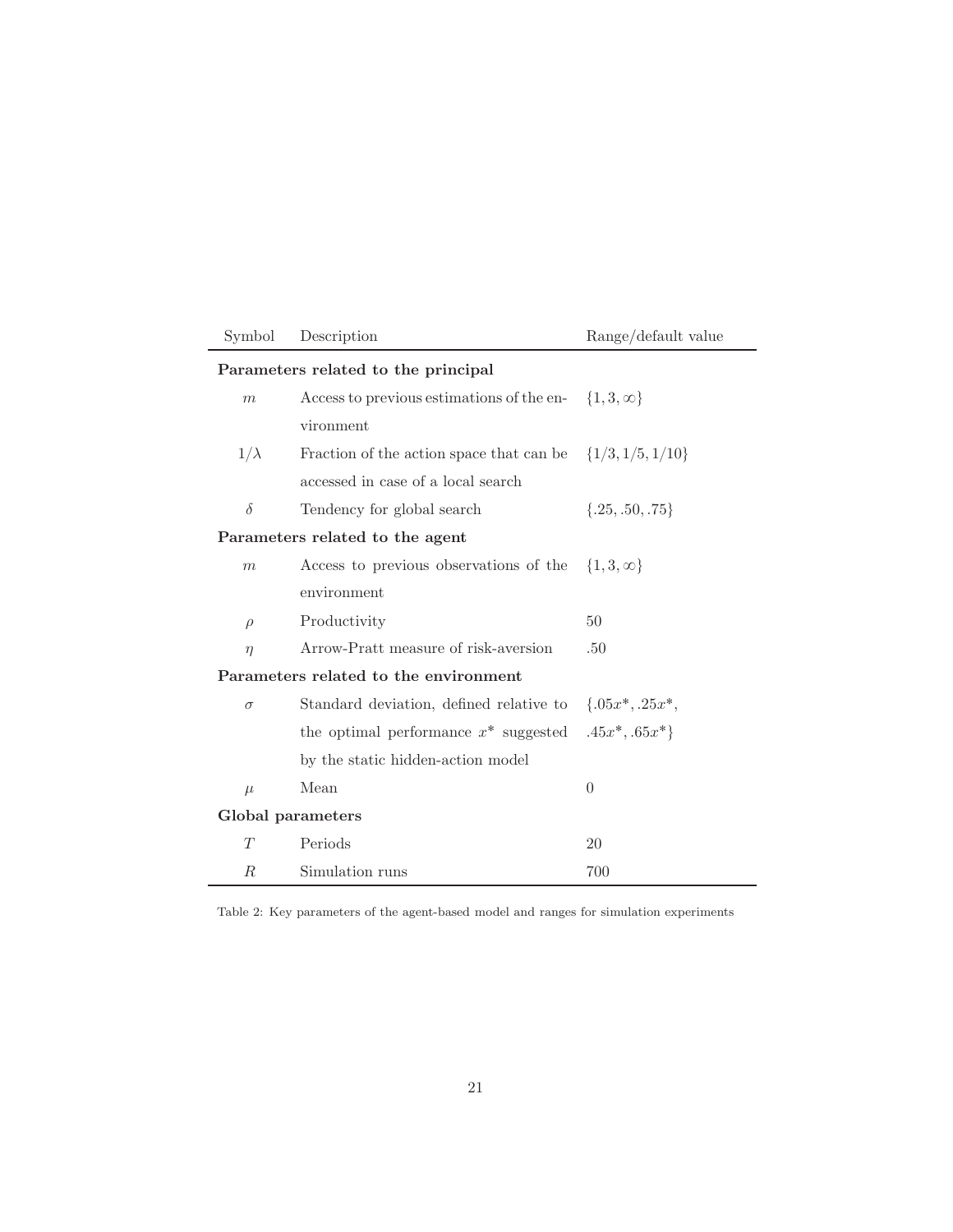| Symbol | Description | Range/default value |
|---|---|---|
| **Parameters related to the principal** | | |
| $m$ | Access to previous estimations of the environment | $\{1, 3, \infty\}$ |
| $1/\lambda$ | Fraction of the action space that can be accessed in case of a local search | $\{1/3, 1/5, 1/10\}$ |
| $\delta$ | Tendency for global search | $\{.25, .50, .75\}$ |
| **Parameters related to the agent** | | |
| $m$ | Access to previous observations of the environment | $\{1, 3, \infty\}$ |
| $\rho$ | Productivity | 50 |
| $\eta$ | Arrow-Pratt measure of risk-aversion | .50 |
| **Parameters related to the environment** | | |
| $\sigma$ | Standard deviation, defined relative to the optimal performance $x^*$ suggested by the static hidden-action model | $\{.05x^*, .25x^*, .45x^*, .65x^*\}$ |
| $\mu$ | Mean | 0 |
| **Global parameters** | | |
| $T$ | Periods | 20 |
| $R$ | Simulation runs | 700 |

Table 2: Key parameters of the agent-based model and ranges for simulation experiments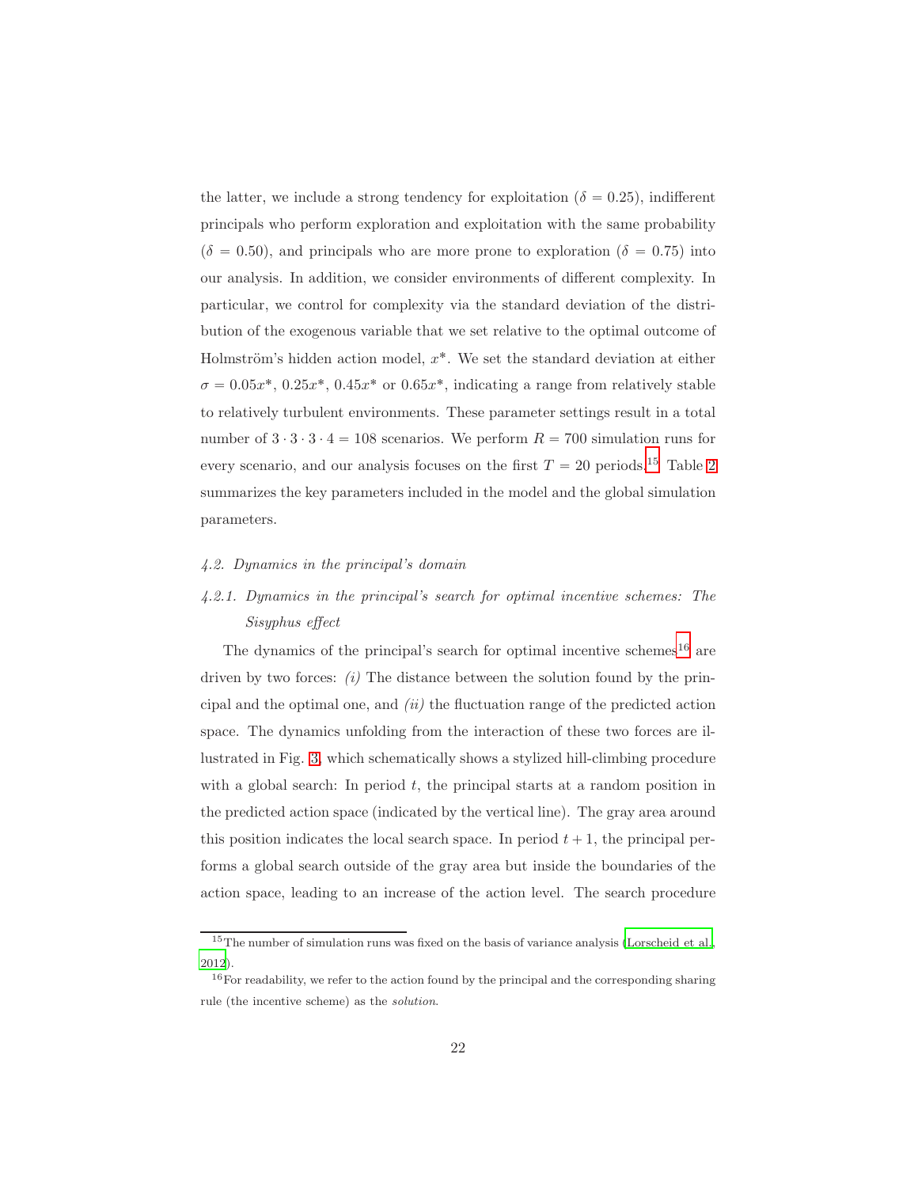the latter, we include a strong tendency for exploitation ($\delta = 0.25$), indifferent principals who perform exploration and exploitation with the same probability ($\delta = 0.50$), and principals who are more prone to exploration ($\delta = 0.75$) into our analysis. In addition, we consider environments of different complexity. In particular, we control for complexity via the standard deviation of the distribution of the exogenous variable that we set relative to the optimal outcome of Holmström's hidden action model, $x^*$. We set the standard deviation at either $\sigma = 0.05x^*$, $0.25x^*$, $0.45x^*$ or $0.65x^*$, indicating a range from relatively stable to relatively turbulent environments. These parameter settings result in a total number of $3 \cdot 3 \cdot 3 \cdot 4 = 108$ scenarios. We perform $R = 700$ simulation runs for every scenario, and our analysis focuses on the first $T = 20$ periods.[15] Table 2 summarizes the key parameters included in the model and the global simulation parameters.

### *4.2. Dynamics in the principal's domain*

#### *4.2.1. Dynamics in the principal's search for optimal incentive schemes: The Sisyphus effect*

The dynamics of the principal's search for optimal incentive schemes[16] are driven by two forces: *(i)* The distance between the solution found by the principal and the optimal one, and *(ii)* the fluctuation range of the predicted action space. The dynamics unfolding from the interaction of these two forces are illustrated in Fig. 3, which schematically shows a stylized hill-climbing procedure with a global search: In period $t$, the principal starts at a random position in the predicted action space (indicated by the vertical line). The gray area around this position indicates the local search space. In period $t+1$, the principal performs a global search outside of the gray area but inside the boundaries of the action space, leading to an increase of the action level. The search procedure

---

[15] The number of simulation runs was fixed on the basis of variance analysis (Lorscheid et al., 2012).

[16] For readability, we refer to the action found by the principal and the corresponding sharing rule (the incentive scheme) as the *solution*.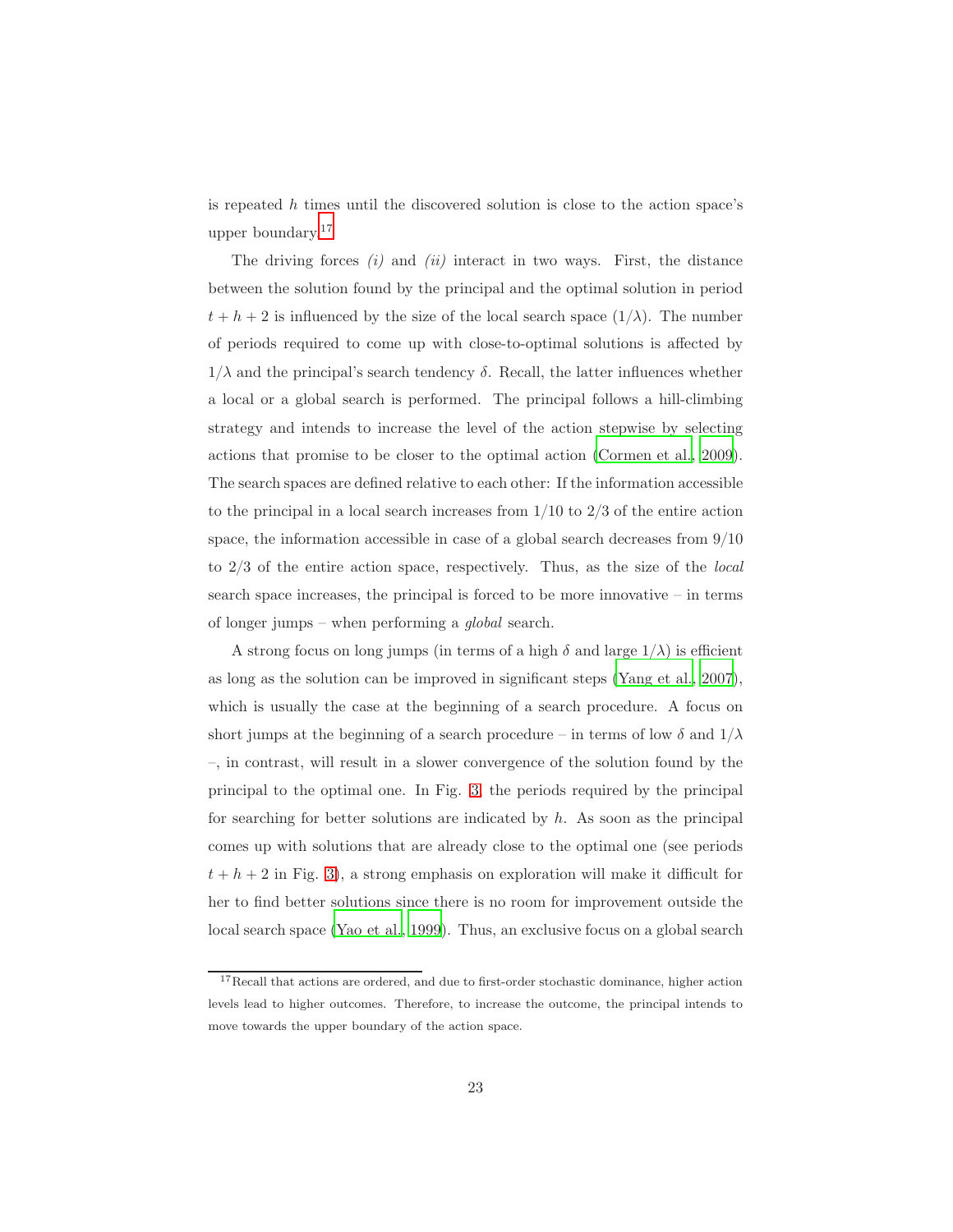is repeated $h$ times until the discovered solution is close to the action space's upper boundary.[17]

The driving forces *(i)* and *(ii)* interact in two ways. First, the distance between the solution found by the principal and the optimal solution in period $t + h + 2$ is influenced by the size of the local search space ($1/\lambda$). The number of periods required to come up with close-to-optimal solutions is affected by $1/\lambda$ and the principal's search tendency $\delta$. Recall, the latter influences whether a local or a global search is performed. The principal follows a hill-climbing strategy and intends to increase the level of the action stepwise by selecting actions that promise to be closer to the optimal action (Cormen et al., 2009). The search spaces are defined relative to each other: If the information accessible to the principal in a local search increases from 1/10 to 2/3 of the entire action space, the information accessible in case of a global search decreases from 9/10 to 2/3 of the entire action space, respectively. Thus, as the size of the *local* search space increases, the principal is forced to be more innovative – in terms of longer jumps – when performing a *global* search.

A strong focus on long jumps (in terms of a high $\delta$ and large $1/\lambda$) is efficient as long as the solution can be improved in significant steps (Yang et al., 2007), which is usually the case at the beginning of a search procedure. A focus on short jumps at the beginning of a search procedure – in terms of low $\delta$ and $1/\lambda$ –, in contrast, will result in a slower convergence of the solution found by the principal to the optimal one. In Fig. 3, the periods required by the principal for searching for better solutions are indicated by $h$. As soon as the principal comes up with solutions that are already close to the optimal one (see periods $t + h + 2$ in Fig. 3), a strong emphasis on exploration will make it difficult for her to find better solutions since there is no room for improvement outside the local search space (Yao et al., 1999). Thus, an exclusive focus on a global search

[17] Recall that actions are ordered, and due to first-order stochastic dominance, higher action levels lead to higher outcomes. Therefore, to increase the outcome, the principal intends to move towards the upper boundary of the action space.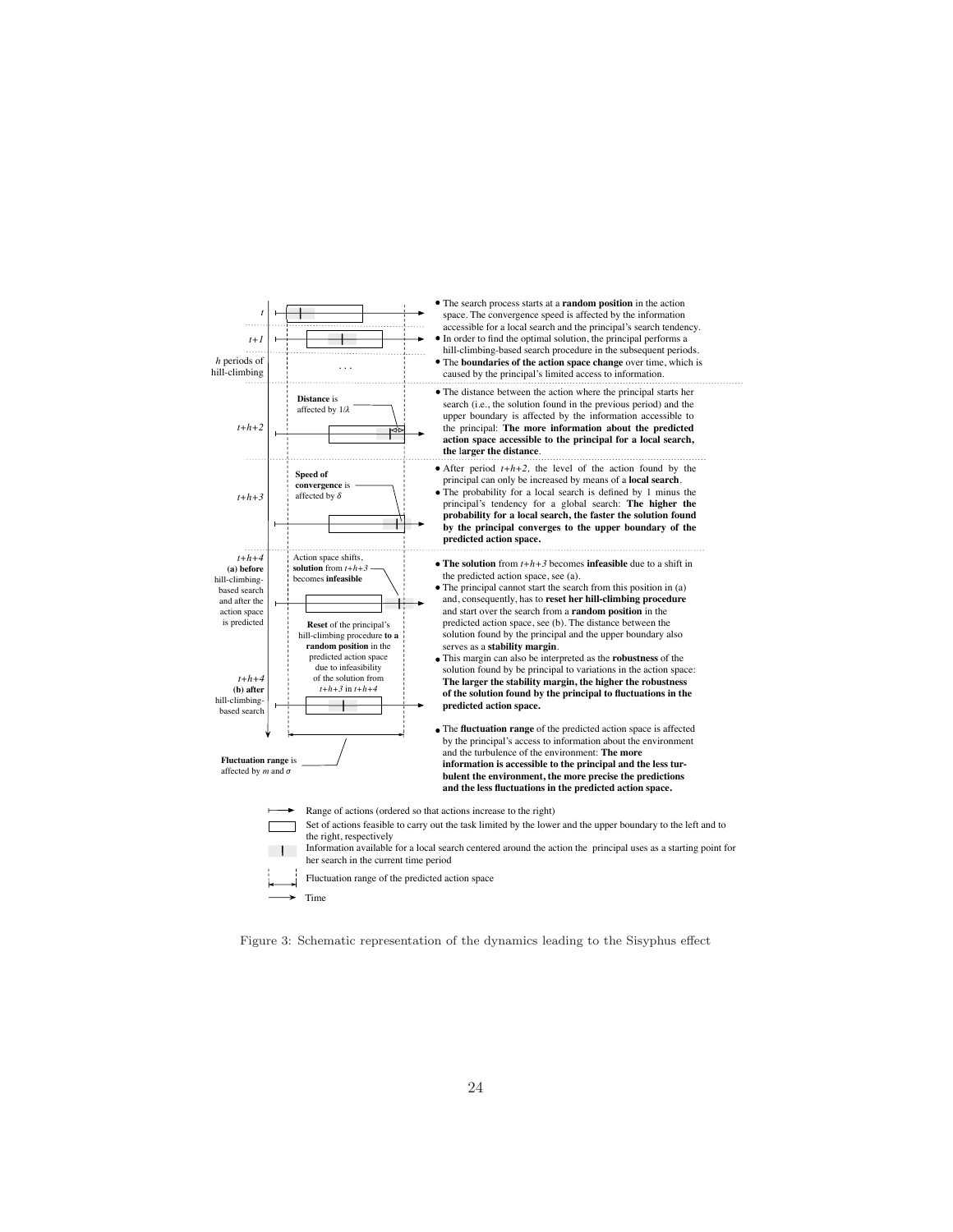$t$

$t+1$

$h$ periods of hill-climbing

. . .

- The search process starts at a **random position** in the action space. The convergence speed is affected by the information accessible for a local search and the principal's search tendency.
- In order to find the optimal solution, the principal performs a hill-climbing-based search procedure in the subsequent periods.
- The **boundaries of the action space change** over time, which is caused by the principal's limited access to information.

$t+h+2$

**Distance** is affected by $1/\lambda$

- The distance between the action where the principal starts her search (i.e., the solution found in the previous period) and the upper boundary is affected by the information accessible to the principal: **The more information about the predicted action space accessible to the principal for a local search, the larger the distance**.

$t+h+3$

**Speed of convergence** is affected by $\delta$

- After period $t+h+2$, the level of the action found by the principal can only be increased by means of a **local search**.
- The probability for a local search is defined by 1 minus the principal's tendency for a global search: **The higher the probability for a local search, the faster the solution found by the principal converges to the upper boundary of the predicted action space.**

$t+h+4$ **(a) before** hill-climbing-based search and after the action space is predicted

Action space shifts, **solution** from $t+h+3$ becomes **infeasible**

**Reset** of the principal's hill-climbing procedure **to a random position** in the predicted action space due to infeasibility of the solution from $t+h+3$ in $t+h+4$

$t+h+4$ **(b) after** hill-climbing-based search

- **The solution** from $t+h+3$ becomes **infeasible** due to a shift in the predicted action space, see (a).
- The principal cannot start the search from this position in (a) and, consequently, has to **reset her hill-climbing procedure** and start over the search from a **random position** in the predicted action space, see (b). The distance between the solution found by the principal and the upper boundary also serves as a **stability margin**.
- This margin can also be interpreted as the **robustness** of the solution found by be principal to variations in the action space: **The larger the stability margin, the higher the robustness of the solution found by the principal to fluctuations in the predicted action space.**

**Fluctuation range** is affected by $m$ and $\sigma$

- The **fluctuation range** of the predicted action space is affected by the principal's access to information about the environment and the turbulence of the environment: **The more information is accessible to the principal and the less turbulent the environment, the more precise the predictions and the less fluctuations in the predicted action space.**

Legend:

- Range of actions (ordered so that actions increase to the right)
- Set of actions feasible to carry out the task limited by the lower and the upper boundary to the left and to the right, respectively
- Information available for a local search centered around the action the principal uses as a starting point for her search in the current time period
- Fluctuation range of the predicted action space
- Time

Figure 3: Schematic representation of the dynamics leading to the Sisyphus effect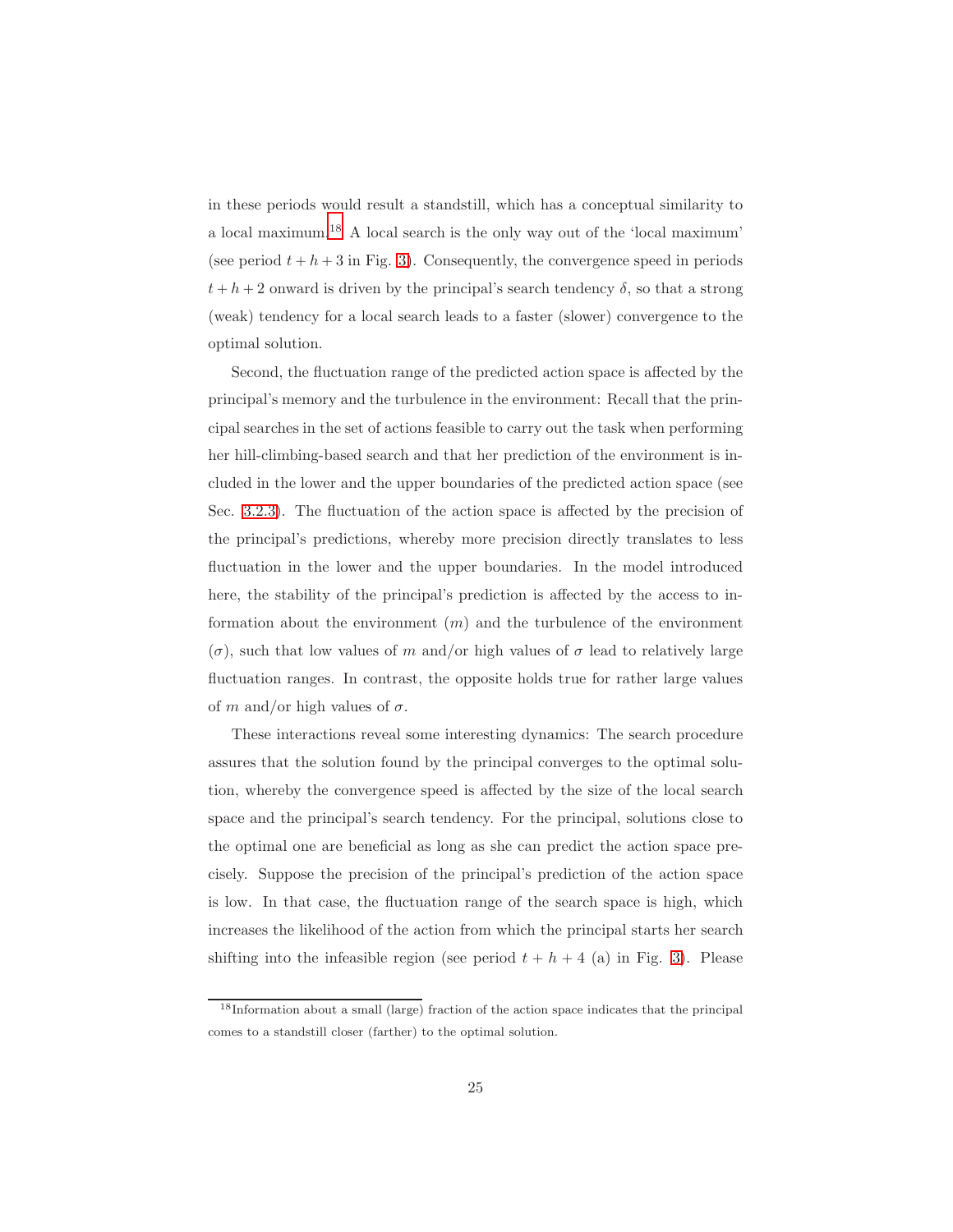in these periods would result a standstill, which has a conceptual similarity to a local maximum.[18] A local search is the only way out of the 'local maximum' (see period $t+h+3$ in Fig. 3). Consequently, the convergence speed in periods $t+h+2$ onward is driven by the principal's search tendency $\delta$, so that a strong (weak) tendency for a local search leads to a faster (slower) convergence to the optimal solution.

Second, the fluctuation range of the predicted action space is affected by the principal's memory and the turbulence in the environment: Recall that the principal searches in the set of actions feasible to carry out the task when performing her hill-climbing-based search and that her prediction of the environment is included in the lower and the upper boundaries of the predicted action space (see Sec. 3.2.3). The fluctuation of the action space is affected by the precision of the principal's predictions, whereby more precision directly translates to less fluctuation in the lower and the upper boundaries. In the model introduced here, the stability of the principal's prediction is affected by the access to information about the environment ($m$) and the turbulence of the environment ($\sigma$), such that low values of $m$ and/or high values of $\sigma$ lead to relatively large fluctuation ranges. In contrast, the opposite holds true for rather large values of $m$ and/or high values of $\sigma$.

These interactions reveal some interesting dynamics: The search procedure assures that the solution found by the principal converges to the optimal solution, whereby the convergence speed is affected by the size of the local search space and the principal's search tendency. For the principal, solutions close to the optimal one are beneficial as long as she can predict the action space precisely. Suppose the precision of the principal's prediction of the action space is low. In that case, the fluctuation range of the search space is high, which increases the likelihood of the action from which the principal starts her search shifting into the infeasible region (see period $t+h+4$ (a) in Fig. 3). Please

[18] Information about a small (large) fraction of the action space indicates that the principal comes to a standstill closer (farther) to the optimal solution.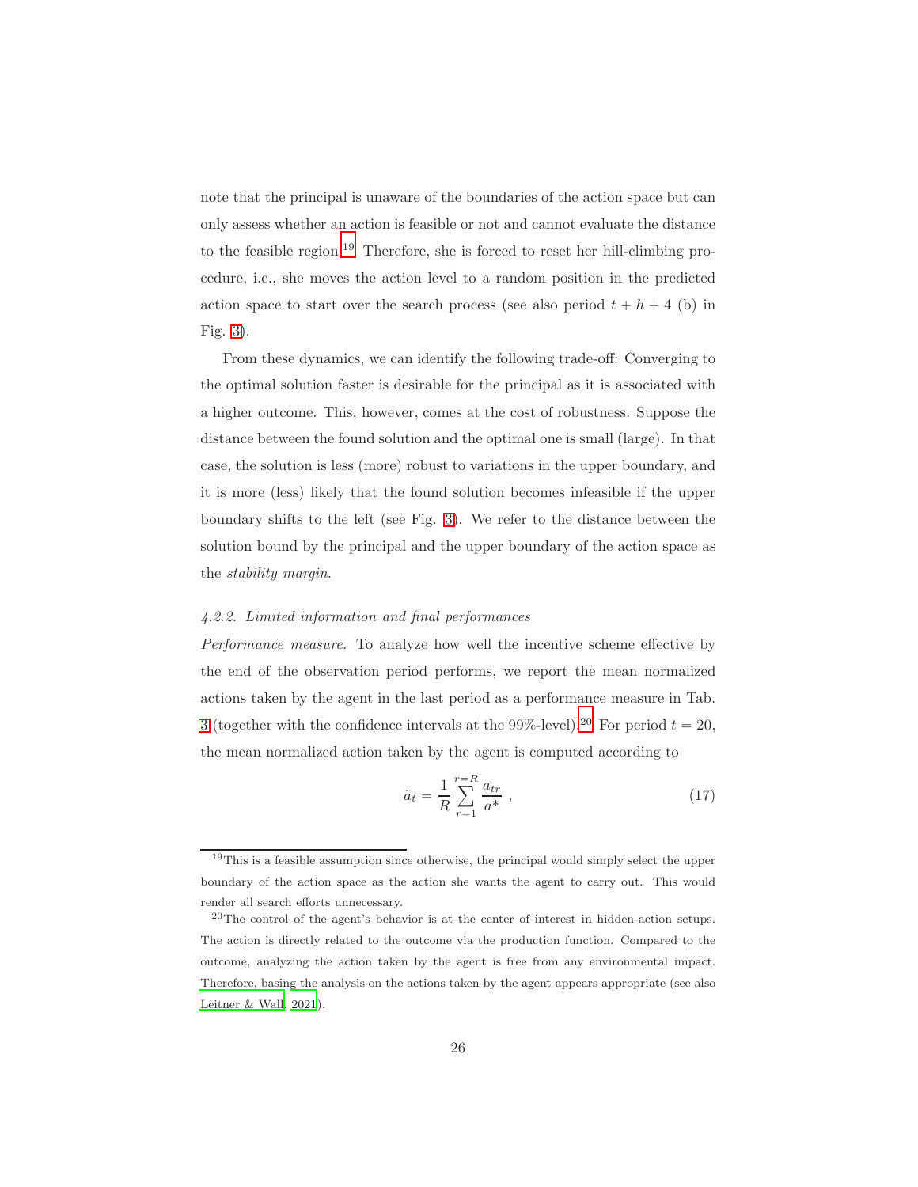note that the principal is unaware of the boundaries of the action space but can only assess whether an action is feasible or not and cannot evaluate the distance to the feasible region.[19] Therefore, she is forced to reset her hill-climbing procedure, i.e., she moves the action level to a random position in the predicted action space to start over the search process (see also period $t + h + 4$ (b) in Fig. 3).

From these dynamics, we can identify the following trade-off: Converging to the optimal solution faster is desirable for the principal as it is associated with a higher outcome. This, however, comes at the cost of robustness. Suppose the distance between the found solution and the optimal one is small (large). In that case, the solution is less (more) robust to variations in the upper boundary, and it is more (less) likely that the found solution becomes infeasible if the upper boundary shifts to the left (see Fig. 3). We refer to the distance between the solution bound by the principal and the upper boundary of the action space as the *stability margin*.

#### *4.2.2. Limited information and final performances*

*Performance measure.* To analyze how well the incentive scheme effective by the end of the observation period performs, we report the mean normalized actions taken by the agent in the last period as a performance measure in Tab. 3 (together with the confidence intervals at the 99%-level).[20] For period $t = 20$, the mean normalized action taken by the agent is computed according to

$$\tilde{a}_t = \frac{1}{R} \sum_{r=1}^{r=R} \frac{a_{tr}}{a^*} \,, \tag{17}$$

[19] This is a feasible assumption since otherwise, the principal would simply select the upper boundary of the action space as the action she wants the agent to carry out. This would render all search efforts unnecessary.

[20] The control of the agent's behavior is at the center of interest in hidden-action setups. The action is directly related to the outcome via the production function. Compared to the outcome, analyzing the action taken by the agent is free from any environmental impact. Therefore, basing the analysis on the actions taken by the agent appears appropriate (see also Leitner & Wall, 2021).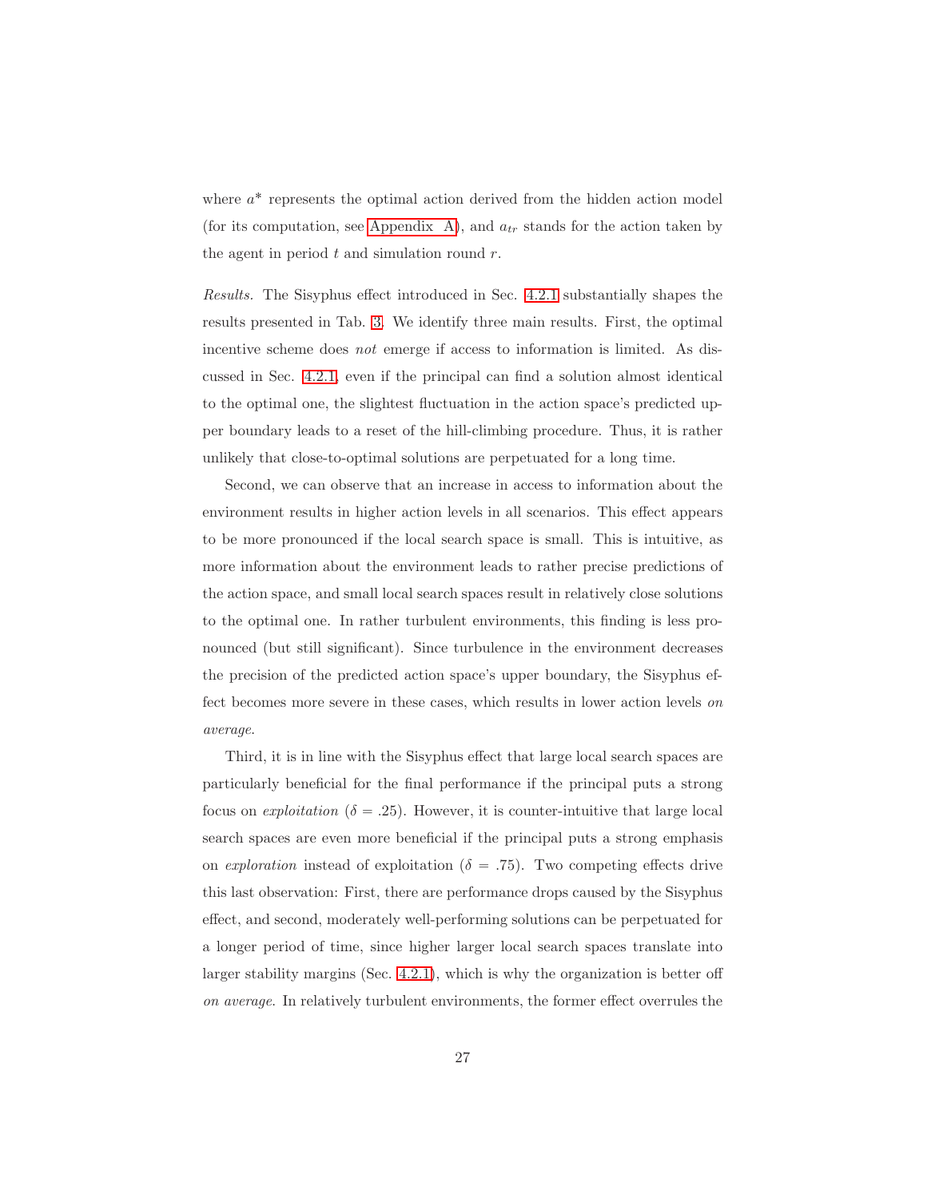where $a^*$ represents the optimal action derived from the hidden action model (for its computation, see Appendix A), and $a_{tr}$ stands for the action taken by the agent in period $t$ and simulation round $r$.

*Results.* The Sisyphus effect introduced in Sec. 4.2.1 substantially shapes the results presented in Tab. 3. We identify three main results. First, the optimal incentive scheme does *not* emerge if access to information is limited. As discussed in Sec. 4.2.1, even if the principal can find a solution almost identical to the optimal one, the slightest fluctuation in the action space's predicted upper boundary leads to a reset of the hill-climbing procedure. Thus, it is rather unlikely that close-to-optimal solutions are perpetuated for a long time.

Second, we can observe that an increase in access to information about the environment results in higher action levels in all scenarios. This effect appears to be more pronounced if the local search space is small. This is intuitive, as more information about the environment leads to rather precise predictions of the action space, and small local search spaces result in relatively close solutions to the optimal one. In rather turbulent environments, this finding is less pronounced (but still significant). Since turbulence in the environment decreases the precision of the predicted action space's upper boundary, the Sisyphus effect becomes more severe in these cases, which results in lower action levels *on average*.

Third, it is in line with the Sisyphus effect that large local search spaces are particularly beneficial for the final performance if the principal puts a strong focus on *exploitation* ($\delta = .25$). However, it is counter-intuitive that large local search spaces are even more beneficial if the principal puts a strong emphasis on *exploration* instead of exploitation ($\delta = .75$). Two competing effects drive this last observation: First, there are performance drops caused by the Sisyphus effect, and second, moderately well-performing solutions can be perpetuated for a longer period of time, since higher larger local search spaces translate into larger stability margins (Sec. 4.2.1), which is why the organization is better off *on average*. In relatively turbulent environments, the former effect overrules the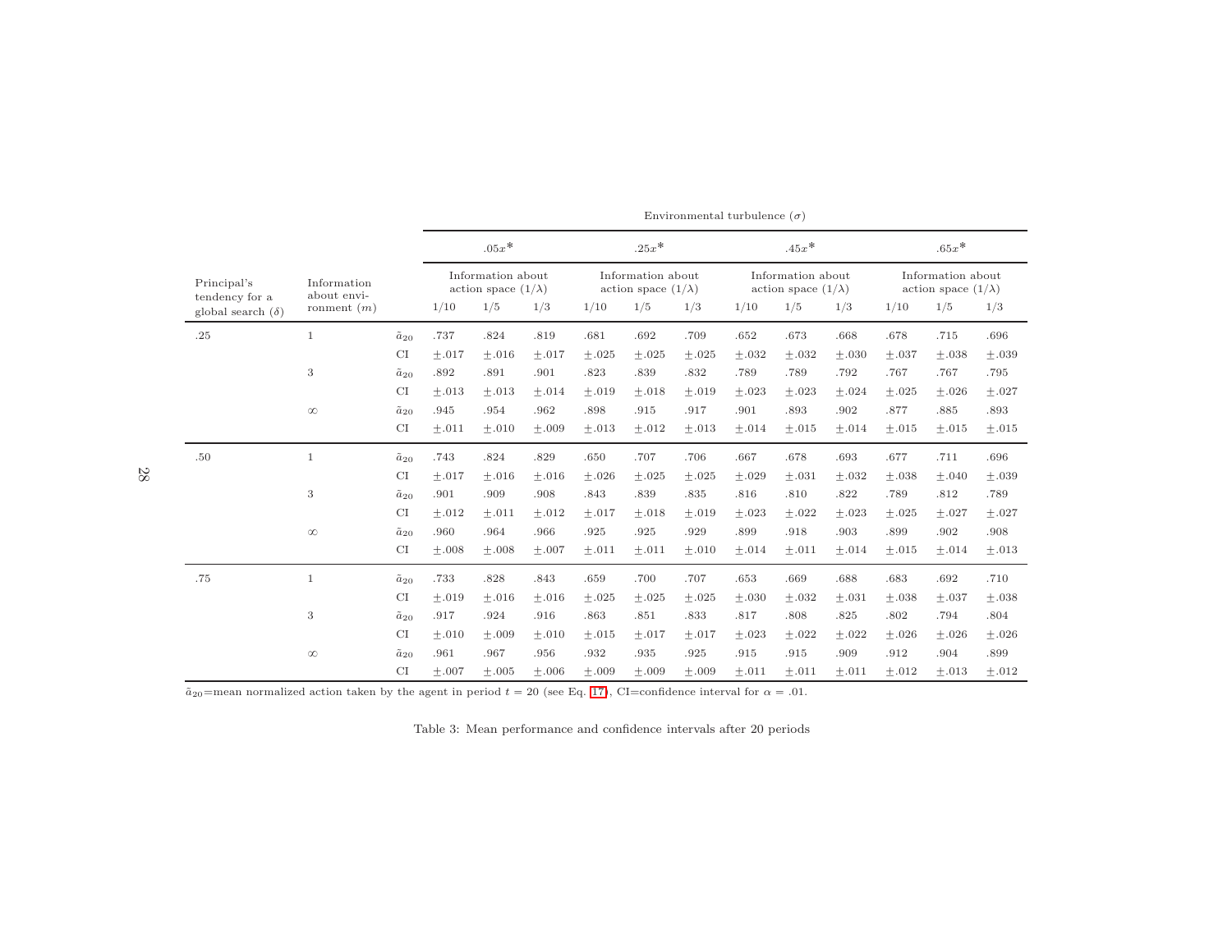| Principal's tendency for a global search ($\delta$) | Information about environment ($m$) | | Environmental turbulence ($\sigma$) | | | | | | | | | | | |
|---|---|---|---|---|---|---|---|---|---|---|---|---|---|---|
| | | | $.05x^*$ | | | $.25x^*$ | | | $.45x^*$ | | | $.65x^*$ | | |
| | | | Information about action space ($1/\lambda$) | | | Information about action space ($1/\lambda$) | | | Information about action space ($1/\lambda$) | | | Information about action space ($1/\lambda$) | | |
| | | | 1/10 | 1/5 | 1/3 | 1/10 | 1/5 | 1/3 | 1/10 | 1/5 | 1/3 | 1/10 | 1/5 | 1/3 |
| .25 | 1 | $\tilde{a}_{20}$ | .737 | .824 | .819 | .681 | .692 | .709 | .652 | .673 | .668 | .678 | .715 | .696 |
| | | CI | ±.017 | ±.016 | ±.017 | ±.025 | ±.025 | ±.025 | ±.032 | ±.032 | ±.030 | ±.037 | ±.038 | ±.039 |
| | 3 | $\tilde{a}_{20}$ | .892 | .891 | .901 | .823 | .839 | .832 | .789 | .789 | .792 | .767 | .767 | .795 |
| | | CI | ±.013 | ±.013 | ±.014 | ±.019 | ±.018 | ±.019 | ±.023 | ±.023 | ±.024 | ±.025 | ±.026 | ±.027 |
| | $\infty$ | $\tilde{a}_{20}$ | .945 | .954 | .962 | .898 | .915 | .917 | .901 | .893 | .902 | .877 | .885 | .893 |
| | | CI | ±.011 | ±.010 | ±.009 | ±.013 | ±.012 | ±.013 | ±.014 | ±.015 | ±.014 | ±.015 | ±.015 | ±.015 |
| .50 | 1 | $\tilde{a}_{20}$ | .743 | .824 | .829 | .650 | .707 | .706 | .667 | .678 | .693 | .677 | .711 | .696 |
| | | CI | ±.017 | ±.016 | ±.016 | ±.026 | ±.025 | ±.025 | ±.029 | ±.031 | ±.032 | ±.038 | ±.040 | ±.039 |
| | 3 | $\tilde{a}_{20}$ | .901 | .909 | .908 | .843 | .839 | .835 | .816 | .810 | .822 | .789 | .812 | .789 |
| | | CI | ±.012 | ±.011 | ±.012 | ±.017 | ±.018 | ±.019 | ±.023 | ±.022 | ±.023 | ±.025 | ±.027 | ±.027 |
| | $\infty$ | $\tilde{a}_{20}$ | .960 | .964 | .966 | .925 | .925 | .929 | .899 | .918 | .903 | .899 | .902 | .908 |
| | | CI | ±.008 | ±.008 | ±.007 | ±.011 | ±.011 | ±.010 | ±.014 | ±.011 | ±.014 | ±.015 | ±.014 | ±.013 |
| .75 | 1 | $\tilde{a}_{20}$ | .733 | .828 | .843 | .659 | .700 | .707 | .653 | .669 | .688 | .683 | .692 | .710 |
| | | CI | ±.019 | ±.016 | ±.016 | ±.025 | ±.025 | ±.025 | ±.030 | ±.032 | ±.031 | ±.038 | ±.037 | ±.038 |
| | 3 | $\tilde{a}_{20}$ | .917 | .924 | .916 | .863 | .851 | .833 | .817 | .808 | .825 | .802 | .794 | .804 |
| | | CI | ±.010 | ±.009 | ±.010 | ±.015 | ±.017 | ±.017 | ±.023 | ±.022 | ±.022 | ±.026 | ±.026 | ±.026 |
| | $\infty$ | $\tilde{a}_{20}$ | .961 | .967 | .956 | .932 | .935 | .925 | .915 | .915 | .909 | .912 | .904 | .899 |
| | | CI | ±.007 | ±.005 | ±.006 | ±.009 | ±.009 | ±.009 | ±.011 | ±.011 | ±.011 | ±.012 | ±.013 | ±.012 |

$\tilde{a}_{20}$=mean normalized action taken by the agent in period $t = 20$ (see Eq. 17), CI=confidence interval for $\alpha = .01$.

Table 3: Mean performance and confidence intervals after 20 periods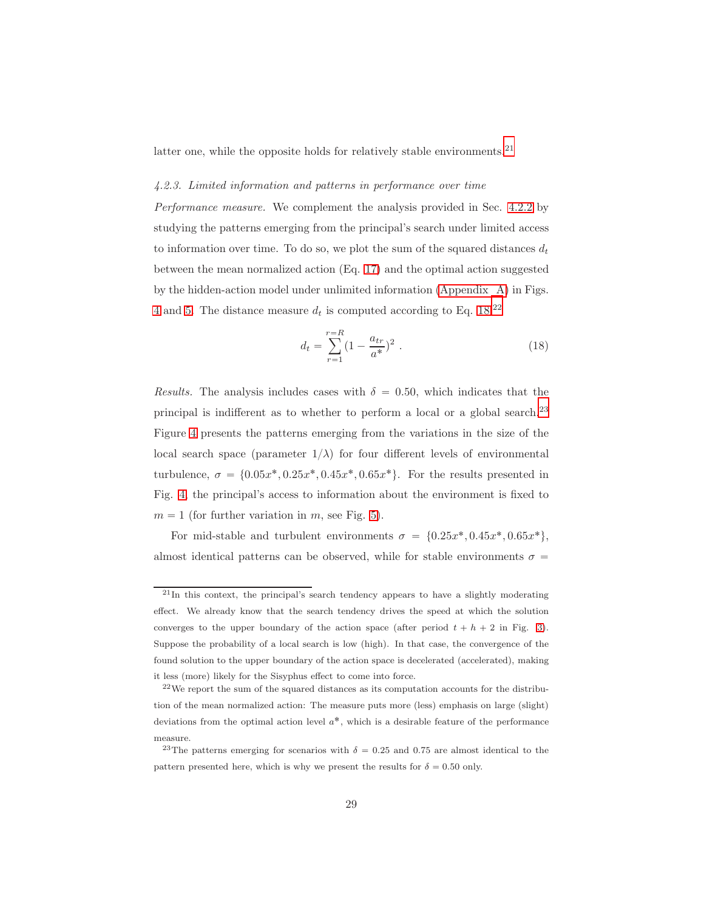latter one, while the opposite holds for relatively stable environments.[21]

#### *4.2.3. Limited information and patterns in performance over time*

*Performance measure.* We complement the analysis provided in Sec. 4.2.2 by studying the patterns emerging from the principal's search under limited access to information over time. To do so, we plot the sum of the squared distances $d_t$ between the mean normalized action (Eq. 17) and the optimal action suggested by the hidden-action model under unlimited information (Appendix A) in Figs. 4 and 5. The distance measure $d_t$ is computed according to Eq. 18.[22]

$$d_t = \sum_{r=1}^{r=R} (1 - \frac{a_{tr}}{a^*})^2 \ . \tag{18}$$

*Results.* The analysis includes cases with $\delta = 0.50$, which indicates that the principal is indifferent as to whether to perform a local or a global search.[23] Figure 4 presents the patterns emerging from the variations in the size of the local search space (parameter $1/\lambda$) for four different levels of environmental turbulence, $\sigma = \{0.05x^*, 0.25x^*, 0.45x^*, 0.65x^*\}$. For the results presented in Fig. 4, the principal's access to information about the environment is fixed to $m = 1$ (for further variation in $m$, see Fig. 5).

For mid-stable and turbulent environments $\sigma = \{0.25x^*, 0.45x^*, 0.65x^*\}$, almost identical patterns can be observed, while for stable environments $\sigma =$

---

[21] In this context, the principal's search tendency appears to have a slightly moderating effect. We already know that the search tendency drives the speed at which the solution converges to the upper boundary of the action space (after period $t + h + 2$ in Fig. 3). Suppose the probability of a local search is low (high). In that case, the convergence of the found solution to the upper boundary of the action space is decelerated (accelerated), making it less (more) likely for the Sisyphus effect to come into force.

[22] We report the sum of the squared distances as its computation accounts for the distribution of the mean normalized action: The measure puts more (less) emphasis on large (slight) deviations from the optimal action level $a^*$, which is a desirable feature of the performance measure.

[23] The patterns emerging for scenarios with $\delta = 0.25$ and $0.75$ are almost identical to the pattern presented here, which is why we present the results for $\delta = 0.50$ only.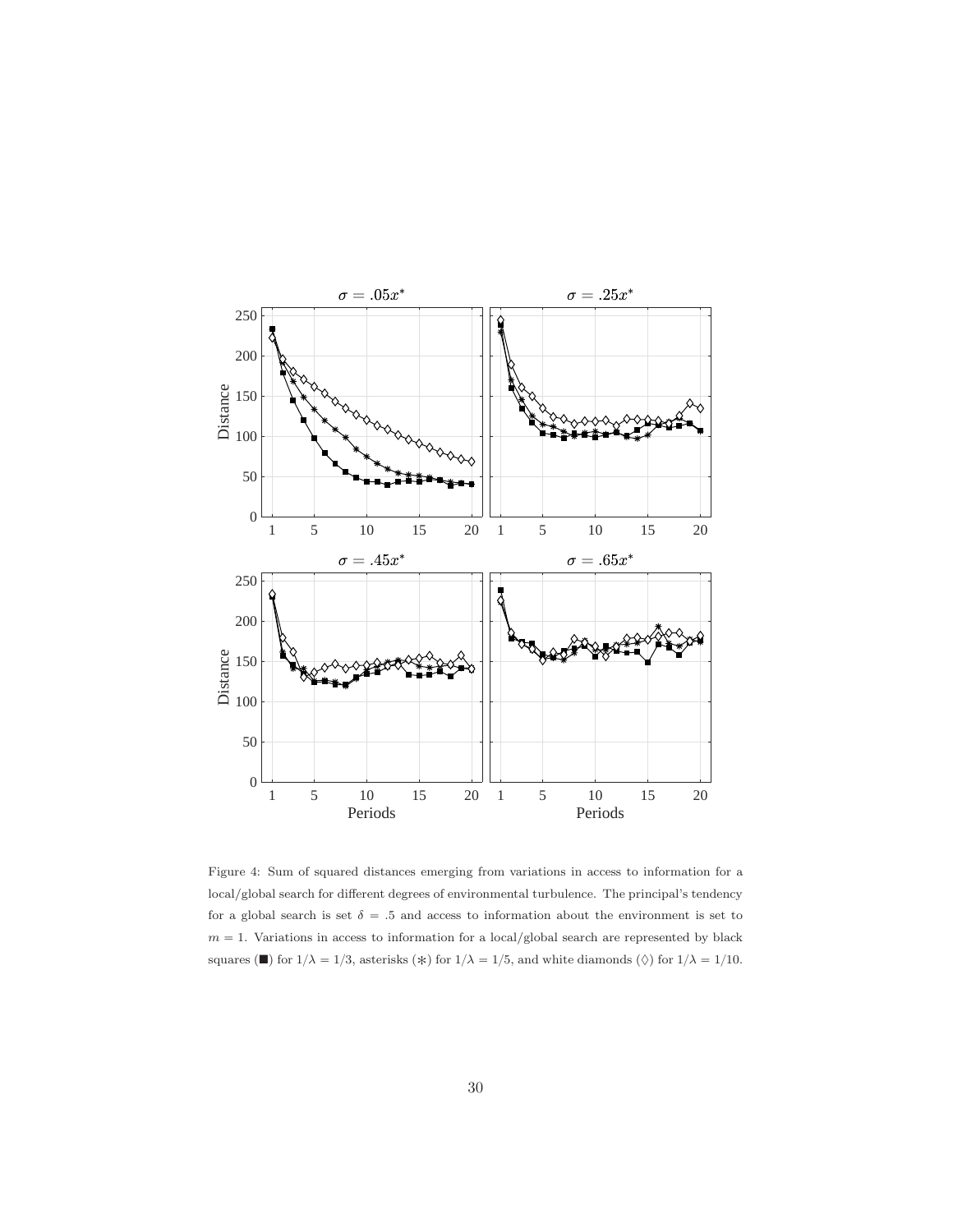Figure 4: Sum of squared distances emerging from variations in access to information for a local/global search for different degrees of environmental turbulence. The principal's tendency for a global search is set $\delta = .5$ and access to information about the environment is set to $m = 1$. Variations in access to information for a local/global search are represented by black squares (■) for $1/\lambda = 1/3$, asterisks (∗) for $1/\lambda = 1/5$, and white diamonds (◊) for $1/\lambda = 1/10$.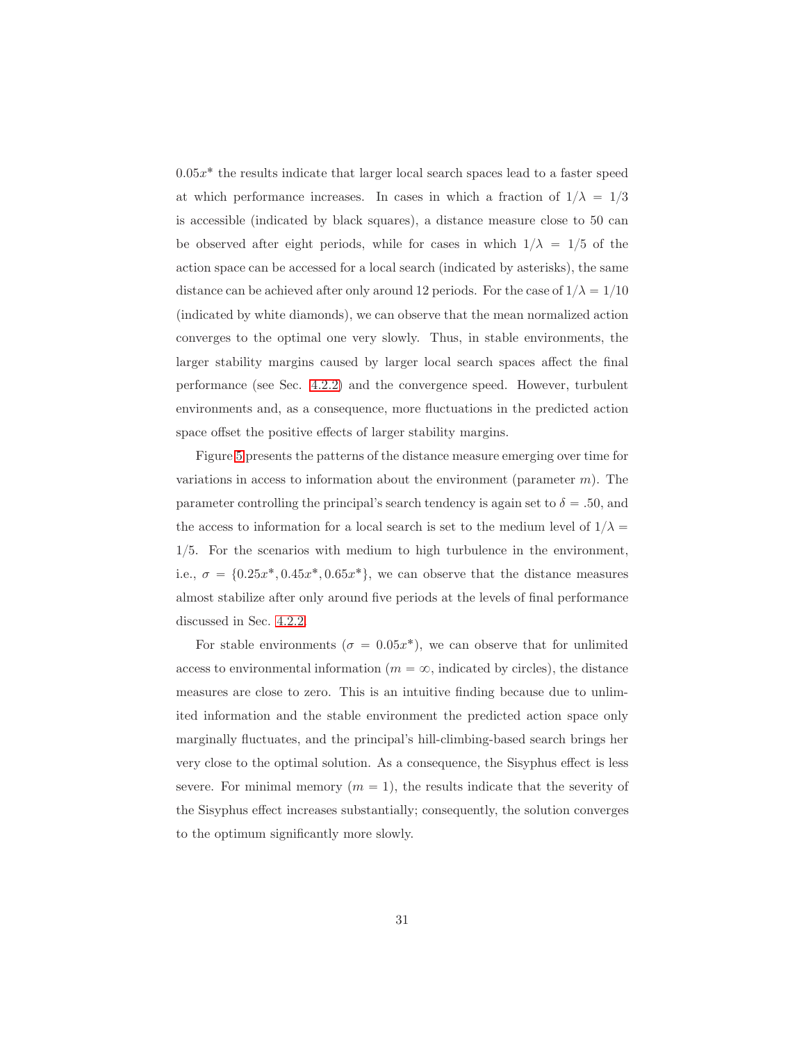$0.05x^*$ the results indicate that larger local search spaces lead to a faster speed at which performance increases. In cases in which a fraction of $1/\lambda = 1/3$ is accessible (indicated by black squares), a distance measure close to 50 can be observed after eight periods, while for cases in which $1/\lambda = 1/5$ of the action space can be accessed for a local search (indicated by asterisks), the same distance can be achieved after only around 12 periods. For the case of $1/\lambda = 1/10$ (indicated by white diamonds), we can observe that the mean normalized action converges to the optimal one very slowly. Thus, in stable environments, the larger stability margins caused by larger local search spaces affect the final performance (see Sec. 4.2.2) and the convergence speed. However, turbulent environments and, as a consequence, more fluctuations in the predicted action space offset the positive effects of larger stability margins.

Figure 5 presents the patterns of the distance measure emerging over time for variations in access to information about the environment (parameter $m$). The parameter controlling the principal's search tendency is again set to $\delta = .50$, and the access to information for a local search is set to the medium level of $1/\lambda = 1/5$. For the scenarios with medium to high turbulence in the environment, i.e., $\sigma = \{0.25x^*, 0.45x^*, 0.65x^*\}$, we can observe that the distance measures almost stabilize after only around five periods at the levels of final performance discussed in Sec. 4.2.2.

For stable environments ($\sigma = 0.05x^*$), we can observe that for unlimited access to environmental information ($m = \infty$, indicated by circles), the distance measures are close to zero. This is an intuitive finding because due to unlimited information and the stable environment the predicted action space only marginally fluctuates, and the principal's hill-climbing-based search brings her very close to the optimal solution. As a consequence, the Sisyphus effect is less severe. For minimal memory ($m = 1$), the results indicate that the severity of the Sisyphus effect increases substantially; consequently, the solution converges to the optimum significantly more slowly.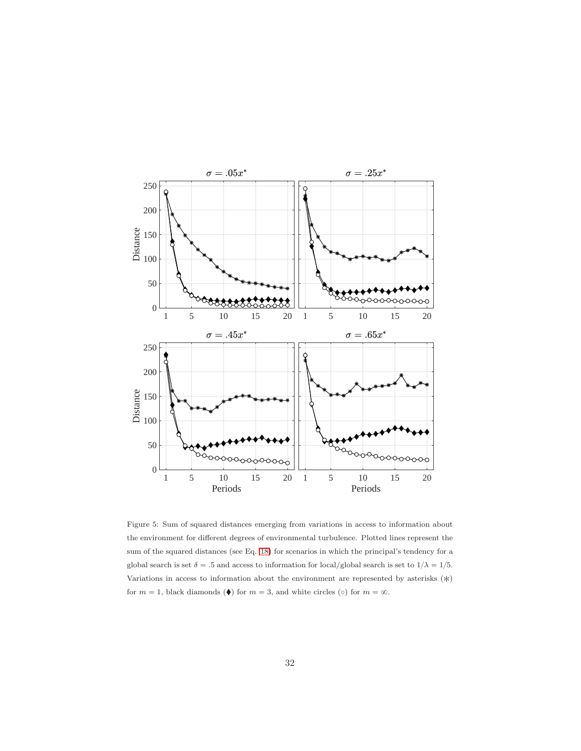Figure 5: Sum of squared distances emerging from variations in access to information about the environment for different degrees of environmental turbulence. Plotted lines represent the sum of the squared distances (see Eq. 18) for scenarios in which the principal's tendency for a global search is set $\delta = .5$ and access to information for local/global search is set to $1/\lambda = 1/5$. Variations in access to information about the environment are represented by asterisks ($\ast$) for $m = 1$, black diamonds ($\blacklozenge$) for $m = 3$, and white circles ($\circ$) for $m = \infty$.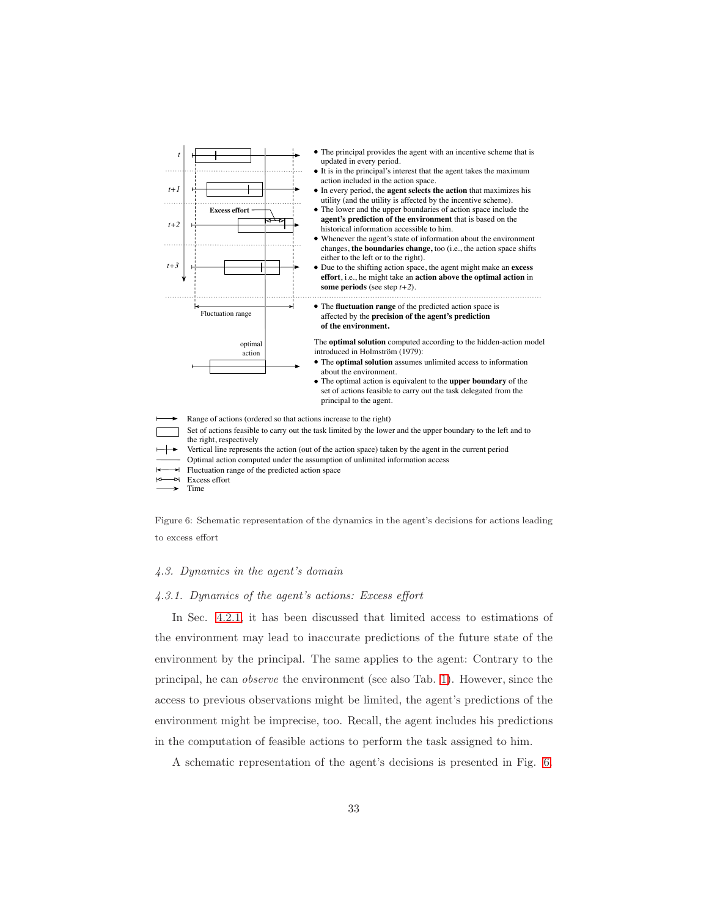- The principal provides the agent with an incentive scheme that is updated in every period.
- It is in the principal's interest that the agent takes the maximum action included in the action space.
- In every period, the **agent selects the action** that maximizes his utility (and the utility is affected by the incentive scheme).
- The lower and the upper boundaries of action space include the **agent's prediction of the environment** that is based on the historical information accessible to him.
- Whenever the agent's state of information about the environment changes, **the boundaries change,** too (i.e., the action space shifts either to the left or to the right).
- Due to the shifting action space, the agent might make an **excess effort**, i.e., he might take an **action above the optimal action** in **some periods** (see step *t+2*).

- The **fluctuation range** of the predicted action space is affected by the **precision of the agent's prediction of the environment.**

The **optimal solution** computed according to the hidden-action model introduced in Holmström (1979):

- The **optimal solution** assumes unlimited access to information about the environment.
- The optimal action is equivalent to the **upper boundary** of the set of actions feasible to carry out the task delegated from the principal to the agent.

Legend:
- Range of actions (ordered so that actions increase to the right)
- Set of actions feasible to carry out the task limited by the lower and the upper boundary to the left and to the right, respectively
- Vertical line represents the action (out of the action space) taken by the agent in the current period
- Optimal action computed under the assumption of unlimited information access
- Fluctuation range of the predicted action space
- Excess effort
- Time

Figure 6: Schematic representation of the dynamics in the agent's decisions for actions leading to excess effort

### *4.3. Dynamics in the agent's domain*

#### *4.3.1. Dynamics of the agent's actions: Excess effort*

In Sec. 4.2.1, it has been discussed that limited access to estimations of the environment may lead to inaccurate predictions of the future state of the environment by the principal. The same applies to the agent: Contrary to the principal, he can *observe* the environment (see also Tab. 1). However, since the access to previous observations might be limited, the agent's predictions of the environment might be imprecise, too. Recall, the agent includes his predictions in the computation of feasible actions to perform the task assigned to him.

A schematic representation of the agent's decisions is presented in Fig. 6.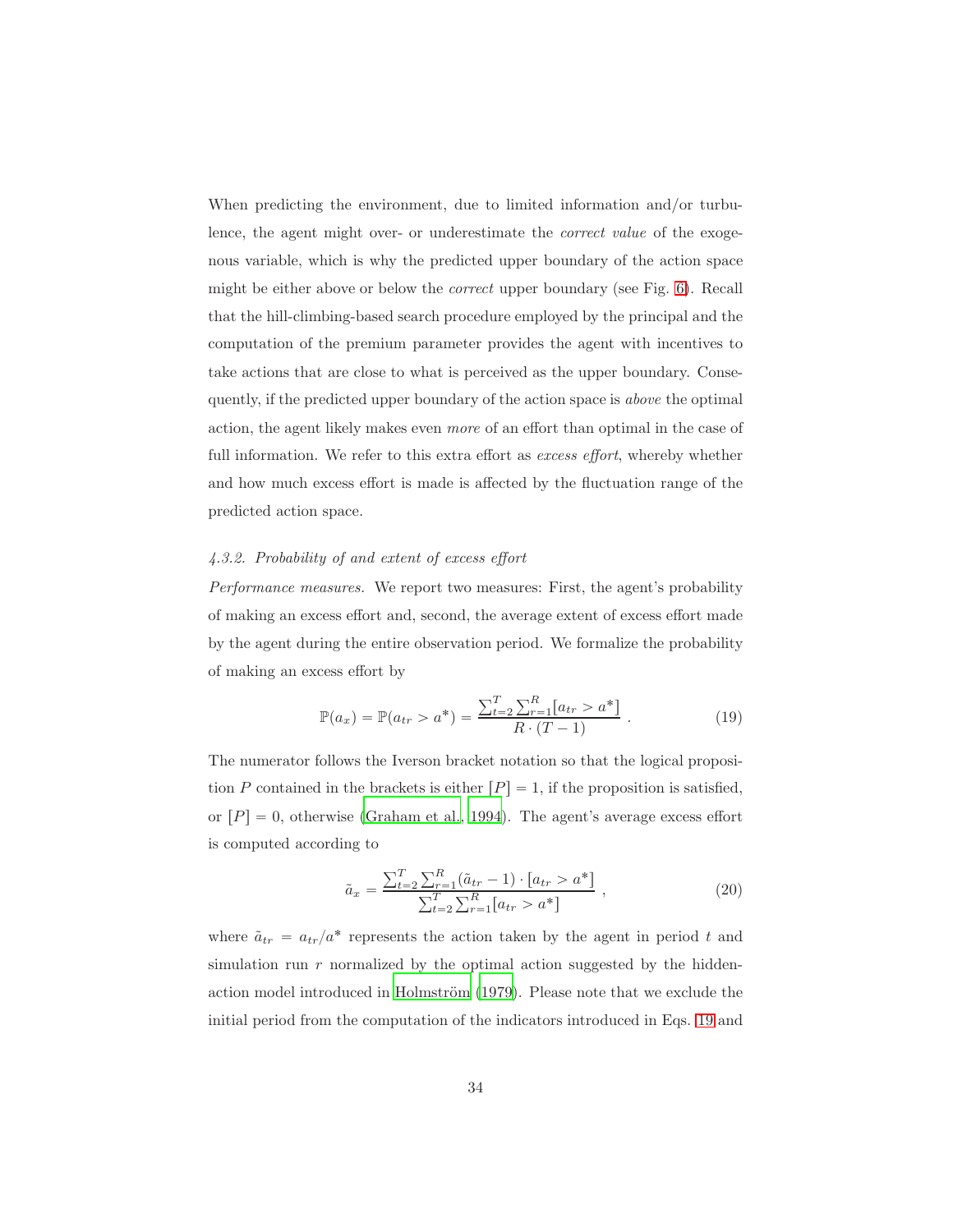When predicting the environment, due to limited information and/or turbulence, the agent might over- or underestimate the *correct value* of the exogenous variable, which is why the predicted upper boundary of the action space might be either above or below the *correct* upper boundary (see Fig. 6). Recall that the hill-climbing-based search procedure employed by the principal and the computation of the premium parameter provides the agent with incentives to take actions that are close to what is perceived as the upper boundary. Consequently, if the predicted upper boundary of the action space is *above* the optimal action, the agent likely makes even *more* of an effort than optimal in the case of full information. We refer to this extra effort as *excess effort*, whereby whether and how much excess effort is made is affected by the fluctuation range of the predicted action space.

#### *4.3.2. Probability of and extent of excess effort*

*Performance measures.* We report two measures: First, the agent's probability of making an excess effort and, second, the average extent of excess effort made by the agent during the entire observation period. We formalize the probability of making an excess effort by

$$\mathbb{P}(a_x) = \mathbb{P}(a_{tr} > a^*) = \frac{\sum_{t=2}^{T} \sum_{r=1}^{R} [a_{tr} > a^*]}{R \cdot (T-1)} \; . \tag{19}$$

The numerator follows the Iverson bracket notation so that the logical proposition $P$ contained in the brackets is either $[P] = 1$, if the proposition is satisfied, or $[P] = 0$, otherwise (Graham et al., 1994). The agent's average excess effort is computed according to

$$\tilde{a}_x = \frac{\sum_{t=2}^{T} \sum_{r=1}^{R} (\tilde{a}_{tr} - 1) \cdot [a_{tr} > a^*]}{\sum_{t=2}^{T} \sum_{r=1}^{R} [a_{tr} > a^*]} \; , \tag{20}$$

where $\tilde{a}_{tr} = a_{tr}/a^*$ represents the action taken by the agent in period $t$ and simulation run $r$ normalized by the optimal action suggested by the hidden-action model introduced in Holmström (1979). Please note that we exclude the initial period from the computation of the indicators introduced in Eqs. 19 and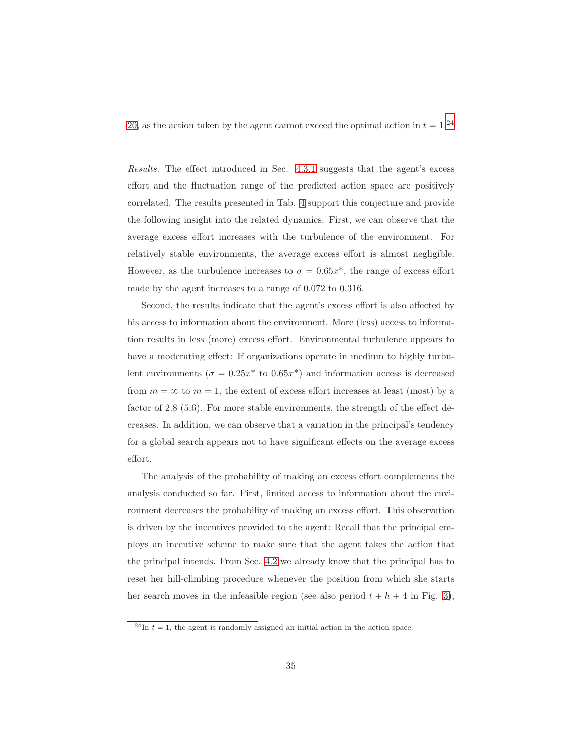20, as the action taken by the agent cannot exceed the optimal action in $t = 1$.[24]

*Results.* The effect introduced in Sec. 4.3.1 suggests that the agent's excess effort and the fluctuation range of the predicted action space are positively correlated. The results presented in Tab. 4 support this conjecture and provide the following insight into the related dynamics. First, we can observe that the average excess effort increases with the turbulence of the environment. For relatively stable environments, the average excess effort is almost negligible. However, as the turbulence increases to $\sigma = 0.65x^*$, the range of excess effort made by the agent increases to a range of 0.072 to 0.316.

Second, the results indicate that the agent's excess effort is also affected by his access to information about the environment. More (less) access to information results in less (more) excess effort. Environmental turbulence appears to have a moderating effect: If organizations operate in medium to highly turbulent environments ($\sigma = 0.25x^*$ to $0.65x^*$) and information access is decreased from $m = \infty$ to $m = 1$, the extent of excess effort increases at least (most) by a factor of 2.8 (5.6). For more stable environments, the strength of the effect decreases. In addition, we can observe that a variation in the principal's tendency for a global search appears not to have significant effects on the average excess effort.

The analysis of the probability of making an excess effort complements the analysis conducted so far. First, limited access to information about the environment decreases the probability of making an excess effort. This observation is driven by the incentives provided to the agent: Recall that the principal employs an incentive scheme to make sure that the agent takes the action that the principal intends. From Sec. 4.2 we already know that the principal has to reset her hill-climbing procedure whenever the position from which she starts her search moves in the infeasible region (see also period $t + h + 4$ in Fig. 3),

[24] In $t = 1$, the agent is randomly assigned an initial action in the action space.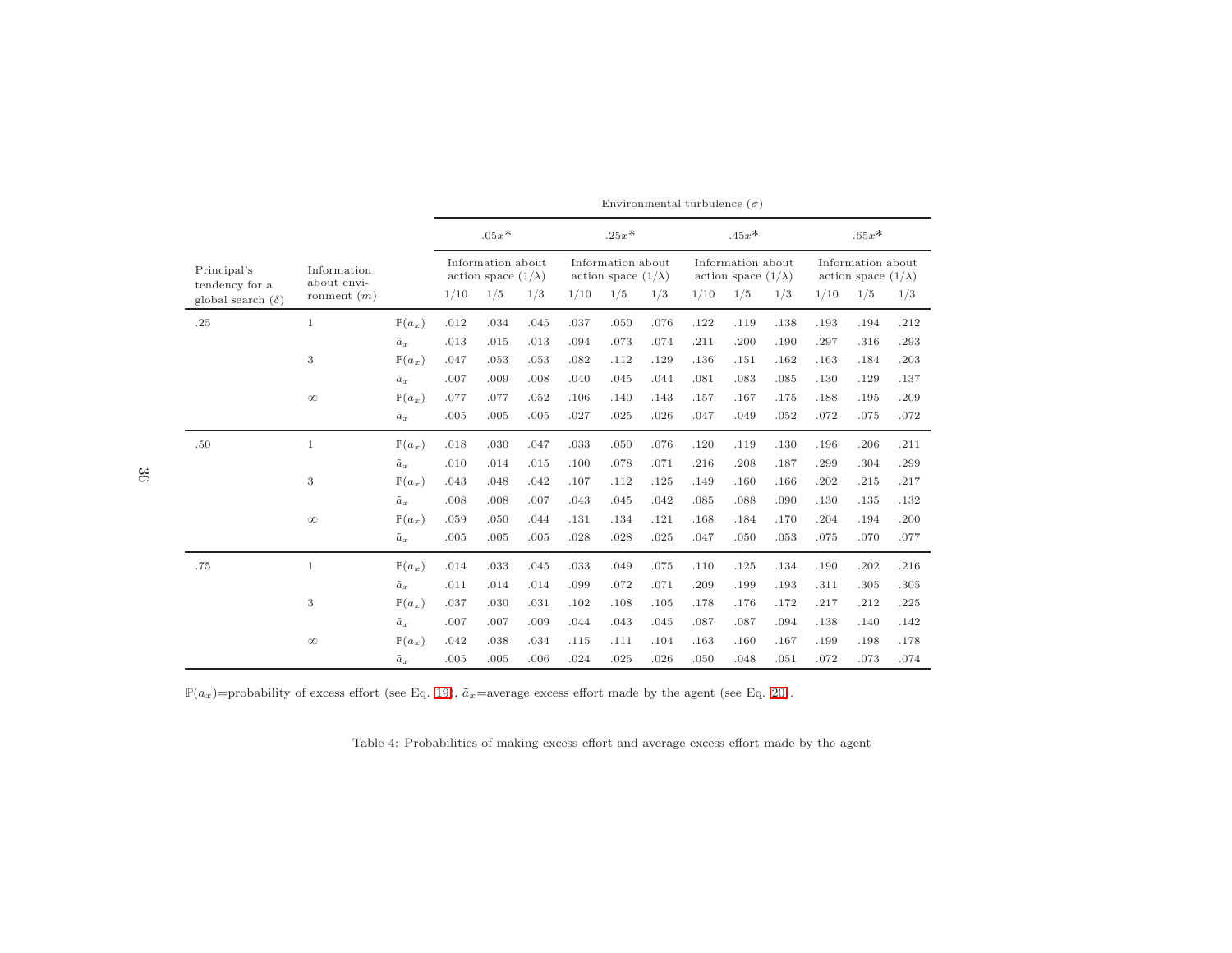| Principal's tendency for a global search ($\delta$) | Information about environment ($m$) | | Environmental turbulence ($\sigma$) | | | | | | | | | | | |
|---|---|---|---|---|---|---|---|---|---|---|---|---|---|---|
| | | | $.05x^*$ | | | $.25x^*$ | | | $.45x^*$ | | | $.65x^*$ | | |
| | | | Information about action space ($1/\lambda$) | | | Information about action space ($1/\lambda$) | | | Information about action space ($1/\lambda$) | | | Information about action space ($1/\lambda$) | | |
| | | | 1/10 | 1/5 | 1/3 | 1/10 | 1/5 | 1/3 | 1/10 | 1/5 | 1/3 | 1/10 | 1/5 | 1/3 |
| .25 | 1 | $\mathbb{P}(a_x)$ | .012 | .034 | .045 | .037 | .050 | .076 | .122 | .119 | .138 | .193 | .194 | .212 |
| | | $\tilde{a}_x$ | .013 | .015 | .013 | .094 | .073 | .074 | .211 | .200 | .190 | .297 | .316 | .293 |
| | 3 | $\mathbb{P}(a_x)$ | .047 | .053 | .053 | .082 | .112 | .129 | .136 | .151 | .162 | .163 | .184 | .203 |
| | | $\tilde{a}_x$ | .007 | .009 | .008 | .040 | .045 | .044 | .081 | .083 | .085 | .130 | .129 | .137 |
| | $\infty$ | $\mathbb{P}(a_x)$ | .077 | .077 | .052 | .106 | .140 | .143 | .157 | .167 | .175 | .188 | .195 | .209 |
| | | $\tilde{a}_x$ | .005 | .005 | .005 | .027 | .025 | .026 | .047 | .049 | .052 | .072 | .075 | .072 |
| .50 | 1 | $\mathbb{P}(a_x)$ | .018 | .030 | .047 | .033 | .050 | .076 | .120 | .119 | .130 | .196 | .206 | .211 |
| | | $\tilde{a}_x$ | .010 | .014 | .015 | .100 | .078 | .071 | .216 | .208 | .187 | .299 | .304 | .299 |
| | 3 | $\mathbb{P}(a_x)$ | .043 | .048 | .042 | .107 | .112 | .125 | .149 | .160 | .166 | .202 | .215 | .217 |
| | | $\tilde{a}_x$ | .008 | .008 | .007 | .043 | .045 | .042 | .085 | .088 | .090 | .130 | .135 | .132 |
| | $\infty$ | $\mathbb{P}(a_x)$ | .059 | .050 | .044 | .131 | .134 | .121 | .168 | .184 | .170 | .204 | .194 | .200 |
| | | $\tilde{a}_x$ | .005 | .005 | .005 | .028 | .028 | .025 | .047 | .050 | .053 | .075 | .070 | .077 |
| .75 | 1 | $\mathbb{P}(a_x)$ | .014 | .033 | .045 | .033 | .049 | .075 | .110 | .125 | .134 | .190 | .202 | .216 |
| | | $\tilde{a}_x$ | .011 | .014 | .014 | .099 | .072 | .071 | .209 | .199 | .193 | .311 | .305 | .305 |
| | 3 | $\mathbb{P}(a_x)$ | .037 | .030 | .031 | .102 | .108 | .105 | .178 | .176 | .172 | .217 | .212 | .225 |
| | | $\tilde{a}_x$ | .007 | .007 | .009 | .044 | .043 | .045 | .087 | .087 | .094 | .138 | .140 | .142 |
| | $\infty$ | $\mathbb{P}(a_x)$ | .042 | .038 | .034 | .115 | .111 | .104 | .163 | .160 | .167 | .199 | .198 | .178 |
| | | $\tilde{a}_x$ | .005 | .005 | .006 | .024 | .025 | .026 | .050 | .048 | .051 | .072 | .073 | .074 |

$\mathbb{P}(a_x)$=probability of excess effort (see Eq. 19), $\tilde{a}_x$=average excess effort made by the agent (see Eq. 20).

Table 4: Probabilities of making excess effort and average excess effort made by the agent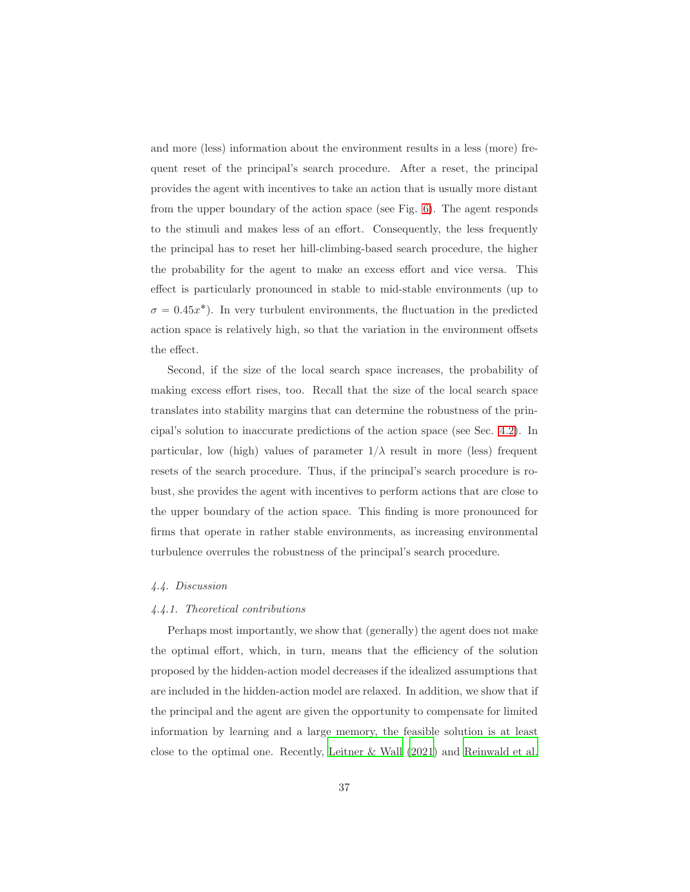and more (less) information about the environment results in a less (more) frequent reset of the principal's search procedure. After a reset, the principal provides the agent with incentives to take an action that is usually more distant from the upper boundary of the action space (see Fig. 6). The agent responds to the stimuli and makes less of an effort. Consequently, the less frequently the principal has to reset her hill-climbing-based search procedure, the higher the probability for the agent to make an excess effort and vice versa. This effect is particularly pronounced in stable to mid-stable environments (up to $\sigma = 0.45x^*$). In very turbulent environments, the fluctuation in the predicted action space is relatively high, so that the variation in the environment offsets the effect.

Second, if the size of the local search space increases, the probability of making excess effort rises, too. Recall that the size of the local search space translates into stability margins that can determine the robustness of the principal's solution to inaccurate predictions of the action space (see Sec. 4.2). In particular, low (high) values of parameter $1/\lambda$ result in more (less) frequent resets of the search procedure. Thus, if the principal's search procedure is robust, she provides the agent with incentives to perform actions that are close to the upper boundary of the action space. This finding is more pronounced for firms that operate in rather stable environments, as increasing environmental turbulence overrules the robustness of the principal's search procedure.

### *4.4. Discussion*

#### *4.4.1. Theoretical contributions*

Perhaps most importantly, we show that (generally) the agent does not make the optimal effort, which, in turn, means that the efficiency of the solution proposed by the hidden-action model decreases if the idealized assumptions that are included in the hidden-action model are relaxed. In addition, we show that if the principal and the agent are given the opportunity to compensate for limited information by learning and a large memory, the feasible solution is at least close to the optimal one. Recently, Leitner & Wall (2021) and Reinwald et al.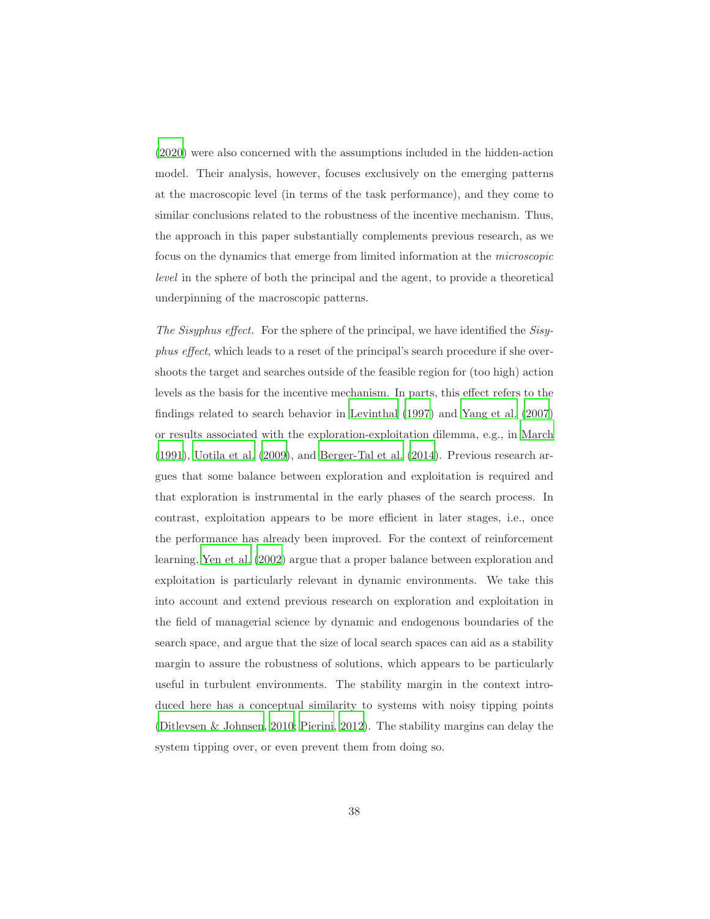(2020) were also concerned with the assumptions included in the hidden-action model. Their analysis, however, focuses exclusively on the emerging patterns at the macroscopic level (in terms of the task performance), and they come to similar conclusions related to the robustness of the incentive mechanism. Thus, the approach in this paper substantially complements previous research, as we focus on the dynamics that emerge from limited information at the *microscopic level* in the sphere of both the principal and the agent, to provide a theoretical underpinning of the macroscopic patterns.

*The Sisyphus effect.* For the sphere of the principal, we have identified the *Sisyphus effect*, which leads to a reset of the principal's search procedure if she overshoots the target and searches outside of the feasible region for (too high) action levels as the basis for the incentive mechanism. In parts, this effect refers to the findings related to search behavior in Levinthal (1997) and Yang et al. (2007) or results associated with the exploration-exploitation dilemma, e.g., in March (1991), Uotila et al. (2009), and Berger-Tal et al. (2014). Previous research argues that some balance between exploration and exploitation is required and that exploration is instrumental in the early phases of the search process. In contrast, exploitation appears to be more efficient in later stages, i.e., once the performance has already been improved. For the context of reinforcement learning, Yen et al. (2002) argue that a proper balance between exploration and exploitation is particularly relevant in dynamic environments. We take this into account and extend previous research on exploration and exploitation in the field of managerial science by dynamic and endogenous boundaries of the search space, and argue that the size of local search spaces can aid as a stability margin to assure the robustness of solutions, which appears to be particularly useful in turbulent environments. The stability margin in the context introduced here has a conceptual similarity to systems with noisy tipping points (Ditlevsen & Johnsen, 2010; Pierini, 2012). The stability margins can delay the system tipping over, or even prevent them from doing so.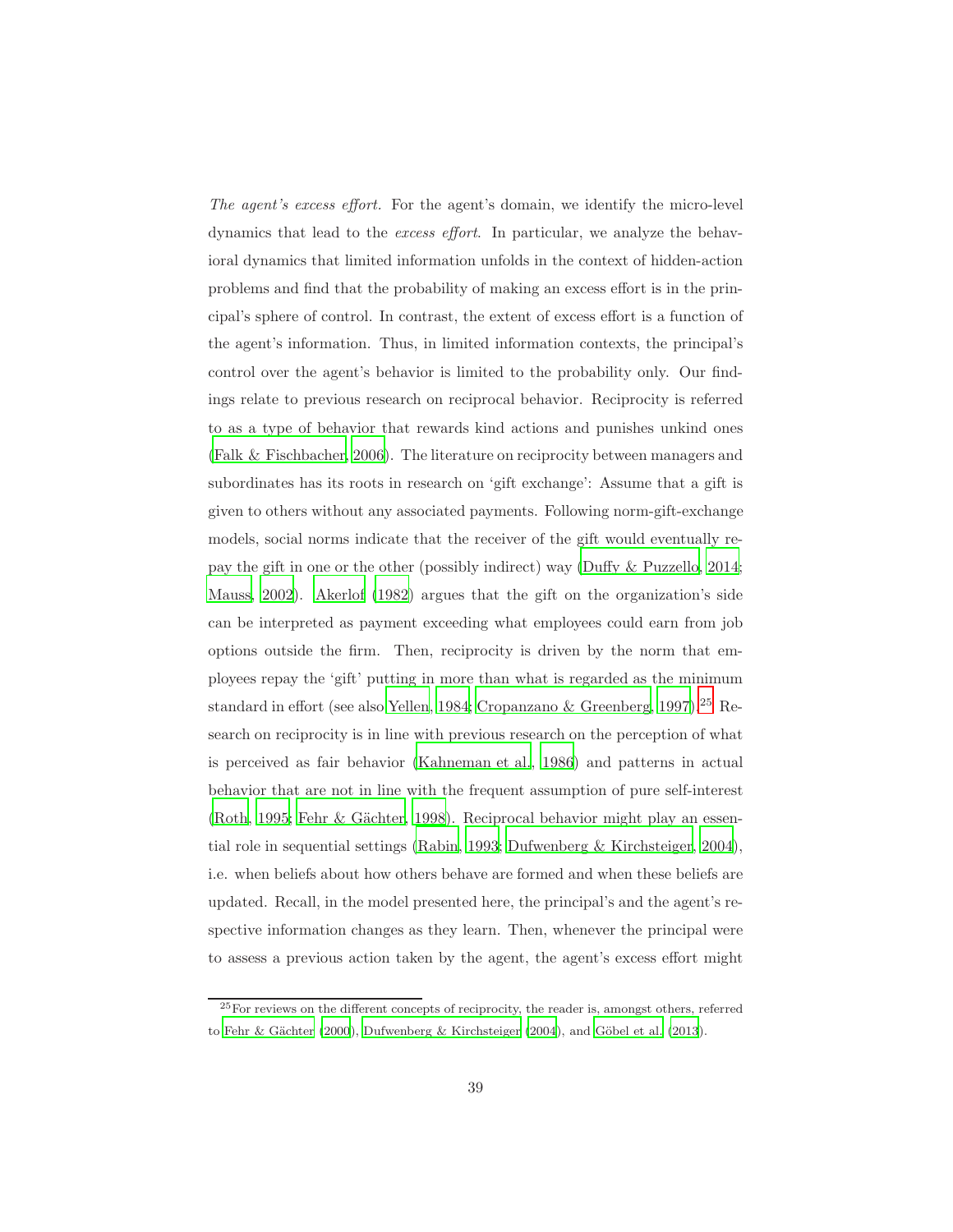*The agent's excess effort.* For the agent's domain, we identify the micro-level dynamics that lead to the *excess effort*. In particular, we analyze the behavioral dynamics that limited information unfolds in the context of hidden-action problems and find that the probability of making an excess effort is in the principal's sphere of control. In contrast, the extent of excess effort is a function of the agent's information. Thus, in limited information contexts, the principal's control over the agent's behavior is limited to the probability only. Our findings relate to previous research on reciprocal behavior. Reciprocity is referred to as a type of behavior that rewards kind actions and punishes unkind ones (Falk & Fischbacher, 2006). The literature on reciprocity between managers and subordinates has its roots in research on 'gift exchange': Assume that a gift is given to others without any associated payments. Following norm-gift-exchange models, social norms indicate that the receiver of the gift would eventually repay the gift in one or the other (possibly indirect) way (Duffy & Puzzello, 2014; Mauss, 2002). Akerlof (1982) argues that the gift on the organization's side can be interpreted as payment exceeding what employees could earn from job options outside the firm. Then, reciprocity is driven by the norm that employees repay the 'gift' putting in more than what is regarded as the minimum standard in effort (see also Yellen, 1984; Cropanzano & Greenberg, 1997).[25] Research on reciprocity is in line with previous research on the perception of what is perceived as fair behavior (Kahneman et al., 1986) and patterns in actual behavior that are not in line with the frequent assumption of pure self-interest (Roth, 1995; Fehr & Gächter, 1998). Reciprocal behavior might play an essential role in sequential settings (Rabin, 1993; Dufwenberg & Kirchsteiger, 2004), i.e. when beliefs about how others behave are formed and when these beliefs are updated. Recall, in the model presented here, the principal's and the agent's respective information changes as they learn. Then, whenever the principal were to assess a previous action taken by the agent, the agent's excess effort might

[25] For reviews on the different concepts of reciprocity, the reader is, amongst others, referred to Fehr & Gächter (2000), Dufwenberg & Kirchsteiger (2004), and Göbel et al. (2013).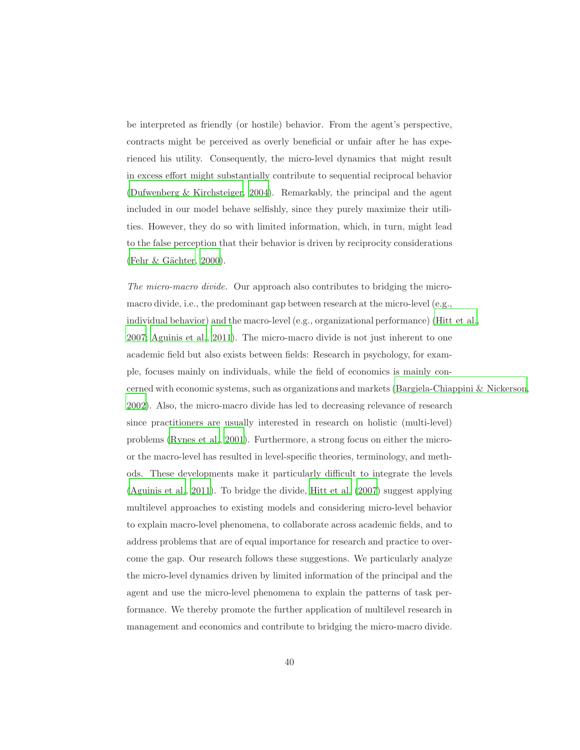be interpreted as friendly (or hostile) behavior. From the agent's perspective, contracts might be perceived as overly beneficial or unfair after he has experienced his utility. Consequently, the micro-level dynamics that might result in excess effort might substantially contribute to sequential reciprocal behavior (Dufwenberg & Kirchsteiger, 2004). Remarkably, the principal and the agent included in our model behave selfishly, since they purely maximize their utilities. However, they do so with limited information, which, in turn, might lead to the false perception that their behavior is driven by reciprocity considerations (Fehr & Gächter, 2000).

*The micro-macro divide.* Our approach also contributes to bridging the micro-macro divide, i.e., the predominant gap between research at the micro-level (e.g., individual behavior) and the macro-level (e.g., organizational performance) (Hitt et al., 2007; Aguinis et al., 2011). The micro-macro divide is not just inherent to one academic field but also exists between fields: Research in psychology, for example, focuses mainly on individuals, while the field of economics is mainly concerned with economic systems, such as organizations and markets (Bargiela-Chiappini & Nickerson, 2002). Also, the micro-macro divide has led to decreasing relevance of research since practitioners are usually interested in research on holistic (multi-level) problems (Rynes et al., 2001). Furthermore, a strong focus on either the micro- or the macro-level has resulted in level-specific theories, terminology, and methods. These developments make it particularly difficult to integrate the levels (Aguinis et al., 2011). To bridge the divide, Hitt et al. (2007) suggest applying multilevel approaches to existing models and considering micro-level behavior to explain macro-level phenomena, to collaborate across academic fields, and to address problems that are of equal importance for research and practice to overcome the gap. Our research follows these suggestions. We particularly analyze the micro-level dynamics driven by limited information of the principal and the agent and use the micro-level phenomena to explain the patterns of task performance. We thereby promote the further application of multilevel research in management and economics and contribute to bridging the micro-macro divide.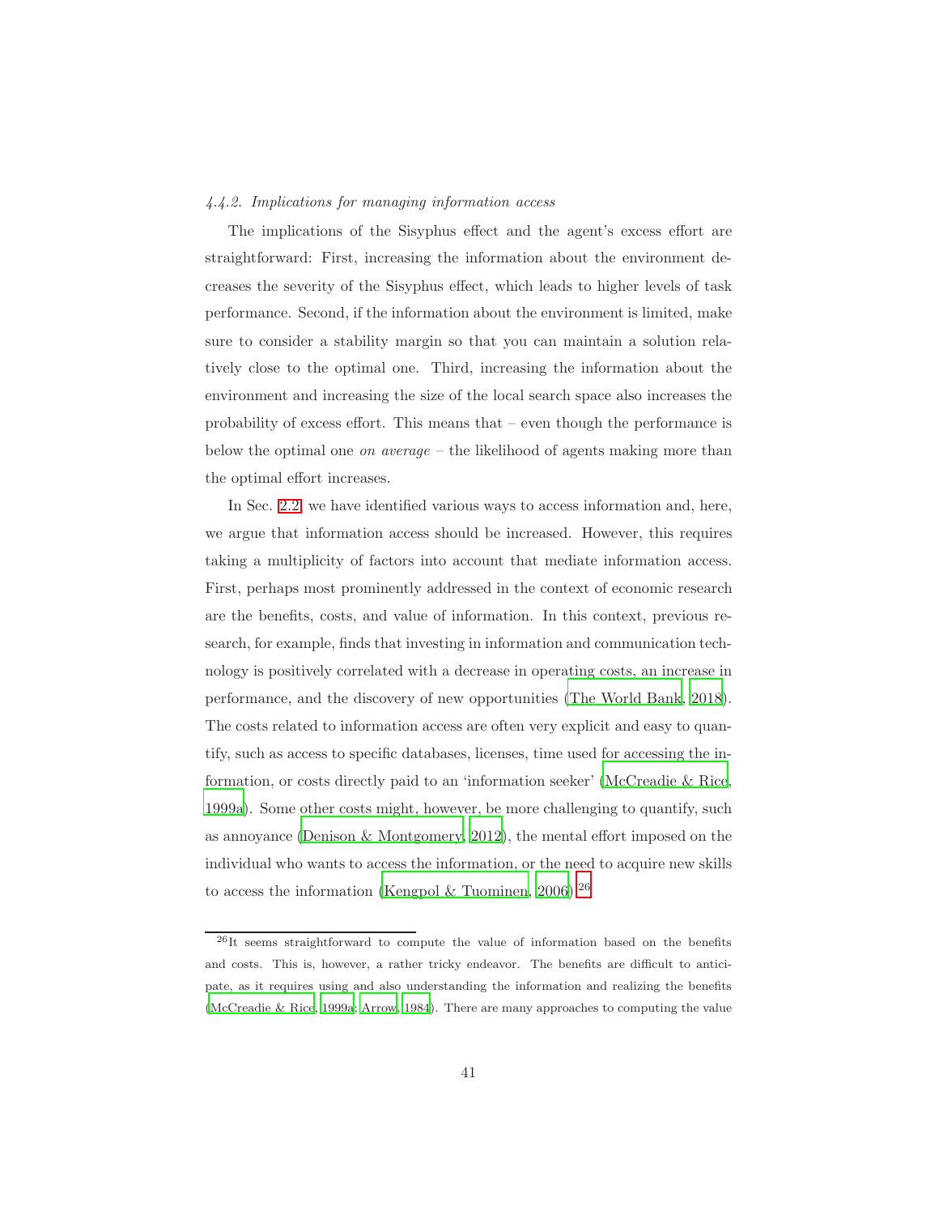#### 4.4.2. Implications for managing information access

The implications of the Sisyphus effect and the agent's excess effort are straightforward: First, increasing the information about the environment decreases the severity of the Sisyphus effect, which leads to higher levels of task performance. Second, if the information about the environment is limited, make sure to consider a stability margin so that you can maintain a solution relatively close to the optimal one. Third, increasing the information about the environment and increasing the size of the local search space also increases the probability of excess effort. This means that – even though the performance is below the optimal one *on average* – the likelihood of agents making more than the optimal effort increases.

In Sec. 2.2 we have identified various ways to access information and, here, we argue that information access should be increased. However, this requires taking a multiplicity of factors into account that mediate information access. First, perhaps most prominently addressed in the context of economic research are the benefits, costs, and value of information. In this context, previous research, for example, finds that investing in information and communication technology is positively correlated with a decrease in operating costs, an increase in performance, and the discovery of new opportunities (The World Bank, 2018). The costs related to information access are often very explicit and easy to quantify, such as access to specific databases, licenses, time used for accessing the information, or costs directly paid to an 'information seeker' (McCreadie & Rice, 1999a). Some other costs might, however, be more challenging to quantify, such as annoyance (Denison & Montgomery, 2012), the mental effort imposed on the individual who wants to access the information, or the need to acquire new skills to access the information (Kengpol & Tuominen, 2006).[26]

[26] It seems straightforward to compute the value of information based on the benefits and costs. This is, however, a rather tricky endeavor. The benefits are difficult to anticipate, as it requires using and also understanding the information and realizing the benefits (McCreadie & Rice, 1999a; Arrow, 1984). There are many approaches to computing the value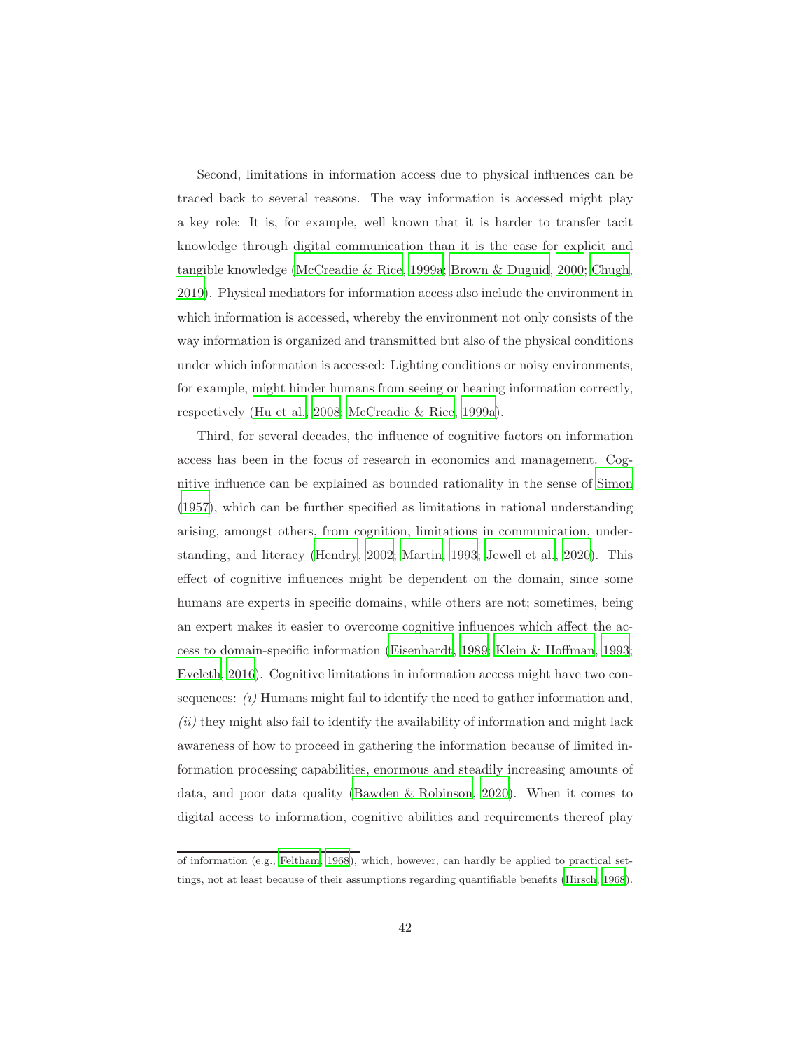Second, limitations in information access due to physical influences can be traced back to several reasons. The way information is accessed might play a key role: It is, for example, well known that it is harder to transfer tacit knowledge through digital communication than it is the case for explicit and tangible knowledge (McCreadie & Rice, 1999a; Brown & Duguid, 2000; Chugh, 2019). Physical mediators for information access also include the environment in which information is accessed, whereby the environment not only consists of the way information is organized and transmitted but also of the physical conditions under which information is accessed: Lighting conditions or noisy environments, for example, might hinder humans from seeing or hearing information correctly, respectively (Hu et al., 2008; McCreadie & Rice, 1999a).

Third, for several decades, the influence of cognitive factors on information access has been in the focus of research in economics and management. Cognitive influence can be explained as bounded rationality in the sense of Simon (1957), which can be further specified as limitations in rational understanding arising, amongst others, from cognition, limitations in communication, understanding, and literacy (Hendry, 2002; Martin, 1993; Jewell et al., 2020). This effect of cognitive influences might be dependent on the domain, since some humans are experts in specific domains, while others are not; sometimes, being an expert makes it easier to overcome cognitive influences which affect the access to domain-specific information (Eisenhardt, 1989; Klein & Hoffman, 1993; Eveleth, 2016). Cognitive limitations in information access might have two consequences: *(i)* Humans might fail to identify the need to gather information and, *(ii)* they might also fail to identify the availability of information and might lack awareness of how to proceed in gathering the information because of limited information processing capabilities, enormous and steadily increasing amounts of data, and poor data quality (Bawden & Robinson, 2020). When it comes to digital access to information, cognitive abilities and requirements thereof play

of information (e.g., Feltham, 1968), which, however, can hardly be applied to practical settings, not at least because of their assumptions regarding quantifiable benefits (Hirsch, 1968).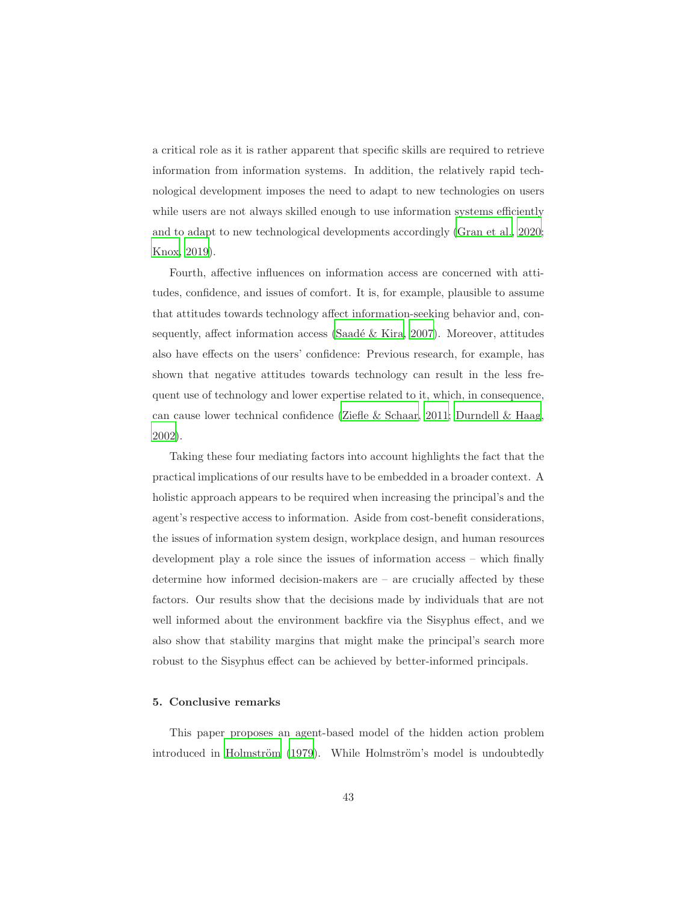a critical role as it is rather apparent that specific skills are required to retrieve information from information systems. In addition, the relatively rapid technological development imposes the need to adapt to new technologies on users while users are not always skilled enough to use information systems efficiently and to adapt to new technological developments accordingly (Gran et al., 2020; Knox, 2019).

Fourth, affective influences on information access are concerned with attitudes, confidence, and issues of comfort. It is, for example, plausible to assume that attitudes towards technology affect information-seeking behavior and, consequently, affect information access (Saadé & Kira, 2007). Moreover, attitudes also have effects on the users' confidence: Previous research, for example, has shown that negative attitudes towards technology can result in the less frequent use of technology and lower expertise related to it, which, in consequence, can cause lower technical confidence (Ziefle & Schaar, 2011; Durndell & Haag, 2002).

Taking these four mediating factors into account highlights the fact that the practical implications of our results have to be embedded in a broader context. A holistic approach appears to be required when increasing the principal's and the agent's respective access to information. Aside from cost-benefit considerations, the issues of information system design, workplace design, and human resources development play a role since the issues of information access – which finally determine how informed decision-makers are – are crucially affected by these factors. Our results show that the decisions made by individuals that are not well informed about the environment backfire via the Sisyphus effect, and we also show that stability margins that might make the principal's search more robust to the Sisyphus effect can be achieved by better-informed principals.

## 5. Conclusive remarks

This paper proposes an agent-based model of the hidden action problem introduced in Holmström (1979). While Holmström's model is undoubtedly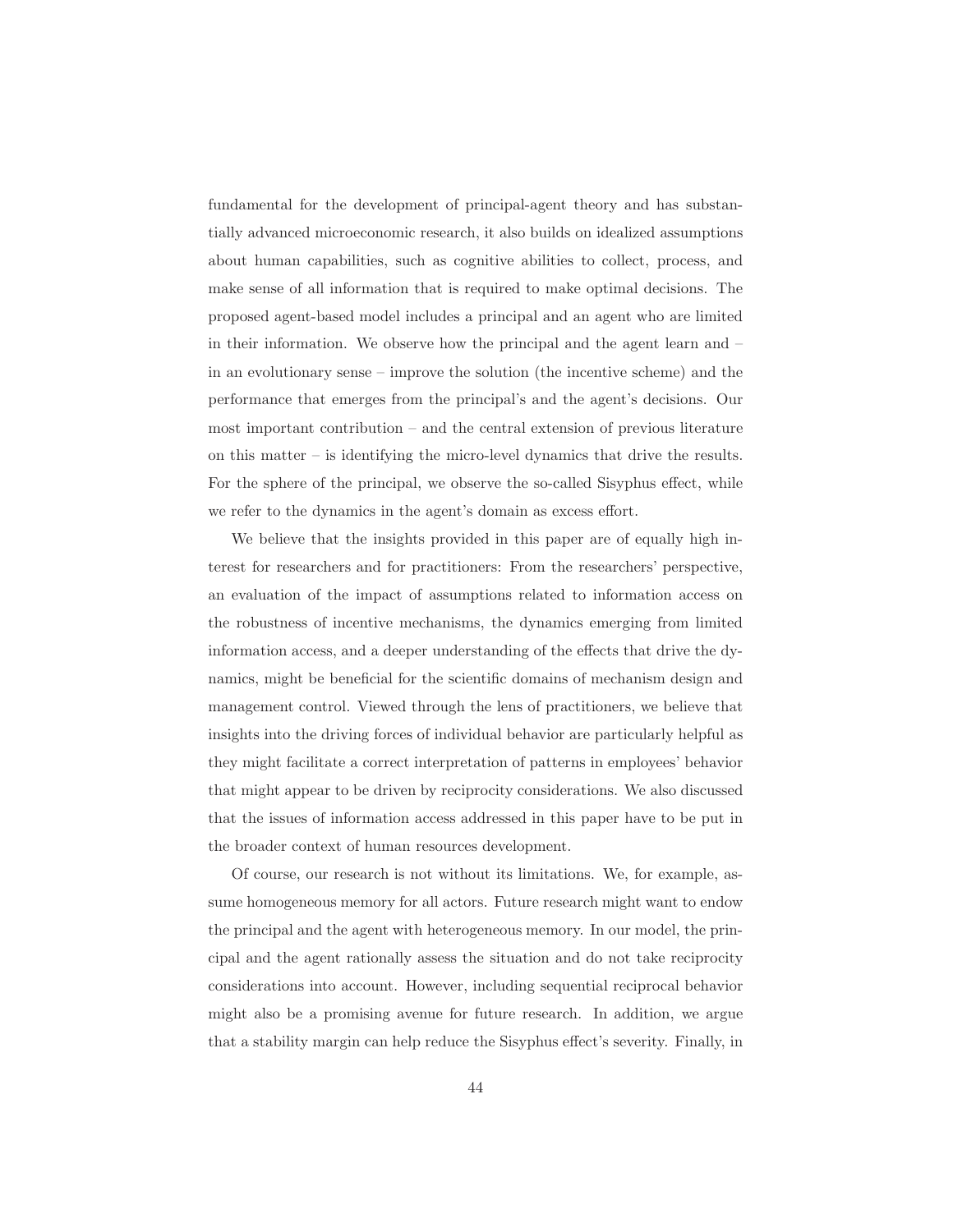fundamental for the development of principal-agent theory and has substantially advanced microeconomic research, it also builds on idealized assumptions about human capabilities, such as cognitive abilities to collect, process, and make sense of all information that is required to make optimal decisions. The proposed agent-based model includes a principal and an agent who are limited in their information. We observe how the principal and the agent learn and – in an evolutionary sense – improve the solution (the incentive scheme) and the performance that emerges from the principal's and the agent's decisions. Our most important contribution – and the central extension of previous literature on this matter – is identifying the micro-level dynamics that drive the results. For the sphere of the principal, we observe the so-called Sisyphus effect, while we refer to the dynamics in the agent's domain as excess effort.

We believe that the insights provided in this paper are of equally high interest for researchers and for practitioners: From the researchers' perspective, an evaluation of the impact of assumptions related to information access on the robustness of incentive mechanisms, the dynamics emerging from limited information access, and a deeper understanding of the effects that drive the dynamics, might be beneficial for the scientific domains of mechanism design and management control. Viewed through the lens of practitioners, we believe that insights into the driving forces of individual behavior are particularly helpful as they might facilitate a correct interpretation of patterns in employees' behavior that might appear to be driven by reciprocity considerations. We also discussed that the issues of information access addressed in this paper have to be put in the broader context of human resources development.

Of course, our research is not without its limitations. We, for example, assume homogeneous memory for all actors. Future research might want to endow the principal and the agent with heterogeneous memory. In our model, the principal and the agent rationally assess the situation and do not take reciprocity considerations into account. However, including sequential reciprocal behavior might also be a promising avenue for future research. In addition, we argue that a stability margin can help reduce the Sisyphus effect's severity. Finally, in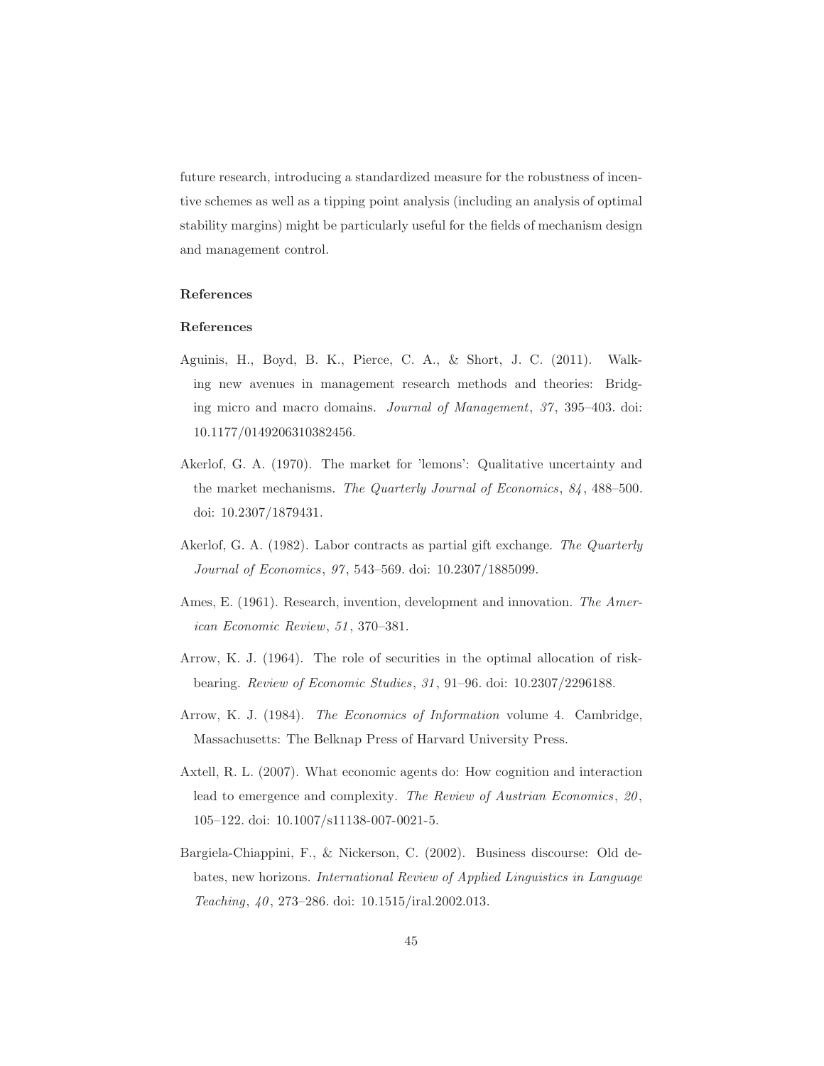future research, introducing a standardized measure for the robustness of incentive schemes as well as a tipping point analysis (including an analysis of optimal stability margins) might be particularly useful for the fields of mechanism design and management control.

## References

## References

Aguinis, H., Boyd, B. K., Pierce, C. A., & Short, J. C. (2011). Walking new avenues in management research methods and theories: Bridging micro and macro domains. *Journal of Management*, *37*, 395–403. doi: 10.1177/0149206310382456.

Akerlof, G. A. (1970). The market for 'lemons': Qualitative uncertainty and the market mechanisms. *The Quarterly Journal of Economics*, *84*, 488–500. doi: 10.2307/1879431.

Akerlof, G. A. (1982). Labor contracts as partial gift exchange. *The Quarterly Journal of Economics*, *97*, 543–569. doi: 10.2307/1885099.

Ames, E. (1961). Research, invention, development and innovation. *The American Economic Review*, *51*, 370–381.

Arrow, K. J. (1964). The role of securities in the optimal allocation of risk-bearing. *Review of Economic Studies*, *31*, 91–96. doi: 10.2307/2296188.

Arrow, K. J. (1984). *The Economics of Information* volume 4. Cambridge, Massachusetts: The Belknap Press of Harvard University Press.

Axtell, R. L. (2007). What economic agents do: How cognition and interaction lead to emergence and complexity. *The Review of Austrian Economics*, *20*, 105–122. doi: 10.1007/s11138-007-0021-5.

Bargiela-Chiappini, F., & Nickerson, C. (2002). Business discourse: Old debates, new horizons. *International Review of Applied Linguistics in Language Teaching*, *40*, 273–286. doi: 10.1515/iral.2002.013.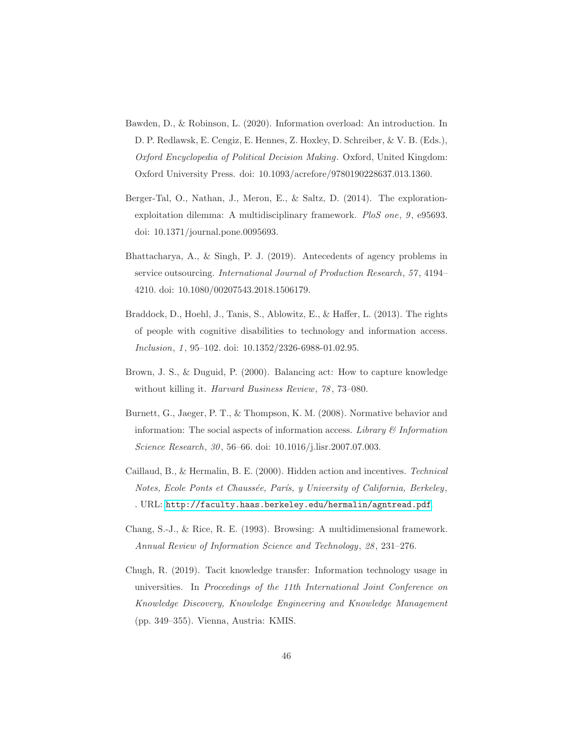Bawden, D., & Robinson, L. (2020). Information overload: An introduction. In D. P. Redlawsk, E. Cengiz, E. Hennes, Z. Hoxley, D. Schreiber, & V. B. (Eds.), *Oxford Encyclopedia of Political Decision Making*. Oxford, United Kingdom: Oxford University Press. doi: 10.1093/acrefore/9780190228637.013.1360.

Berger-Tal, O., Nathan, J., Meron, E., & Saltz, D. (2014). The exploration-exploitation dilemma: A multidisciplinary framework. *PloS one*, *9*, e95693. doi: 10.1371/journal.pone.0095693.

Bhattacharya, A., & Singh, P. J. (2019). Antecedents of agency problems in service outsourcing. *International Journal of Production Research*, *57*, 4194–4210. doi: 10.1080/00207543.2018.1506179.

Braddock, D., Hoehl, J., Tanis, S., Ablowitz, E., & Haffer, L. (2013). The rights of people with cognitive disabilities to technology and information access. *Inclusion*, *1*, 95–102. doi: 10.1352/2326-6988-01.02.95.

Brown, J. S., & Duguid, P. (2000). Balancing act: How to capture knowledge without killing it. *Harvard Business Review*, *78*, 73–080.

Burnett, G., Jaeger, P. T., & Thompson, K. M. (2008). Normative behavior and information: The social aspects of information access. *Library & Information Science Research*, *30*, 56–66. doi: 10.1016/j.lisr.2007.07.003.

Caillaud, B., & Hermalin, B. E. (2000). Hidden action and incentives. *Technical Notes, Ecole Ponts et Chaussée, París, y University of California, Berkeley*, . URL: http://faculty.haas.berkeley.edu/hermalin/agntread.pdf

Chang, S.-J., & Rice, R. E. (1993). Browsing: A multidimensional framework. *Annual Review of Information Science and Technology*, *28*, 231–276.

Chugh, R. (2019). Tacit knowledge transfer: Information technology usage in universities. In *Proceedings of the 11th International Joint Conference on Knowledge Discovery, Knowledge Engineering and Knowledge Management* (pp. 349–355). Vienna, Austria: KMIS.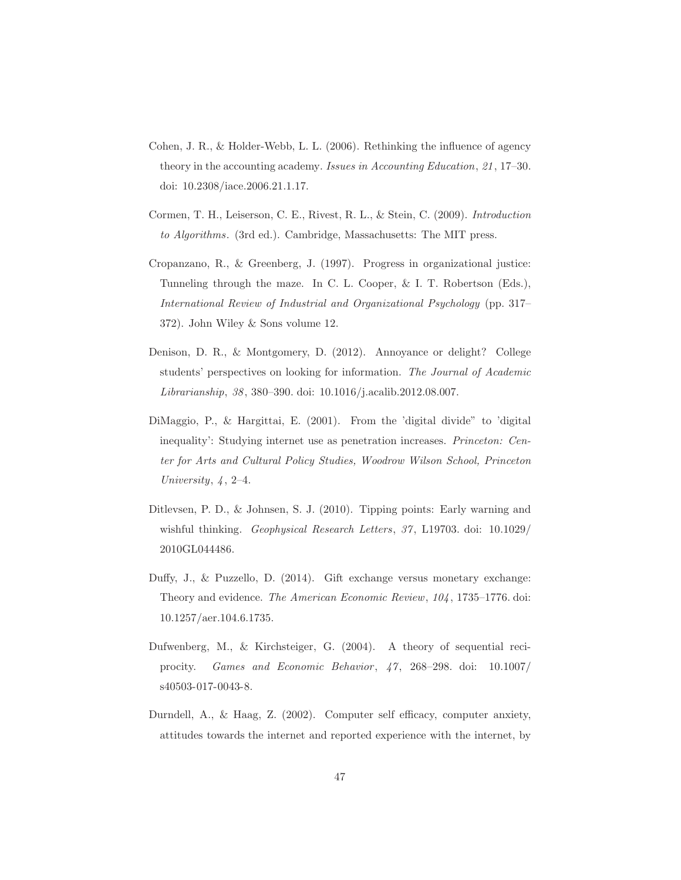Cohen, J. R., & Holder-Webb, L. L. (2006). Rethinking the influence of agency theory in the accounting academy. *Issues in Accounting Education*, *21*, 17–30. doi: 10.2308/iace.2006.21.1.17.

Cormen, T. H., Leiserson, C. E., Rivest, R. L., & Stein, C. (2009). *Introduction to Algorithms*. (3rd ed.). Cambridge, Massachusetts: The MIT press.

Cropanzano, R., & Greenberg, J. (1997). Progress in organizational justice: Tunneling through the maze. In C. L. Cooper, & I. T. Robertson (Eds.), *International Review of Industrial and Organizational Psychology* (pp. 317–372). John Wiley & Sons volume 12.

Denison, D. R., & Montgomery, D. (2012). Annoyance or delight? College students' perspectives on looking for information. *The Journal of Academic Librarianship*, *38*, 380–390. doi: 10.1016/j.acalib.2012.08.007.

DiMaggio, P., & Hargittai, E. (2001). From the 'digital divide" to 'digital inequality': Studying internet use as penetration increases. *Princeton: Center for Arts and Cultural Policy Studies, Woodrow Wilson School, Princeton University*, *4*, 2–4.

Ditlevsen, P. D., & Johnsen, S. J. (2010). Tipping points: Early warning and wishful thinking. *Geophysical Research Letters*, *37*, L19703. doi: 10.1029/2010GL044486.

Duffy, J., & Puzzello, D. (2014). Gift exchange versus monetary exchange: Theory and evidence. *The American Economic Review*, *104*, 1735–1776. doi: 10.1257/aer.104.6.1735.

Dufwenberg, M., & Kirchsteiger, G. (2004). A theory of sequential reciprocity. *Games and Economic Behavior*, *47*, 268–298. doi: 10.1007/s40503-017-0043-8.

Durndell, A., & Haag, Z. (2002). Computer self efficacy, computer anxiety, attitudes towards the internet and reported experience with the internet, by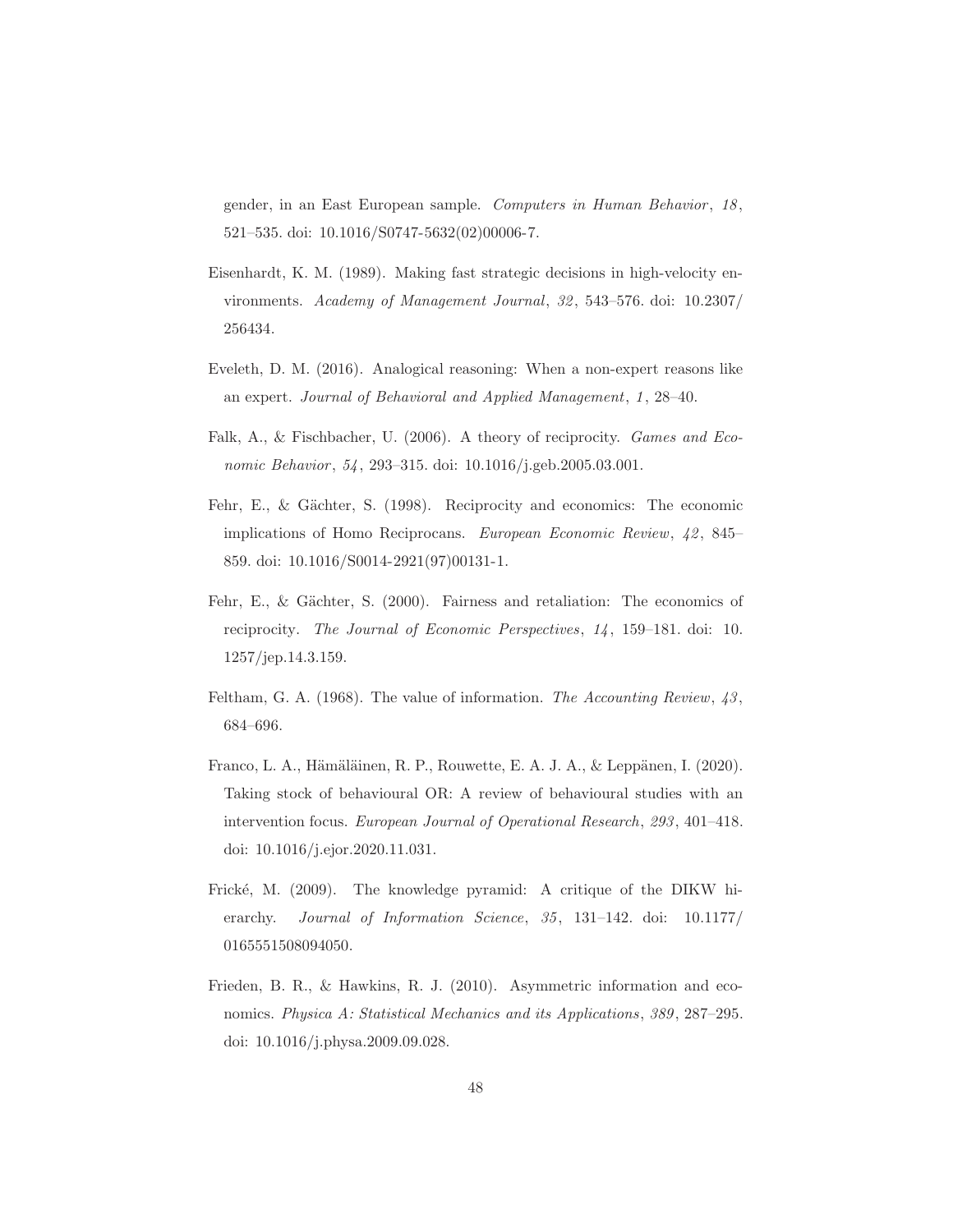gender, in an East European sample. *Computers in Human Behavior*, *18*, 521–535. doi: 10.1016/S0747-5632(02)00006-7.

Eisenhardt, K. M. (1989). Making fast strategic decisions in high-velocity environments. *Academy of Management Journal*, *32*, 543–576. doi: 10.2307/256434.

Eveleth, D. M. (2016). Analogical reasoning: When a non-expert reasons like an expert. *Journal of Behavioral and Applied Management*, *1*, 28–40.

Falk, A., & Fischbacher, U. (2006). A theory of reciprocity. *Games and Economic Behavior*, *54*, 293–315. doi: 10.1016/j.geb.2005.03.001.

Fehr, E., & Gächter, S. (1998). Reciprocity and economics: The economic implications of Homo Reciprocans. *European Economic Review*, *42*, 845–859. doi: 10.1016/S0014-2921(97)00131-1.

Fehr, E., & Gächter, S. (2000). Fairness and retaliation: The economics of reciprocity. *The Journal of Economic Perspectives*, *14*, 159–181. doi: 10.1257/jep.14.3.159.

Feltham, G. A. (1968). The value of information. *The Accounting Review*, *43*, 684–696.

Franco, L. A., Hämäläinen, R. P., Rouwette, E. A. J. A., & Leppänen, I. (2020). Taking stock of behavioural OR: A review of behavioural studies with an intervention focus. *European Journal of Operational Research*, *293*, 401–418. doi: 10.1016/j.ejor.2020.11.031.

Frické, M. (2009). The knowledge pyramid: A critique of the DIKW hierarchy. *Journal of Information Science*, *35*, 131–142. doi: 10.1177/0165551508094050.

Frieden, B. R., & Hawkins, R. J. (2010). Asymmetric information and economics. *Physica A: Statistical Mechanics and its Applications*, *389*, 287–295. doi: 10.1016/j.physa.2009.09.028.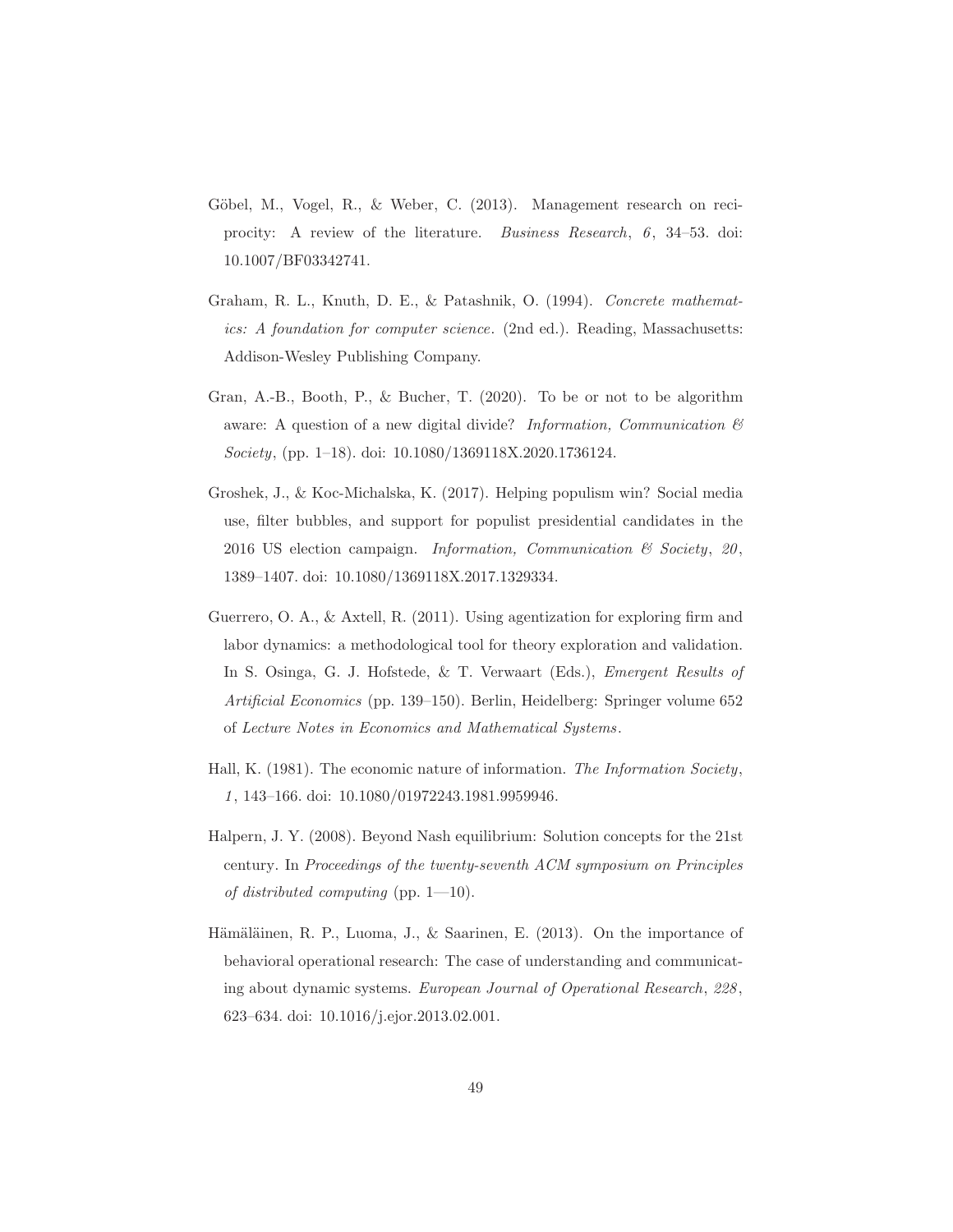Göbel, M., Vogel, R., & Weber, C. (2013). Management research on reciprocity: A review of the literature. *Business Research*, *6*, 34–53. doi: 10.1007/BF03342741.

Graham, R. L., Knuth, D. E., & Patashnik, O. (1994). *Concrete mathematics: A foundation for computer science*. (2nd ed.). Reading, Massachusetts: Addison-Wesley Publishing Company.

Gran, A.-B., Booth, P., & Bucher, T. (2020). To be or not to be algorithm aware: A question of a new digital divide? *Information, Communication & Society*, (pp. 1–18). doi: 10.1080/1369118X.2020.1736124.

Groshek, J., & Koc-Michalska, K. (2017). Helping populism win? Social media use, filter bubbles, and support for populist presidential candidates in the 2016 US election campaign. *Information, Communication & Society*, *20*, 1389–1407. doi: 10.1080/1369118X.2017.1329334.

Guerrero, O. A., & Axtell, R. (2011). Using agentization for exploring firm and labor dynamics: a methodological tool for theory exploration and validation. In S. Osinga, G. J. Hofstede, & T. Verwaart (Eds.), *Emergent Results of Artificial Economics* (pp. 139–150). Berlin, Heidelberg: Springer volume 652 of *Lecture Notes in Economics and Mathematical Systems*.

Hall, K. (1981). The economic nature of information. *The Information Society*, *1*, 143–166. doi: 10.1080/01972243.1981.9959946.

Halpern, J. Y. (2008). Beyond Nash equilibrium: Solution concepts for the 21st century. In *Proceedings of the twenty-seventh ACM symposium on Principles of distributed computing* (pp. 1—10).

Hämäläinen, R. P., Luoma, J., & Saarinen, E. (2013). On the importance of behavioral operational research: The case of understanding and communicating about dynamic systems. *European Journal of Operational Research*, *228*, 623–634. doi: 10.1016/j.ejor.2013.02.001.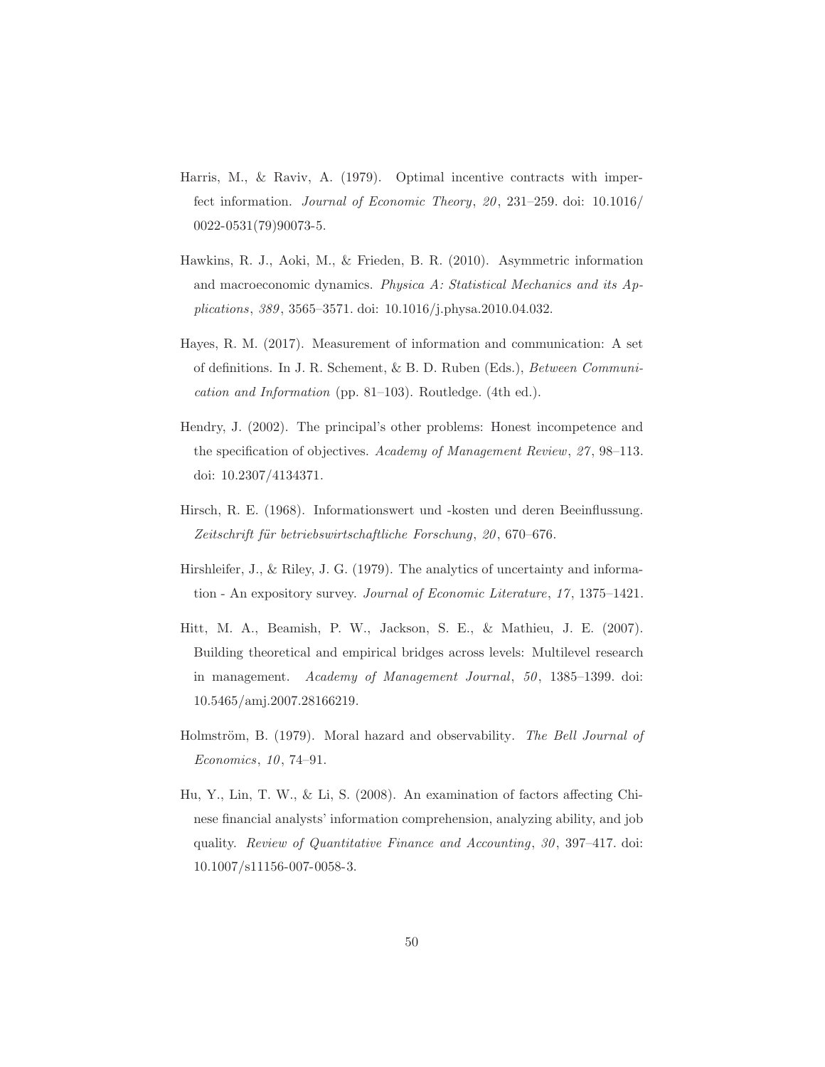Harris, M., & Raviv, A. (1979). Optimal incentive contracts with imperfect information. *Journal of Economic Theory*, *20*, 231–259. doi: 10.1016/0022-0531(79)90073-5.

Hawkins, R. J., Aoki, M., & Frieden, B. R. (2010). Asymmetric information and macroeconomic dynamics. *Physica A: Statistical Mechanics and its Applications*, *389*, 3565–3571. doi: 10.1016/j.physa.2010.04.032.

Hayes, R. M. (2017). Measurement of information and communication: A set of definitions. In J. R. Schement, & B. D. Ruben (Eds.), *Between Communication and Information* (pp. 81–103). Routledge. (4th ed.).

Hendry, J. (2002). The principal's other problems: Honest incompetence and the specification of objectives. *Academy of Management Review*, *27*, 98–113. doi: 10.2307/4134371.

Hirsch, R. E. (1968). Informationswert und -kosten und deren Beeinflussung. *Zeitschrift für betriebswirtschaftliche Forschung*, *20*, 670–676.

Hirshleifer, J., & Riley, J. G. (1979). The analytics of uncertainty and information - An expository survey. *Journal of Economic Literature*, *17*, 1375–1421.

Hitt, M. A., Beamish, P. W., Jackson, S. E., & Mathieu, J. E. (2007). Building theoretical and empirical bridges across levels: Multilevel research in management. *Academy of Management Journal*, *50*, 1385–1399. doi: 10.5465/amj.2007.28166219.

Holmström, B. (1979). Moral hazard and observability. *The Bell Journal of Economics*, *10*, 74–91.

Hu, Y., Lin, T. W., & Li, S. (2008). An examination of factors affecting Chinese financial analysts' information comprehension, analyzing ability, and job quality. *Review of Quantitative Finance and Accounting*, *30*, 397–417. doi: 10.1007/s11156-007-0058-3.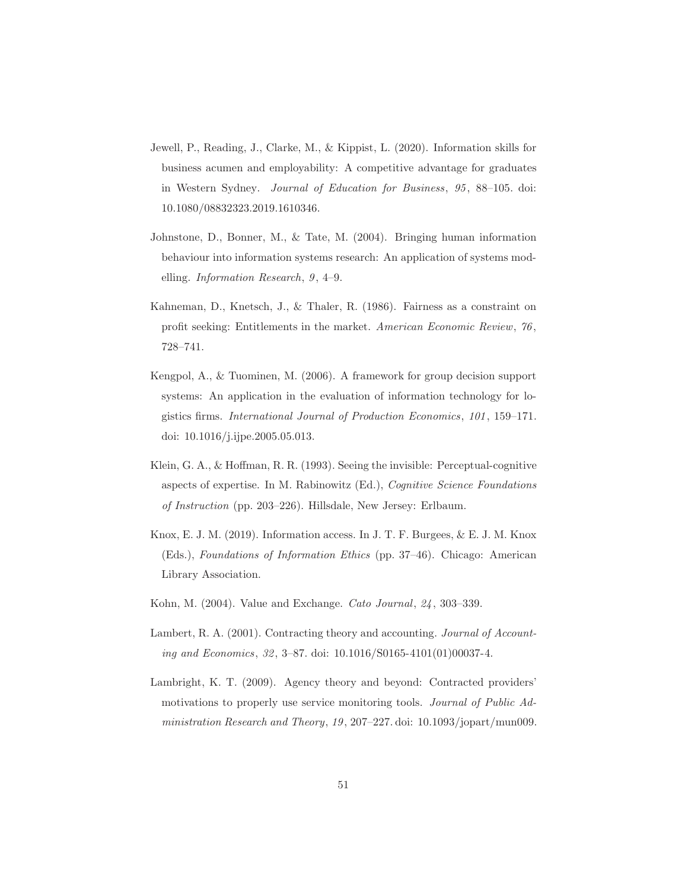Jewell, P., Reading, J., Clarke, M., & Kippist, L. (2020). Information skills for business acumen and employability: A competitive advantage for graduates in Western Sydney. *Journal of Education for Business*, *95*, 88–105. doi: 10.1080/08832323.2019.1610346.

Johnstone, D., Bonner, M., & Tate, M. (2004). Bringing human information behaviour into information systems research: An application of systems modelling. *Information Research*, *9*, 4–9.

Kahneman, D., Knetsch, J., & Thaler, R. (1986). Fairness as a constraint on profit seeking: Entitlements in the market. *American Economic Review*, *76*, 728–741.

Kengpol, A., & Tuominen, M. (2006). A framework for group decision support systems: An application in the evaluation of information technology for logistics firms. *International Journal of Production Economics*, *101*, 159–171. doi: 10.1016/j.ijpe.2005.05.013.

Klein, G. A., & Hoffman, R. R. (1993). Seeing the invisible: Perceptual-cognitive aspects of expertise. In M. Rabinowitz (Ed.), *Cognitive Science Foundations of Instruction* (pp. 203–226). Hillsdale, New Jersey: Erlbaum.

Knox, E. J. M. (2019). Information access. In J. T. F. Burgees, & E. J. M. Knox (Eds.), *Foundations of Information Ethics* (pp. 37–46). Chicago: American Library Association.

Kohn, M. (2004). Value and Exchange. *Cato Journal*, *24*, 303–339.

Lambert, R. A. (2001). Contracting theory and accounting. *Journal of Accounting and Economics*, *32*, 3–87. doi: 10.1016/S0165-4101(01)00037-4.

Lambright, K. T. (2009). Agency theory and beyond: Contracted providers' motivations to properly use service monitoring tools. *Journal of Public Administration Research and Theory*, *19*, 207–227. doi: 10.1093/jopart/mun009.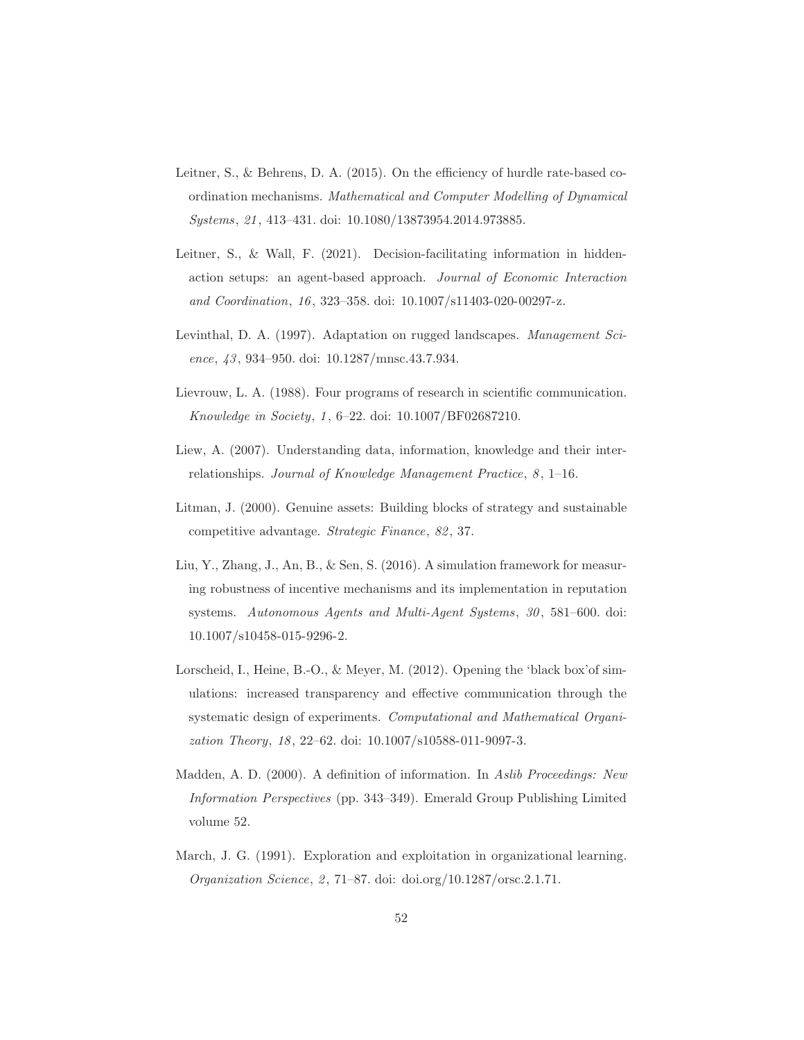Leitner, S., & Behrens, D. A. (2015). On the efficiency of hurdle rate-based coordination mechanisms. *Mathematical and Computer Modelling of Dynamical Systems*, *21*, 413–431. doi: 10.1080/13873954.2014.973885.

Leitner, S., & Wall, F. (2021). Decision-facilitating information in hidden-action setups: an agent-based approach. *Journal of Economic Interaction and Coordination*, *16*, 323–358. doi: 10.1007/s11403-020-00297-z.

Levinthal, D. A. (1997). Adaptation on rugged landscapes. *Management Science*, *43*, 934–950. doi: 10.1287/mnsc.43.7.934.

Lievrouw, L. A. (1988). Four programs of research in scientific communication. *Knowledge in Society*, *1*, 6–22. doi: 10.1007/BF02687210.

Liew, A. (2007). Understanding data, information, knowledge and their inter-relationships. *Journal of Knowledge Management Practice*, *8*, 1–16.

Litman, J. (2000). Genuine assets: Building blocks of strategy and sustainable competitive advantage. *Strategic Finance*, *82*, 37.

Liu, Y., Zhang, J., An, B., & Sen, S. (2016). A simulation framework for measuring robustness of incentive mechanisms and its implementation in reputation systems. *Autonomous Agents and Multi-Agent Systems*, *30*, 581–600. doi: 10.1007/s10458-015-9296-2.

Lorscheid, I., Heine, B.-O., & Meyer, M. (2012). Opening the 'black box'of simulations: increased transparency and effective communication through the systematic design of experiments. *Computational and Mathematical Organization Theory*, *18*, 22–62. doi: 10.1007/s10588-011-9097-3.

Madden, A. D. (2000). A definition of information. In *Aslib Proceedings: New Information Perspectives* (pp. 343–349). Emerald Group Publishing Limited volume 52.

March, J. G. (1991). Exploration and exploitation in organizational learning. *Organization Science*, *2*, 71–87. doi: doi.org/10.1287/orsc.2.1.71.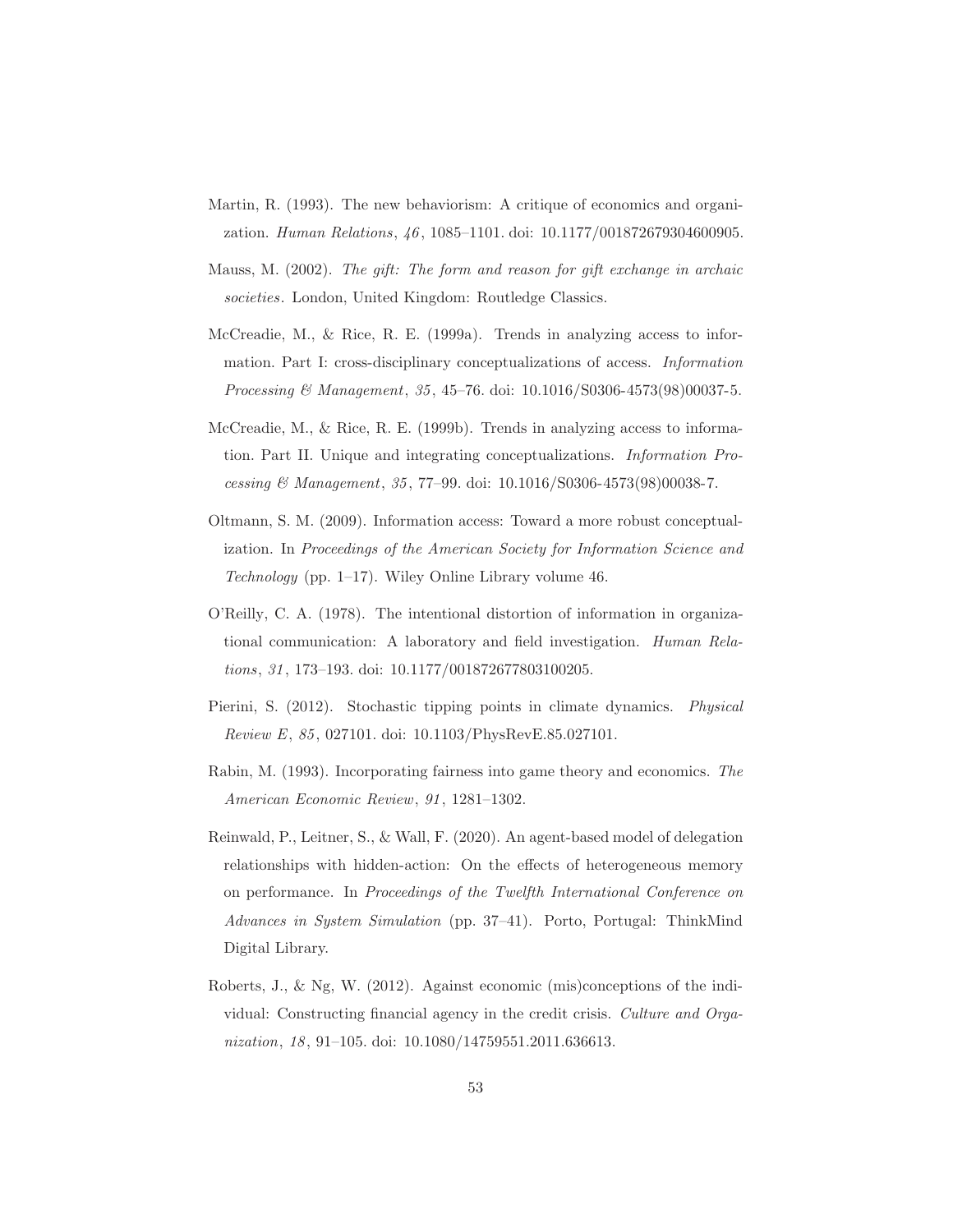Martin, R. (1993). The new behaviorism: A critique of economics and organization. *Human Relations*, *46*, 1085–1101. doi: 10.1177/001872679304600905.

Mauss, M. (2002). *The gift: The form and reason for gift exchange in archaic societies*. London, United Kingdom: Routledge Classics.

McCreadie, M., & Rice, R. E. (1999a). Trends in analyzing access to information. Part I: cross-disciplinary conceptualizations of access. *Information Processing & Management*, *35*, 45–76. doi: 10.1016/S0306-4573(98)00037-5.

McCreadie, M., & Rice, R. E. (1999b). Trends in analyzing access to information. Part II. Unique and integrating conceptualizations. *Information Processing & Management*, *35*, 77–99. doi: 10.1016/S0306-4573(98)00038-7.

Oltmann, S. M. (2009). Information access: Toward a more robust conceptualization. In *Proceedings of the American Society for Information Science and Technology* (pp. 1–17). Wiley Online Library volume 46.

O'Reilly, C. A. (1978). The intentional distortion of information in organizational communication: A laboratory and field investigation. *Human Relations*, *31*, 173–193. doi: 10.1177/001872677803100205.

Pierini, S. (2012). Stochastic tipping points in climate dynamics. *Physical Review E*, *85*, 027101. doi: 10.1103/PhysRevE.85.027101.

Rabin, M. (1993). Incorporating fairness into game theory and economics. *The American Economic Review*, *91*, 1281–1302.

Reinwald, P., Leitner, S., & Wall, F. (2020). An agent-based model of delegation relationships with hidden-action: On the effects of heterogeneous memory on performance. In *Proceedings of the Twelfth International Conference on Advances in System Simulation* (pp. 37–41). Porto, Portugal: ThinkMind Digital Library.

Roberts, J., & Ng, W. (2012). Against economic (mis)conceptions of the individual: Constructing financial agency in the credit crisis. *Culture and Organization*, *18*, 91–105. doi: 10.1080/14759551.2011.636613.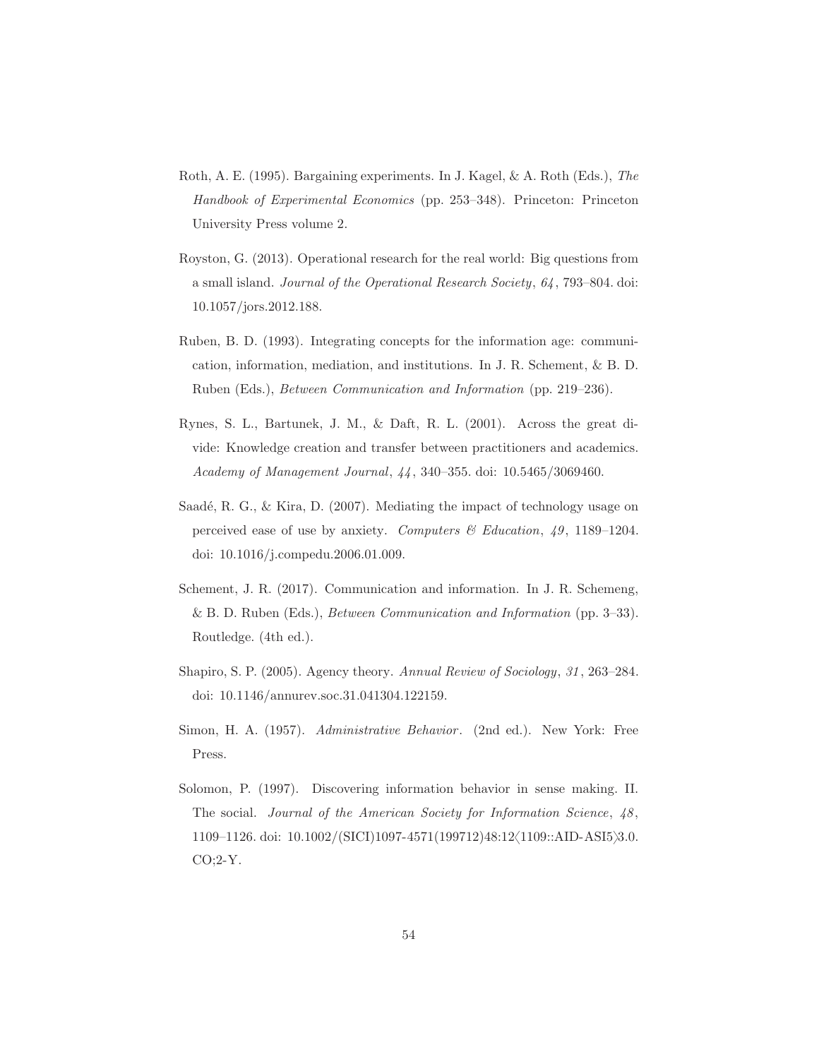Roth, A. E. (1995). Bargaining experiments. In J. Kagel, & A. Roth (Eds.), *The Handbook of Experimental Economics* (pp. 253–348). Princeton: Princeton University Press volume 2.

Royston, G. (2013). Operational research for the real world: Big questions from a small island. *Journal of the Operational Research Society*, *64*, 793–804. doi: 10.1057/jors.2012.188.

Ruben, B. D. (1993). Integrating concepts for the information age: communication, information, mediation, and institutions. In J. R. Schement, & B. D. Ruben (Eds.), *Between Communication and Information* (pp. 219–236).

Rynes, S. L., Bartunek, J. M., & Daft, R. L. (2001). Across the great divide: Knowledge creation and transfer between practitioners and academics. *Academy of Management Journal*, *44*, 340–355. doi: 10.5465/3069460.

Saadé, R. G., & Kira, D. (2007). Mediating the impact of technology usage on perceived ease of use by anxiety. *Computers & Education*, *49*, 1189–1204. doi: 10.1016/j.compedu.2006.01.009.

Schement, J. R. (2017). Communication and information. In J. R. Schemeng, & B. D. Ruben (Eds.), *Between Communication and Information* (pp. 3–33). Routledge. (4th ed.).

Shapiro, S. P. (2005). Agency theory. *Annual Review of Sociology*, *31*, 263–284. doi: 10.1146/annurev.soc.31.041304.122159.

Simon, H. A. (1957). *Administrative Behavior*. (2nd ed.). New York: Free Press.

Solomon, P. (1997). Discovering information behavior in sense making. II. The social. *Journal of the American Society for Information Science*, *48*, 1109–1126. doi: 10.1002/(SICI)1097-4571(199712)48:12⟨1109::AID-ASI5⟩3.0.CO;2-Y.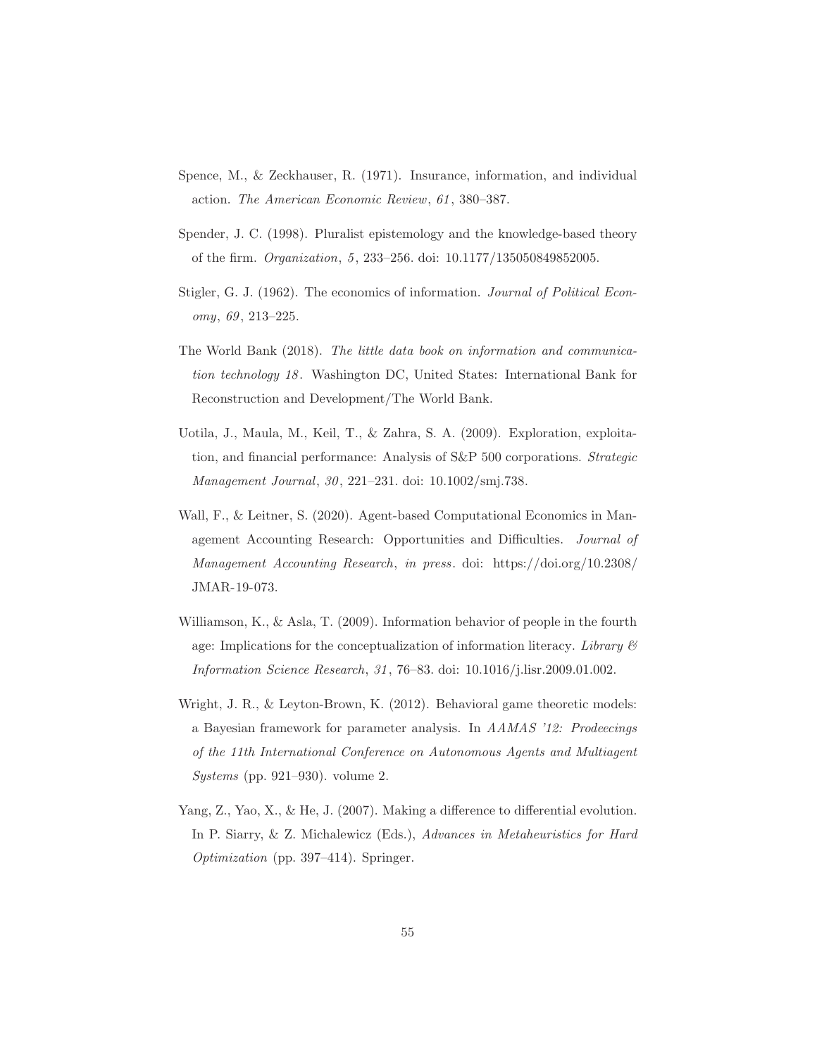Spence, M., & Zeckhauser, R. (1971). Insurance, information, and individual action. *The American Economic Review*, *61*, 380–387.

Spender, J. C. (1998). Pluralist epistemology and the knowledge-based theory of the firm. *Organization*, *5*, 233–256. doi: 10.1177/135050849852005.

Stigler, G. J. (1962). The economics of information. *Journal of Political Economy*, *69*, 213–225.

The World Bank (2018). *The little data book on information and communication technology 18*. Washington DC, United States: International Bank for Reconstruction and Development/The World Bank.

Uotila, J., Maula, M., Keil, T., & Zahra, S. A. (2009). Exploration, exploitation, and financial performance: Analysis of S&P 500 corporations. *Strategic Management Journal*, *30*, 221–231. doi: 10.1002/smj.738.

Wall, F., & Leitner, S. (2020). Agent-based Computational Economics in Management Accounting Research: Opportunities and Difficulties. *Journal of Management Accounting Research*, *in press*. doi: https://doi.org/10.2308/JMAR-19-073.

Williamson, K., & Asla, T. (2009). Information behavior of people in the fourth age: Implications for the conceptualization of information literacy. *Library & Information Science Research*, *31*, 76–83. doi: 10.1016/j.lisr.2009.01.002.

Wright, J. R., & Leyton-Brown, K. (2012). Behavioral game theoretic models: a Bayesian framework for parameter analysis. In *AAMAS '12: Prodeecings of the 11th International Conference on Autonomous Agents and Multiagent Systems* (pp. 921–930). volume 2.

Yang, Z., Yao, X., & He, J. (2007). Making a difference to differential evolution. In P. Siarry, & Z. Michalewicz (Eds.), *Advances in Metaheuristics for Hard Optimization* (pp. 397–414). Springer.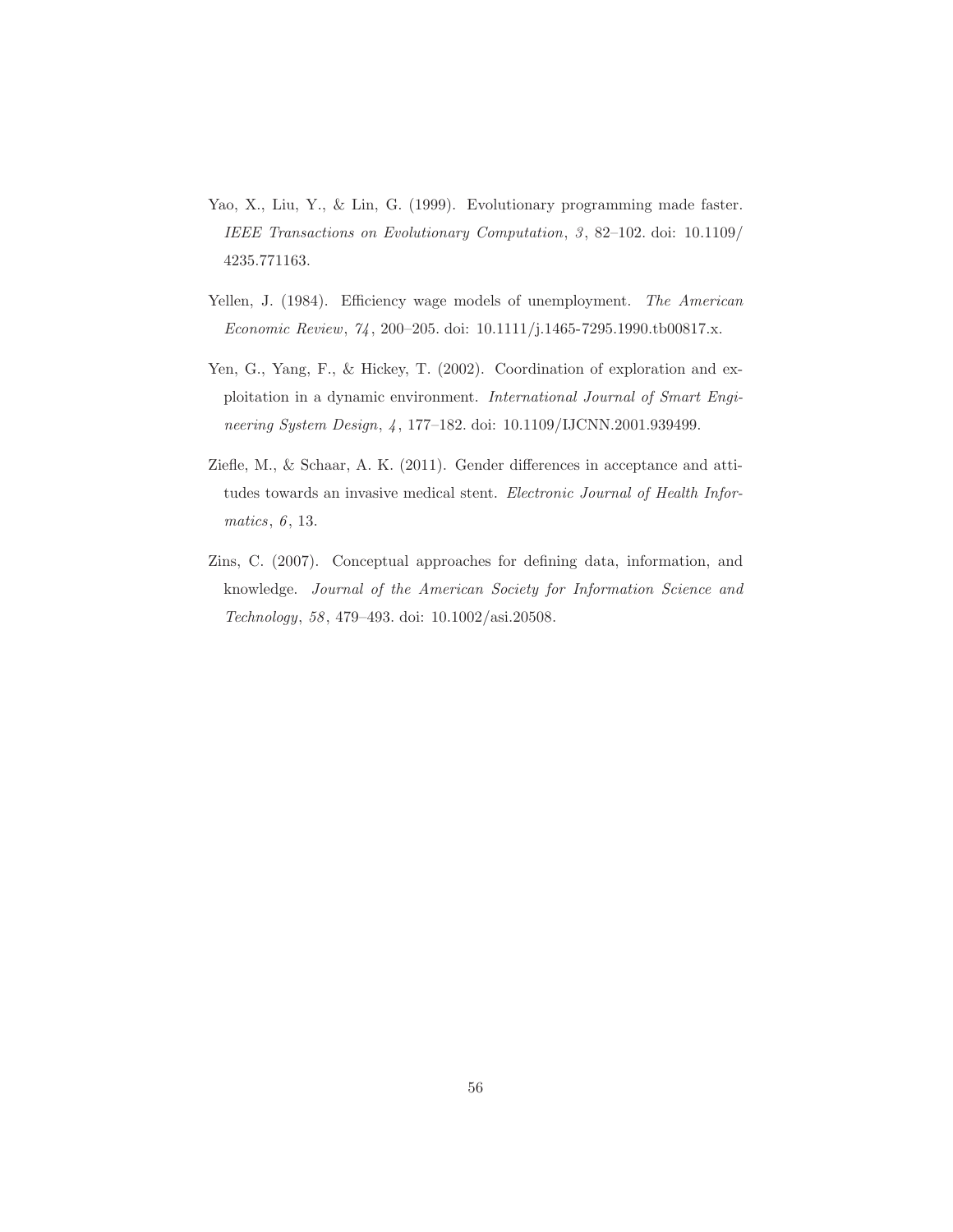Yao, X., Liu, Y., & Lin, G. (1999). Evolutionary programming made faster. *IEEE Transactions on Evolutionary Computation*, *3*, 82–102. doi: 10.1109/4235.771163.

Yellen, J. (1984). Efficiency wage models of unemployment. *The American Economic Review*, *74*, 200–205. doi: 10.1111/j.1465-7295.1990.tb00817.x.

Yen, G., Yang, F., & Hickey, T. (2002). Coordination of exploration and exploitation in a dynamic environment. *International Journal of Smart Engineering System Design*, *4*, 177–182. doi: 10.1109/IJCNN.2001.939499.

Ziefle, M., & Schaar, A. K. (2011). Gender differences in acceptance and attitudes towards an invasive medical stent. *Electronic Journal of Health Informatics*, *6*, 13.

Zins, C. (2007). Conceptual approaches for defining data, information, and knowledge. *Journal of the American Society for Information Science and Technology*, *58*, 479–493. doi: 10.1002/asi.20508.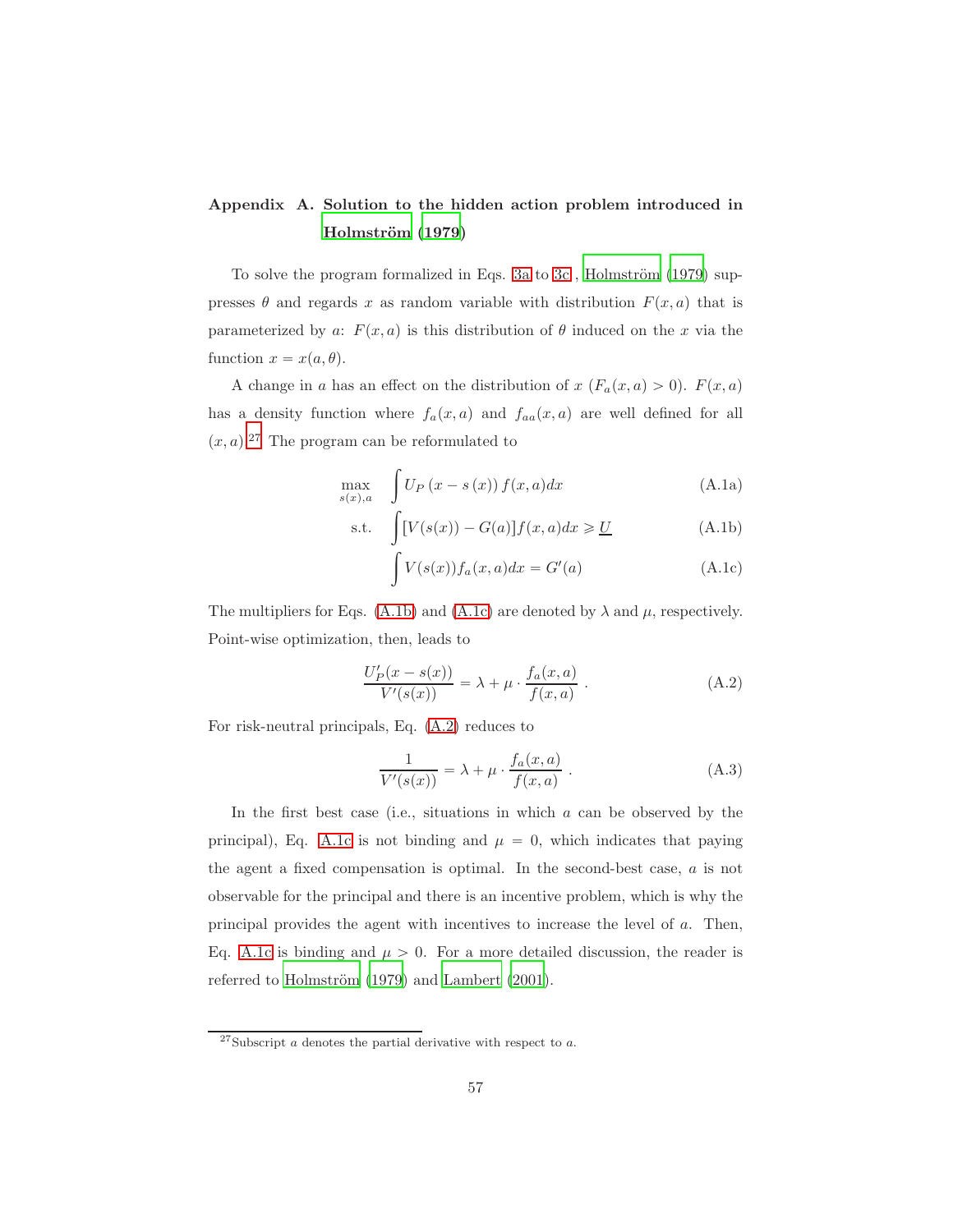# Appendix A. Solution to the hidden action problem introduced in Holmström (1979)

To solve the program formalized in Eqs. 3a to 3c , Holmström (1979) suppresses $\theta$ and regards $x$ as random variable with distribution $F(x,a)$ that is parameterized by $a$: $F(x,a)$ is this distribution of $\theta$ induced on the $x$ via the function $x = x(a,\theta)$.

A change in $a$ has an effect on the distribution of $x$ ($F_a(x,a) > 0$). $F(x,a)$ has a density function where $f_a(x,a)$ and $f_{aa}(x,a)$ are well defined for all $(x,a)$.[27] The program can be reformulated to

$$\max_{s(x),a} \quad \int U_P\left(x - s\left(x\right)\right) f(x,a)dx \tag{A.1a}$$

$$\text{s.t.} \quad \int [V(s(x)) - G(a)] f(x,a)dx \geqslant \underline{U} \tag{A.1b}$$

$$\int V(s(x)) f_a(x,a)dx = G'(a) \tag{A.1c}$$

The multipliers for Eqs. (A.1b) and (A.1c) are denoted by $\lambda$ and $\mu$, respectively. Point-wise optimization, then, leads to

$$\frac{U'_P(x - s(x))}{V'(s(x))} = \lambda + \mu \cdot \frac{f_a(x,a)}{f(x,a)} \ . \tag{A.2}$$

For risk-neutral principals, Eq. (A.2) reduces to

$$\frac{1}{V'(s(x))} = \lambda + \mu \cdot \frac{f_a(x,a)}{f(x,a)} \ . \tag{A.3}$$

In the first best case (i.e., situations in which $a$ can be observed by the principal), Eq. A.1c is not binding and $\mu = 0$, which indicates that paying the agent a fixed compensation is optimal. In the second-best case, $a$ is not observable for the principal and there is an incentive problem, which is why the principal provides the agent with incentives to increase the level of $a$. Then, Eq. A.1c is binding and $\mu > 0$. For a more detailed discussion, the reader is referred to Holmström (1979) and Lambert (2001).

[27] Subscript $a$ denotes the partial derivative with respect to $a$.